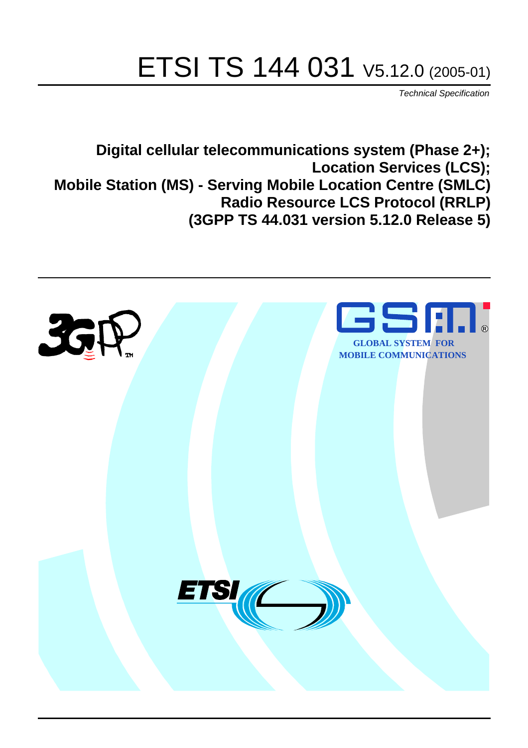# ETSI TS 144 031 V5.12.0 (2005-01)

*Technical Specification*

**Digital cellular telecommunications system (Phase 2+); Location Services (LCS); Mobile Station (MS) - Serving Mobile Location Centre (SMLC) Radio Resource LCS Protocol (RRLP) (3GPP TS 44.031 version 5.12.0 Release 5)**

GLOBAL SYSTEM FOR MOBILE COMMUNICATIONS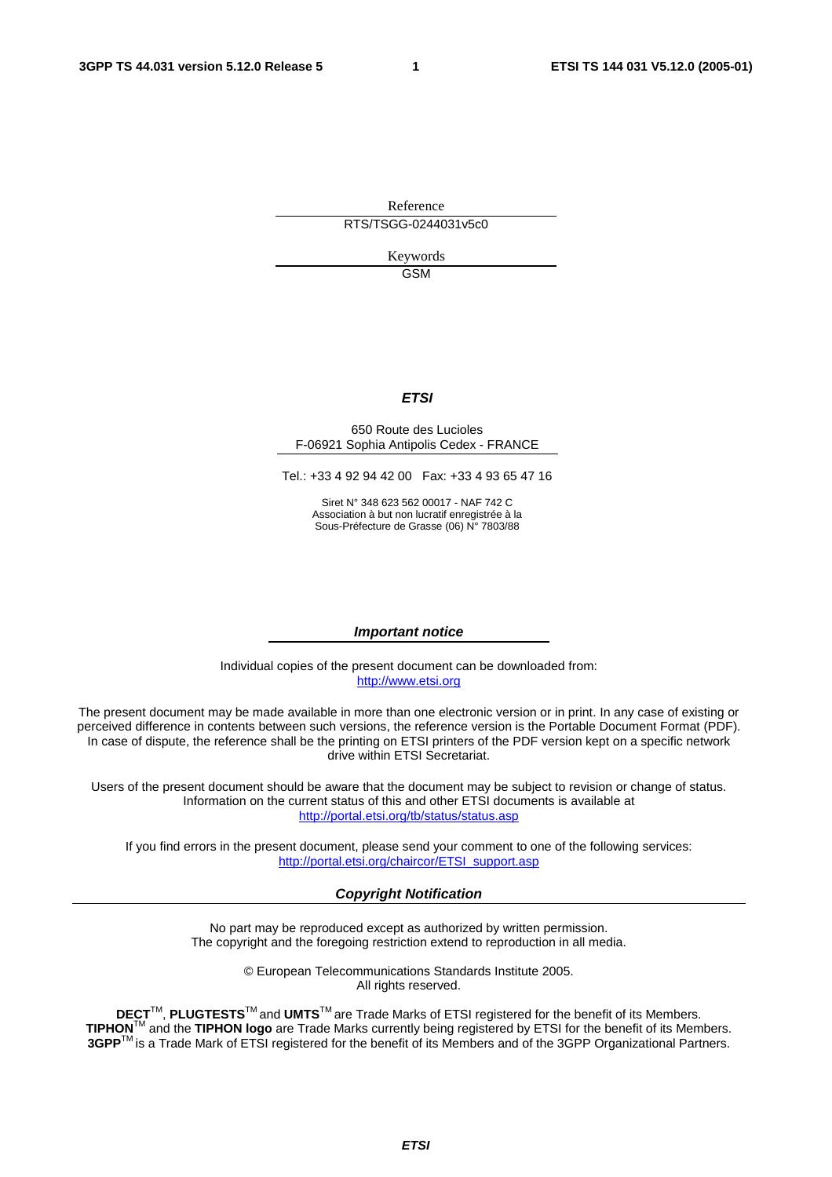Reference

RTS/TSGG-0244031v5c0

Keywords

GSM

***ETSI***

650 Route des Lucioles
F-06921 Sophia Antipolis Cedex - FRANCE

Tel.: +33 4 92 94 42 00 Fax: +33 4 93 65 47 16

Siret N° 348 623 562 00017 - NAF 742 C
Association à but non lucratif enregistrée à la
Sous-Préfecture de Grasse (06) N° 7803/88

***Important notice***

Individual copies of the present document can be downloaded from:
http://www.etsi.org

The present document may be made available in more than one electronic version or in print. In any case of existing or perceived difference in contents between such versions, the reference version is the Portable Document Format (PDF). In case of dispute, the reference shall be the printing on ETSI printers of the PDF version kept on a specific network drive within ETSI Secretariat.

Users of the present document should be aware that the document may be subject to revision or change of status. Information on the current status of this and other ETSI documents is available at
http://portal.etsi.org/tb/status/status.asp

If you find errors in the present document, please send your comment to one of the following services:
http://portal.etsi.org/chaircor/ETSI_support.asp

***Copyright Notification***

No part may be reproduced except as authorized by written permission.
The copyright and the foregoing restriction extend to reproduction in all media.

© European Telecommunications Standards Institute 2005.
All rights reserved.

**DECT**TM, **PLUGTESTS**TM and **UMTS**TM are Trade Marks of ETSI registered for the benefit of its Members.
**TIPHON**TM and the **TIPHON logo** are Trade Marks currently being registered by ETSI for the benefit of its Members.
**3GPP**TM is a Trade Mark of ETSI registered for the benefit of its Members and of the 3GPP Organizational Partners.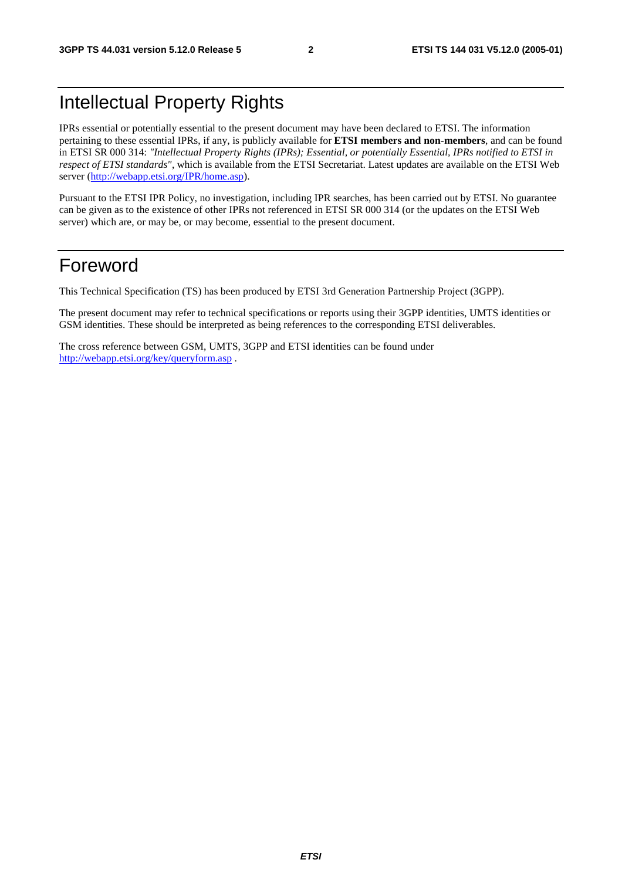# Intellectual Property Rights

IPRs essential or potentially essential to the present document may have been declared to ETSI. The information pertaining to these essential IPRs, if any, is publicly available for **ETSI members and non-members**, and can be found in ETSI SR 000 314: *"Intellectual Property Rights (IPRs); Essential, or potentially Essential, IPRs notified to ETSI in respect of ETSI standards"*, which is available from the ETSI Secretariat. Latest updates are available on the ETSI Web server (http://webapp.etsi.org/IPR/home.asp).

Pursuant to the ETSI IPR Policy, no investigation, including IPR searches, has been carried out by ETSI. No guarantee can be given as to the existence of other IPRs not referenced in ETSI SR 000 314 (or the updates on the ETSI Web server) which are, or may be, or may become, essential to the present document.

# Foreword

This Technical Specification (TS) has been produced by ETSI 3rd Generation Partnership Project (3GPP).

The present document may refer to technical specifications or reports using their 3GPP identities, UMTS identities or GSM identities. These should be interpreted as being references to the corresponding ETSI deliverables.

The cross reference between GSM, UMTS, 3GPP and ETSI identities can be found under http://webapp.etsi.org/key/queryform.asp .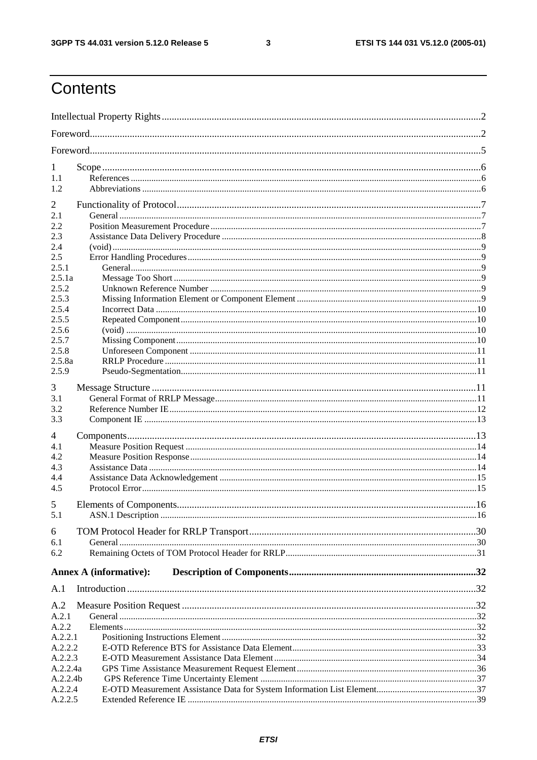# Contents

Intellectual Property Rights ..... 2
Foreword ..... 2
Foreword ..... 5

1 Scope ..... 6
1.1 References ..... 6
1.2 Abbreviations ..... 6

2 Functionality of Protocol ..... 7
2.1 General ..... 7
2.2 Position Measurement Procedure ..... 7
2.3 Assistance Data Delivery Procedure ..... 8
2.4 (void) ..... 9
2.5 Error Handling Procedures ..... 9
2.5.1 General ..... 9
2.5.1a Message Too Short ..... 9
2.5.2 Unknown Reference Number ..... 9
2.5.3 Missing Information Element or Component Element ..... 9
2.5.4 Incorrect Data ..... 10
2.5.5 Repeated Component ..... 10
2.5.6 (void) ..... 10
2.5.7 Missing Component ..... 10
2.5.8 Unforeseen Component ..... 11
2.5.8a RRLP Procedure ..... 11
2.5.9 Pseudo-Segmentation ..... 11

3 Message Structure ..... 11
3.1 General Format of RRLP Message ..... 11
3.2 Reference Number IE ..... 12
3.3 Component IE ..... 13

4 Components ..... 13
4.1 Measure Position Request ..... 14
4.2 Measure Position Response ..... 14
4.3 Assistance Data ..... 14
4.4 Assistance Data Acknowledgement ..... 15
4.5 Protocol Error ..... 15

5 Elements of Components ..... 16
5.1 ASN.1 Description ..... 16

6 TOM Protocol Header for RRLP Transport ..... 30
6.1 General ..... 30
6.2 Remaining Octets of TOM Protocol Header for RRLP ..... 31

**Annex A (informative): Description of Components ..... 32**

A.1 Introduction ..... 32

A.2 Measure Position Request ..... 32
A.2.1 General ..... 32
A.2.2 Elements ..... 32
A.2.2.1 Positioning Instructions Element ..... 32
A.2.2.2 E-OTD Reference BTS for Assistance Data Element ..... 33
A.2.2.3 E-OTD Measurement Assistance Data Element ..... 34
A.2.2.4a GPS Time Assistance Measurement Request Element ..... 36
A.2.2.4b GPS Reference Time Uncertainty Element ..... 37
A.2.2.4 E-OTD Measurement Assistance Data for System Information List Element ..... 37
A.2.2.5 Extended Reference IE ..... 39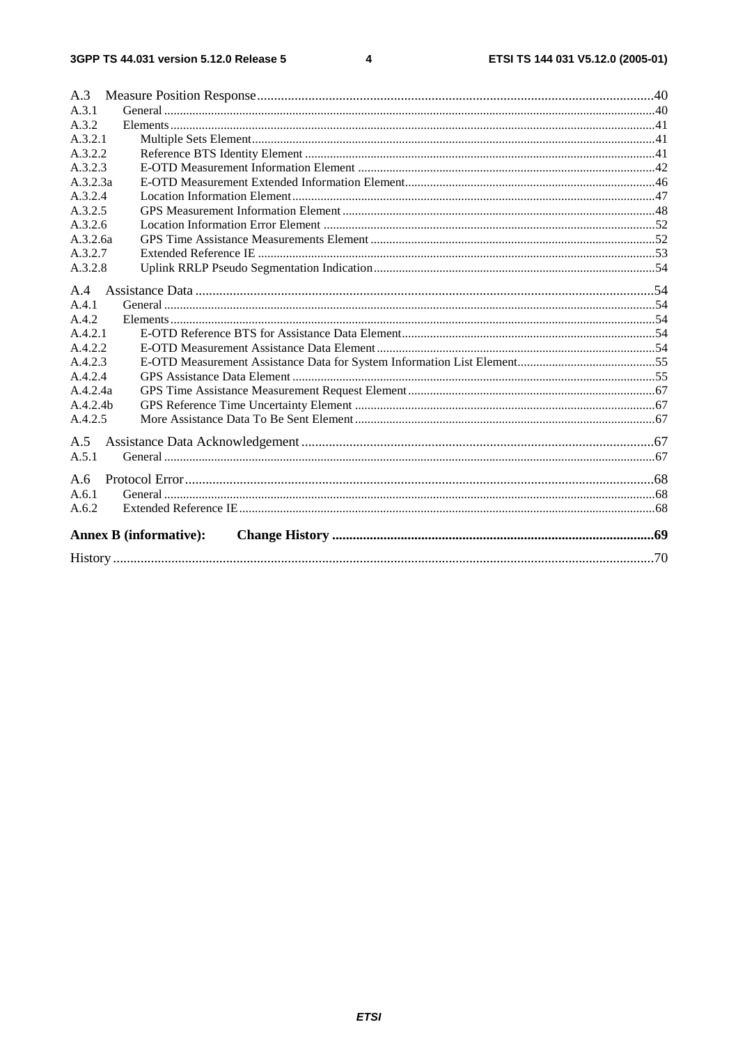A.3 Measure Position Response ........................................................................................................................40
A.3.1 General ..........................................................................................................................................40
A.3.2 Elements.........................................................................................................................................41
A.3.2.1 Multiple Sets Element...............................................................................................................41
A.3.2.2 Reference BTS Identity Element ..............................................................................................41
A.3.2.3 E-OTD Measurement Information Element .............................................................................42
A.3.2.3a E-OTD Measurement Extended Information Element...............................................................46
A.3.2.4 Location Information Element..................................................................................................47
A.3.2.5 GPS Measurement Information Element ...................................................................................48
A.3.2.6 Location Information Error Element ........................................................................................52
A.3.2.6a GPS Time Assistance Measurements Element ..........................................................................52
A.3.2.7 Extended Reference IE .............................................................................................................53
A.3.2.8 Uplink RRLP Pseudo Segmentation Indication ........................................................................54

A.4 Assistance Data ........................................................................................................................................54
A.4.1 General ..........................................................................................................................................54
A.4.2 Elements.........................................................................................................................................54
A.4.2.1 E-OTD Reference BTS for Assistance Data Element................................................................54
A.4.2.2 E-OTD Measurement Assistance Data Element ........................................................................54
A.4.2.3 E-OTD Measurement Assistance Data for System Information List Element...........................55
A.4.2.4 GPS Assistance Data Element ...................................................................................................55
A.4.2.4a GPS Time Assistance Measurement Request Element ..............................................................67
A.4.2.4b GPS Reference Time Uncertainty Element ...............................................................................67
A.4.2.5 More Assistance Data To Be Sent Element ...............................................................................67

A.5 Assistance Data Acknowledgement .........................................................................................................67
A.5.1 General ..........................................................................................................................................67

A.6 Protocol Error ...........................................................................................................................................68
A.6.1 General ..........................................................................................................................................68
A.6.2 Extended Reference IE ..................................................................................................................68

**Annex B (informative): Change History** .....................................................................................................69

History ................................................................................................................................................................70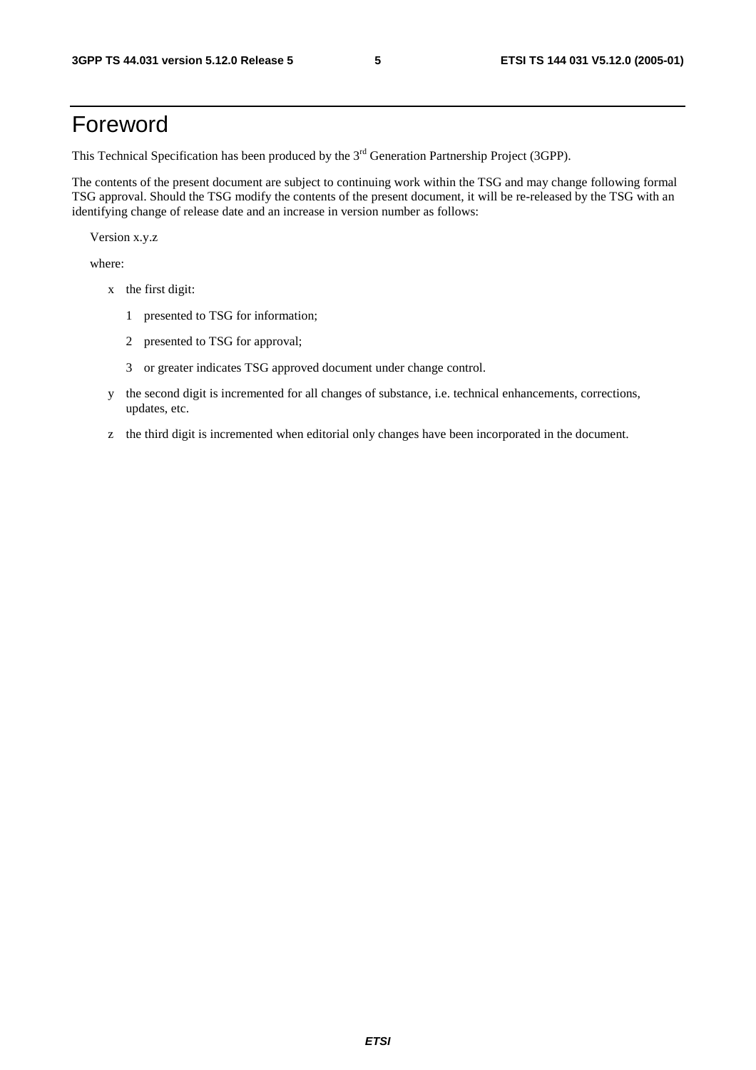# Foreword

This Technical Specification has been produced by the 3rd Generation Partnership Project (3GPP).

The contents of the present document are subject to continuing work within the TSG and may change following formal TSG approval. Should the TSG modify the contents of the present document, it will be re-released by the TSG with an identifying change of release date and an increase in version number as follows:

Version x.y.z

where:

- x the first digit:
  - 1 presented to TSG for information;
  - 2 presented to TSG for approval;
  - 3 or greater indicates TSG approved document under change control.
- y the second digit is incremented for all changes of substance, i.e. technical enhancements, corrections, updates, etc.
- z the third digit is incremented when editorial only changes have been incorporated in the document.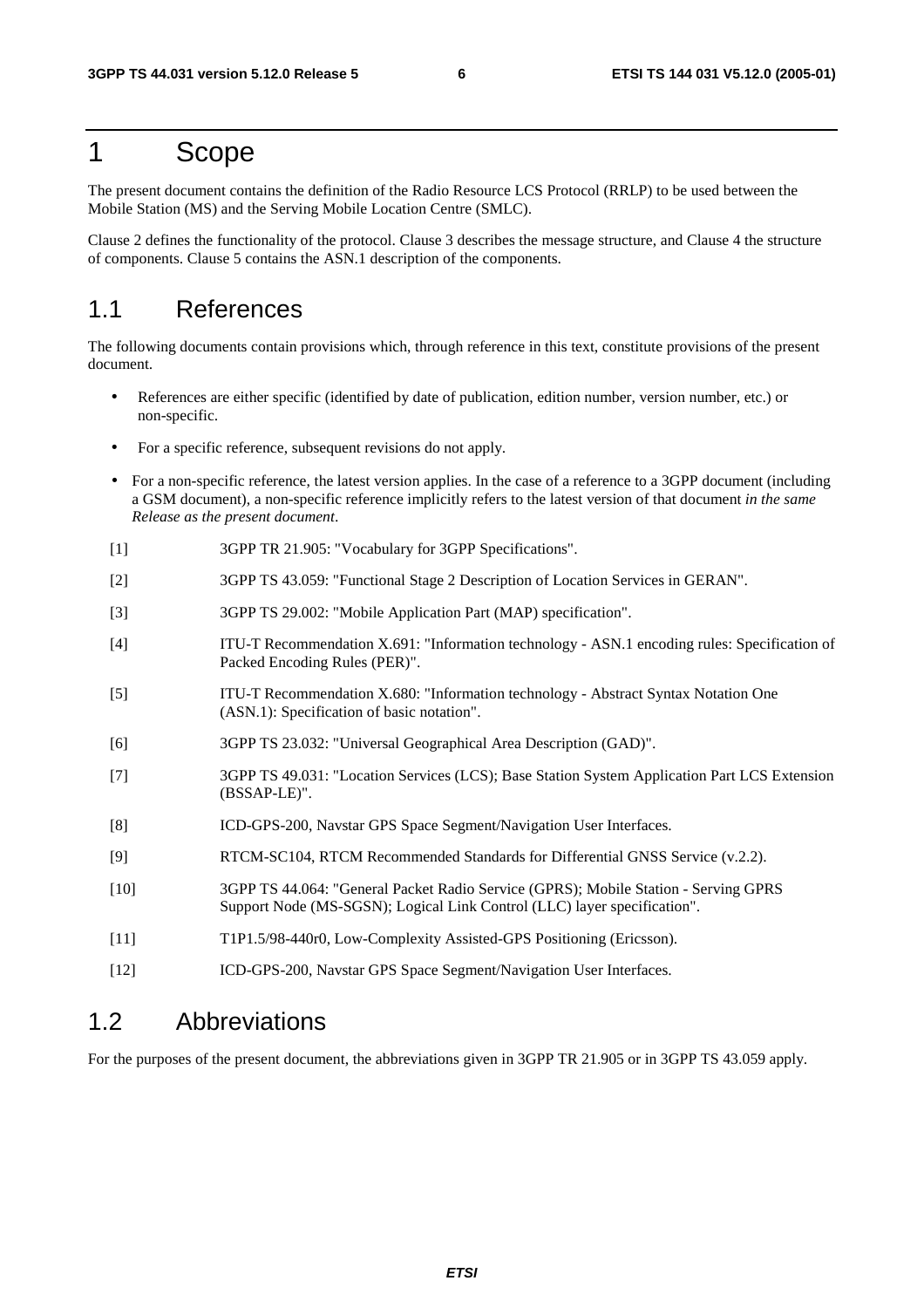# 1 Scope

The present document contains the definition of the Radio Resource LCS Protocol (RRLP) to be used between the Mobile Station (MS) and the Serving Mobile Location Centre (SMLC).

Clause 2 defines the functionality of the protocol. Clause 3 describes the message structure, and Clause 4 the structure of components. Clause 5 contains the ASN.1 description of the components.

## 1.1 References

The following documents contain provisions which, through reference in this text, constitute provisions of the present document.

- References are either specific (identified by date of publication, edition number, version number, etc.) or non-specific.
- For a specific reference, subsequent revisions do not apply.
- For a non-specific reference, the latest version applies. In the case of a reference to a 3GPP document (including a GSM document), a non-specific reference implicitly refers to the latest version of that document *in the same Release as the present document*.

[1] 3GPP TR 21.905: "Vocabulary for 3GPP Specifications".

[2] 3GPP TS 43.059: "Functional Stage 2 Description of Location Services in GERAN".

[3] 3GPP TS 29.002: "Mobile Application Part (MAP) specification".

[4] ITU-T Recommendation X.691: "Information technology - ASN.1 encoding rules: Specification of Packed Encoding Rules (PER)".

[5] ITU-T Recommendation X.680: "Information technology - Abstract Syntax Notation One (ASN.1): Specification of basic notation".

[6] 3GPP TS 23.032: "Universal Geographical Area Description (GAD)".

[7] 3GPP TS 49.031: "Location Services (LCS); Base Station System Application Part LCS Extension (BSSAP-LE)".

[8] ICD-GPS-200, Navstar GPS Space Segment/Navigation User Interfaces.

[9] RTCM-SC104, RTCM Recommended Standards for Differential GNSS Service (v.2.2).

[10] 3GPP TS 44.064: "General Packet Radio Service (GPRS); Mobile Station - Serving GPRS Support Node (MS-SGSN); Logical Link Control (LLC) layer specification".

[11] T1P1.5/98-440r0, Low-Complexity Assisted-GPS Positioning (Ericsson).

[12] ICD-GPS-200, Navstar GPS Space Segment/Navigation User Interfaces.

## 1.2 Abbreviations

For the purposes of the present document, the abbreviations given in 3GPP TR 21.905 or in 3GPP TS 43.059 apply.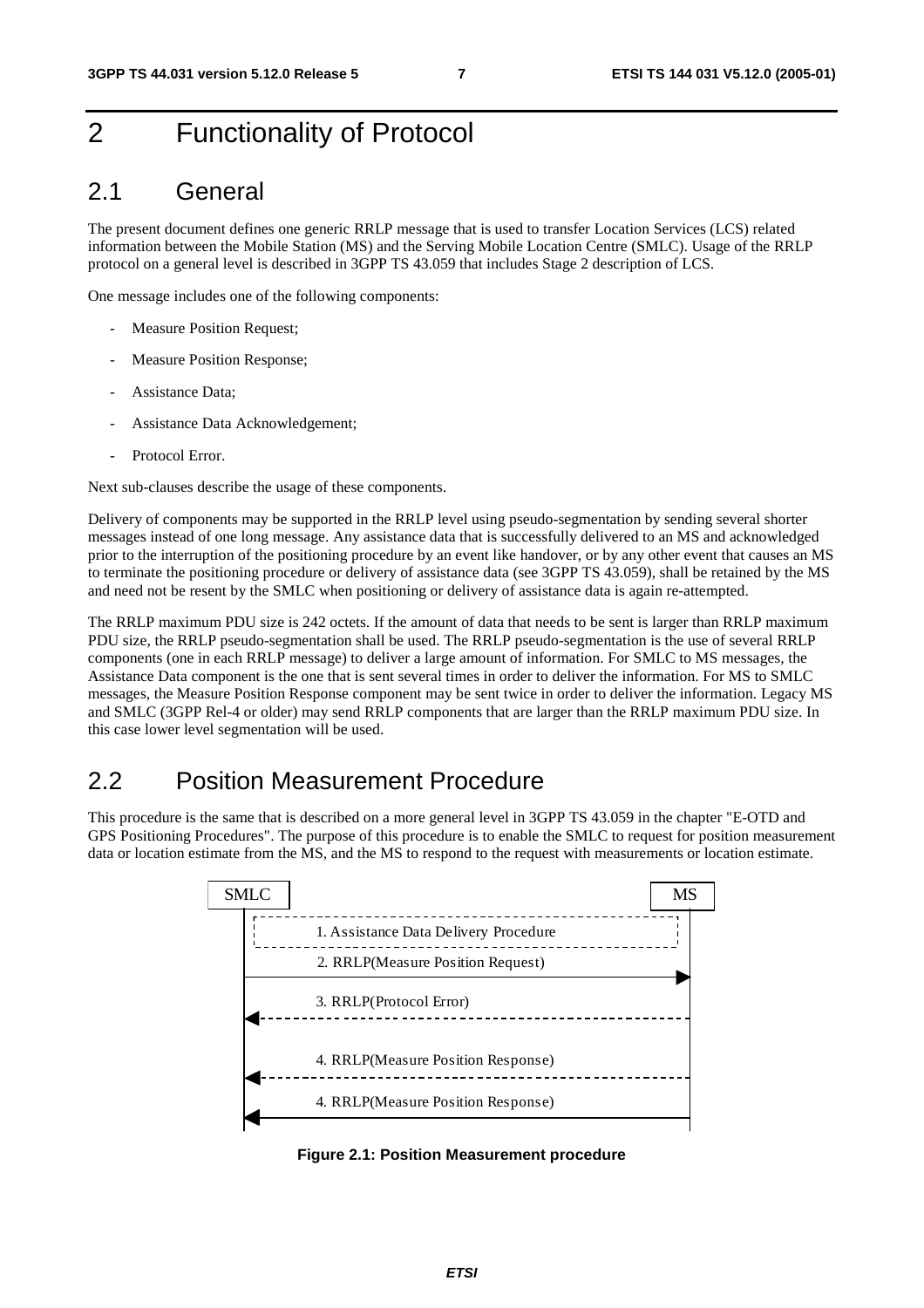# 2 Functionality of Protocol

## 2.1 General

The present document defines one generic RRLP message that is used to transfer Location Services (LCS) related information between the Mobile Station (MS) and the Serving Mobile Location Centre (SMLC). Usage of the RRLP protocol on a general level is described in 3GPP TS 43.059 that includes Stage 2 description of LCS.

One message includes one of the following components:

- Measure Position Request;
- Measure Position Response;
- Assistance Data;
- Assistance Data Acknowledgement;
- Protocol Error.

Next sub-clauses describe the usage of these components.

Delivery of components may be supported in the RRLP level using pseudo-segmentation by sending several shorter messages instead of one long message. Any assistance data that is successfully delivered to an MS and acknowledged prior to the interruption of the positioning procedure by an event like handover, or by any other event that causes an MS to terminate the positioning procedure or delivery of assistance data (see 3GPP TS 43.059), shall be retained by the MS and need not be resent by the SMLC when positioning or delivery of assistance data is again re-attempted.

The RRLP maximum PDU size is 242 octets. If the amount of data that needs to be sent is larger than RRLP maximum PDU size, the RRLP pseudo-segmentation shall be used. The RRLP pseudo-segmentation is the use of several RRLP components (one in each RRLP message) to deliver a large amount of information. For SMLC to MS messages, the Assistance Data component is the one that is sent several times in order to deliver the information. For MS to SMLC messages, the Measure Position Response component may be sent twice in order to deliver the information. Legacy MS and SMLC (3GPP Rel-4 or older) may send RRLP components that are larger than the RRLP maximum PDU size. In this case lower level segmentation will be used.

## 2.2 Position Measurement Procedure

This procedure is the same that is described on a more general level in 3GPP TS 43.059 in the chapter "E-OTD and GPS Positioning Procedures". The purpose of this procedure is to enable the SMLC to request for position measurement data or location estimate from the MS, and the MS to respond to the request with measurements or location estimate.

SMLC | MS

1. Assistance Data Delivery Procedure
2. RRLP(Measure Position Request)
3. RRLP(Protocol Error)
4. RRLP(Measure Position Response)
4. RRLP(Measure Position Response)

**Figure 2.1: Position Measurement procedure**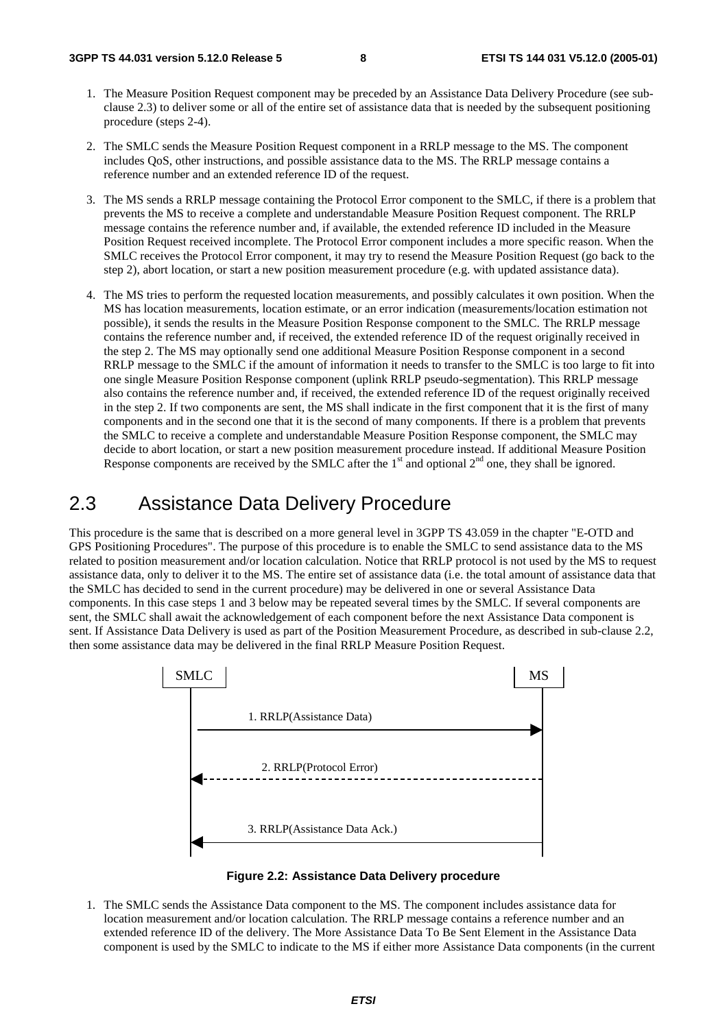1. The Measure Position Request component may be preceded by an Assistance Data Delivery Procedure (see sub-clause 2.3) to deliver some or all of the entire set of assistance data that is needed by the subsequent positioning procedure (steps 2-4).

2. The SMLC sends the Measure Position Request component in a RRLP message to the MS. The component includes QoS, other instructions, and possible assistance data to the MS. The RRLP message contains a reference number and an extended reference ID of the request.

3. The MS sends a RRLP message containing the Protocol Error component to the SMLC, if there is a problem that prevents the MS to receive a complete and understandable Measure Position Request component. The RRLP message contains the reference number and, if available, the extended reference ID included in the Measure Position Request received incomplete. The Protocol Error component includes a more specific reason. When the SMLC receives the Protocol Error component, it may try to resend the Measure Position Request (go back to the step 2), abort location, or start a new position measurement procedure (e.g. with updated assistance data).

4. The MS tries to perform the requested location measurements, and possibly calculates it own position. When the MS has location measurements, location estimate, or an error indication (measurements/location estimation not possible), it sends the results in the Measure Position Response component to the SMLC. The RRLP message contains the reference number and, if received, the extended reference ID of the request originally received in the step 2. The MS may optionally send one additional Measure Position Response component in a second RRLP message to the SMLC if the amount of information it needs to transfer to the SMLC is too large to fit into one single Measure Position Response component (uplink RRLP pseudo-segmentation). This RRLP message also contains the reference number and, if received, the extended reference ID of the request originally received in the step 2. If two components are sent, the MS shall indicate in the first component that it is the first of many components and in the second one that it is the second of many components. If there is a problem that prevents the SMLC to receive a complete and understandable Measure Position Response component, the SMLC may decide to abort location, or start a new position measurement procedure instead. If additional Measure Position Response components are received by the SMLC after the 1st and optional 2nd one, they shall be ignored.

## 2.3 Assistance Data Delivery Procedure

This procedure is the same that is described on a more general level in 3GPP TS 43.059 in the chapter "E-OTD and GPS Positioning Procedures". The purpose of this procedure is to enable the SMLC to send assistance data to the MS related to position measurement and/or location calculation. Notice that RRLP protocol is not used by the MS to request assistance data, only to deliver it to the MS. The entire set of assistance data (i.e. the total amount of assistance data that the SMLC has decided to send in the current procedure) may be delivered in one or several Assistance Data components. In this case steps 1 and 3 below may be repeated several times by the SMLC. If several components are sent, the SMLC shall await the acknowledgement of each component before the next Assistance Data component is sent. If Assistance Data Delivery is used as part of the Position Measurement Procedure, as described in sub-clause 2.2, then some assistance data may be delivered in the final RRLP Measure Position Request.

SMLC | MS

1. RRLP(Assistance Data) (SMLC → MS)

2. RRLP(Protocol Error) (MS → SMLC, optional)

3. RRLP(Assistance Data Ack.) (MS → SMLC)

**Figure 2.2: Assistance Data Delivery procedure**

1. The SMLC sends the Assistance Data component to the MS. The component includes assistance data for location measurement and/or location calculation. The RRLP message contains a reference number and an extended reference ID of the delivery. The More Assistance Data To Be Sent Element in the Assistance Data component is used by the SMLC to indicate to the MS if either more Assistance Data components (in the current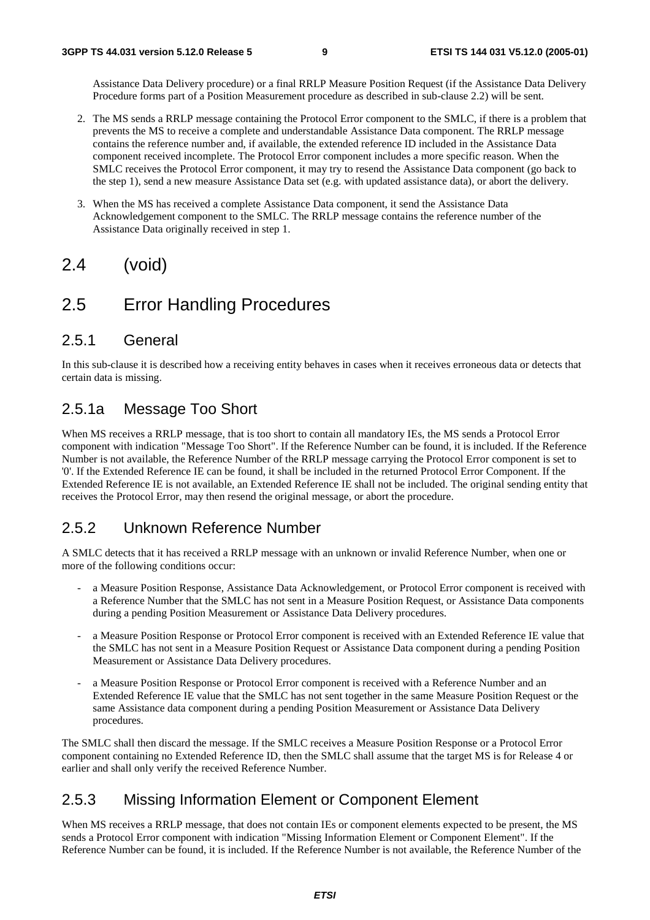Assistance Data Delivery procedure) or a final RRLP Measure Position Request (if the Assistance Data Delivery Procedure forms part of a Position Measurement procedure as described in sub-clause 2.2) will be sent.

2. The MS sends a RRLP message containing the Protocol Error component to the SMLC, if there is a problem that prevents the MS to receive a complete and understandable Assistance Data component. The RRLP message contains the reference number and, if available, the extended reference ID included in the Assistance Data component received incomplete. The Protocol Error component includes a more specific reason. When the SMLC receives the Protocol Error component, it may try to resend the Assistance Data component (go back to the step 1), send a new measure Assistance Data set (e.g. with updated assistance data), or abort the delivery.

3. When the MS has received a complete Assistance Data component, it send the Assistance Data Acknowledgement component to the SMLC. The RRLP message contains the reference number of the Assistance Data originally received in step 1.

## 2.4 (void)

## 2.5 Error Handling Procedures

### 2.5.1 General

In this sub-clause it is described how a receiving entity behaves in cases when it receives erroneous data or detects that certain data is missing.

### 2.5.1a Message Too Short

When MS receives a RRLP message, that is too short to contain all mandatory IEs, the MS sends a Protocol Error component with indication "Message Too Short". If the Reference Number can be found, it is included. If the Reference Number is not available, the Reference Number of the RRLP message carrying the Protocol Error component is set to '0'. If the Extended Reference IE can be found, it shall be included in the returned Protocol Error Component. If the Extended Reference IE is not available, an Extended Reference IE shall not be included. The original sending entity that receives the Protocol Error, may then resend the original message, or abort the procedure.

### 2.5.2 Unknown Reference Number

A SMLC detects that it has received a RRLP message with an unknown or invalid Reference Number, when one or more of the following conditions occur:

- a Measure Position Response, Assistance Data Acknowledgement, or Protocol Error component is received with a Reference Number that the SMLC has not sent in a Measure Position Request, or Assistance Data components during a pending Position Measurement or Assistance Data Delivery procedures.
- a Measure Position Response or Protocol Error component is received with an Extended Reference IE value that the SMLC has not sent in a Measure Position Request or Assistance Data component during a pending Position Measurement or Assistance Data Delivery procedures.
- a Measure Position Response or Protocol Error component is received with a Reference Number and an Extended Reference IE value that the SMLC has not sent together in the same Measure Position Request or the same Assistance data component during a pending Position Measurement or Assistance Data Delivery procedures.

The SMLC shall then discard the message. If the SMLC receives a Measure Position Response or a Protocol Error component containing no Extended Reference ID, then the SMLC shall assume that the target MS is for Release 4 or earlier and shall only verify the received Reference Number.

### 2.5.3 Missing Information Element or Component Element

When MS receives a RRLP message, that does not contain IEs or component elements expected to be present, the MS sends a Protocol Error component with indication "Missing Information Element or Component Element". If the Reference Number can be found, it is included. If the Reference Number is not available, the Reference Number of the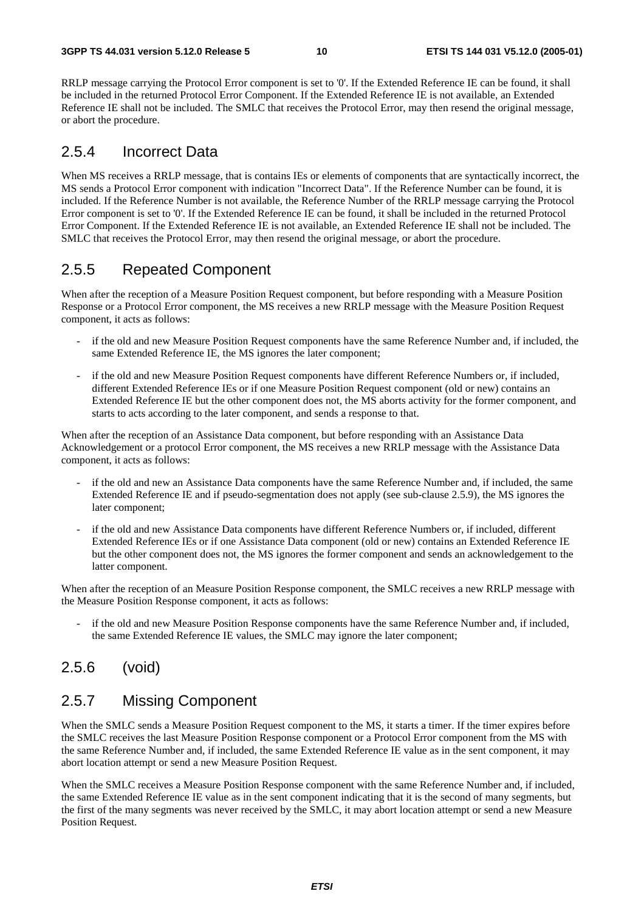RRLP message carrying the Protocol Error component is set to '0'. If the Extended Reference IE can be found, it shall be included in the returned Protocol Error Component. If the Extended Reference IE is not available, an Extended Reference IE shall not be included. The SMLC that receives the Protocol Error, may then resend the original message, or abort the procedure.

### 2.5.4 Incorrect Data

When MS receives a RRLP message, that is contains IEs or elements of components that are syntactically incorrect, the MS sends a Protocol Error component with indication "Incorrect Data". If the Reference Number can be found, it is included. If the Reference Number is not available, the Reference Number of the RRLP message carrying the Protocol Error component is set to '0'. If the Extended Reference IE can be found, it shall be included in the returned Protocol Error Component. If the Extended Reference IE is not available, an Extended Reference IE shall not be included. The SMLC that receives the Protocol Error, may then resend the original message, or abort the procedure.

### 2.5.5 Repeated Component

When after the reception of a Measure Position Request component, but before responding with a Measure Position Response or a Protocol Error component, the MS receives a new RRLP message with the Measure Position Request component, it acts as follows:

- if the old and new Measure Position Request components have the same Reference Number and, if included, the same Extended Reference IE, the MS ignores the later component;
- if the old and new Measure Position Request components have different Reference Numbers or, if included, different Extended Reference IEs or if one Measure Position Request component (old or new) contains an Extended Reference IE but the other component does not, the MS aborts activity for the former component, and starts to acts according to the later component, and sends a response to that.

When after the reception of an Assistance Data component, but before responding with an Assistance Data Acknowledgement or a protocol Error component, the MS receives a new RRLP message with the Assistance Data component, it acts as follows:

- if the old and new an Assistance Data components have the same Reference Number and, if included, the same Extended Reference IE and if pseudo-segmentation does not apply (see sub-clause 2.5.9), the MS ignores the later component;
- if the old and new Assistance Data components have different Reference Numbers or, if included, different Extended Reference IEs or if one Assistance Data component (old or new) contains an Extended Reference IE but the other component does not, the MS ignores the former component and sends an acknowledgement to the latter component.

When after the reception of an Measure Position Response component, the SMLC receives a new RRLP message with the Measure Position Response component, it acts as follows:

- if the old and new Measure Position Response components have the same Reference Number and, if included, the same Extended Reference IE values, the SMLC may ignore the later component;

### 2.5.6 (void)

### 2.5.7 Missing Component

When the SMLC sends a Measure Position Request component to the MS, it starts a timer. If the timer expires before the SMLC receives the last Measure Position Response component or a Protocol Error component from the MS with the same Reference Number and, if included, the same Extended Reference IE value as in the sent component, it may abort location attempt or send a new Measure Position Request.

When the SMLC receives a Measure Position Response component with the same Reference Number and, if included, the same Extended Reference IE value as in the sent component indicating that it is the second of many segments, but the first of the many segments was never received by the SMLC, it may abort location attempt or send a new Measure Position Request.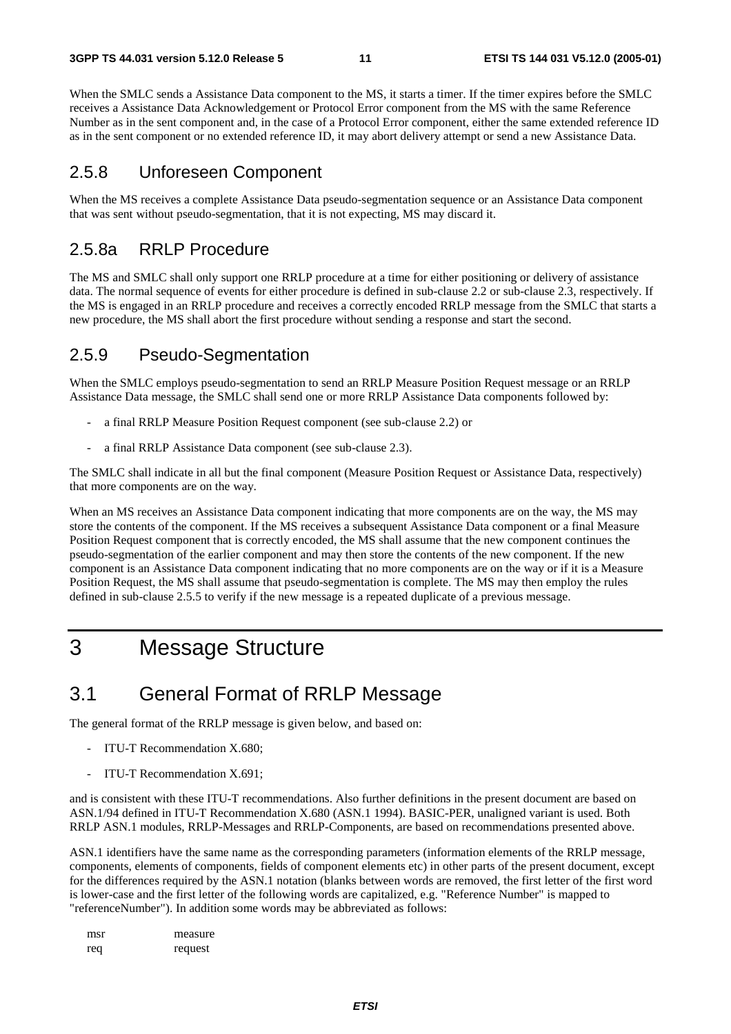When the SMLC sends a Assistance Data component to the MS, it starts a timer. If the timer expires before the SMLC receives a Assistance Data Acknowledgement or Protocol Error component from the MS with the same Reference Number as in the sent component and, in the case of a Protocol Error component, either the same extended reference ID as in the sent component or no extended reference ID, it may abort delivery attempt or send a new Assistance Data.

### 2.5.8 Unforeseen Component

When the MS receives a complete Assistance Data pseudo-segmentation sequence or an Assistance Data component that was sent without pseudo-segmentation, that it is not expecting, MS may discard it.

### 2.5.8a RRLP Procedure

The MS and SMLC shall only support one RRLP procedure at a time for either positioning or delivery of assistance data. The normal sequence of events for either procedure is defined in sub-clause 2.2 or sub-clause 2.3, respectively. If the MS is engaged in an RRLP procedure and receives a correctly encoded RRLP message from the SMLC that starts a new procedure, the MS shall abort the first procedure without sending a response and start the second.

### 2.5.9 Pseudo-Segmentation

When the SMLC employs pseudo-segmentation to send an RRLP Measure Position Request message or an RRLP Assistance Data message, the SMLC shall send one or more RRLP Assistance Data components followed by:

- a final RRLP Measure Position Request component (see sub-clause 2.2) or
- a final RRLP Assistance Data component (see sub-clause 2.3).

The SMLC shall indicate in all but the final component (Measure Position Request or Assistance Data, respectively) that more components are on the way.

When an MS receives an Assistance Data component indicating that more components are on the way, the MS may store the contents of the component. If the MS receives a subsequent Assistance Data component or a final Measure Position Request component that is correctly encoded, the MS shall assume that the new component continues the pseudo-segmentation of the earlier component and may then store the contents of the new component. If the new component is an Assistance Data component indicating that no more components are on the way or if it is a Measure Position Request, the MS shall assume that pseudo-segmentation is complete. The MS may then employ the rules defined in sub-clause 2.5.5 to verify if the new message is a repeated duplicate of a previous message.

# 3 Message Structure

## 3.1 General Format of RRLP Message

The general format of the RRLP message is given below, and based on:

- ITU-T Recommendation X.680;
- ITU-T Recommendation X.691;

and is consistent with these ITU-T recommendations. Also further definitions in the present document are based on ASN.1/94 defined in ITU-T Recommendation X.680 (ASN.1 1994). BASIC-PER, unaligned variant is used. Both RRLP ASN.1 modules, RRLP-Messages and RRLP-Components, are based on recommendations presented above.

ASN.1 identifiers have the same name as the corresponding parameters (information elements of the RRLP message, components, elements of components, fields of component elements etc) in other parts of the present document, except for the differences required by the ASN.1 notation (blanks between words are removed, the first letter of the first word is lower-case and the first letter of the following words are capitalized, e.g. "Reference Number" is mapped to "referenceNumber"). In addition some words may be abbreviated as follows:

| | |
|---|---|
| msr | measure |
| req | request |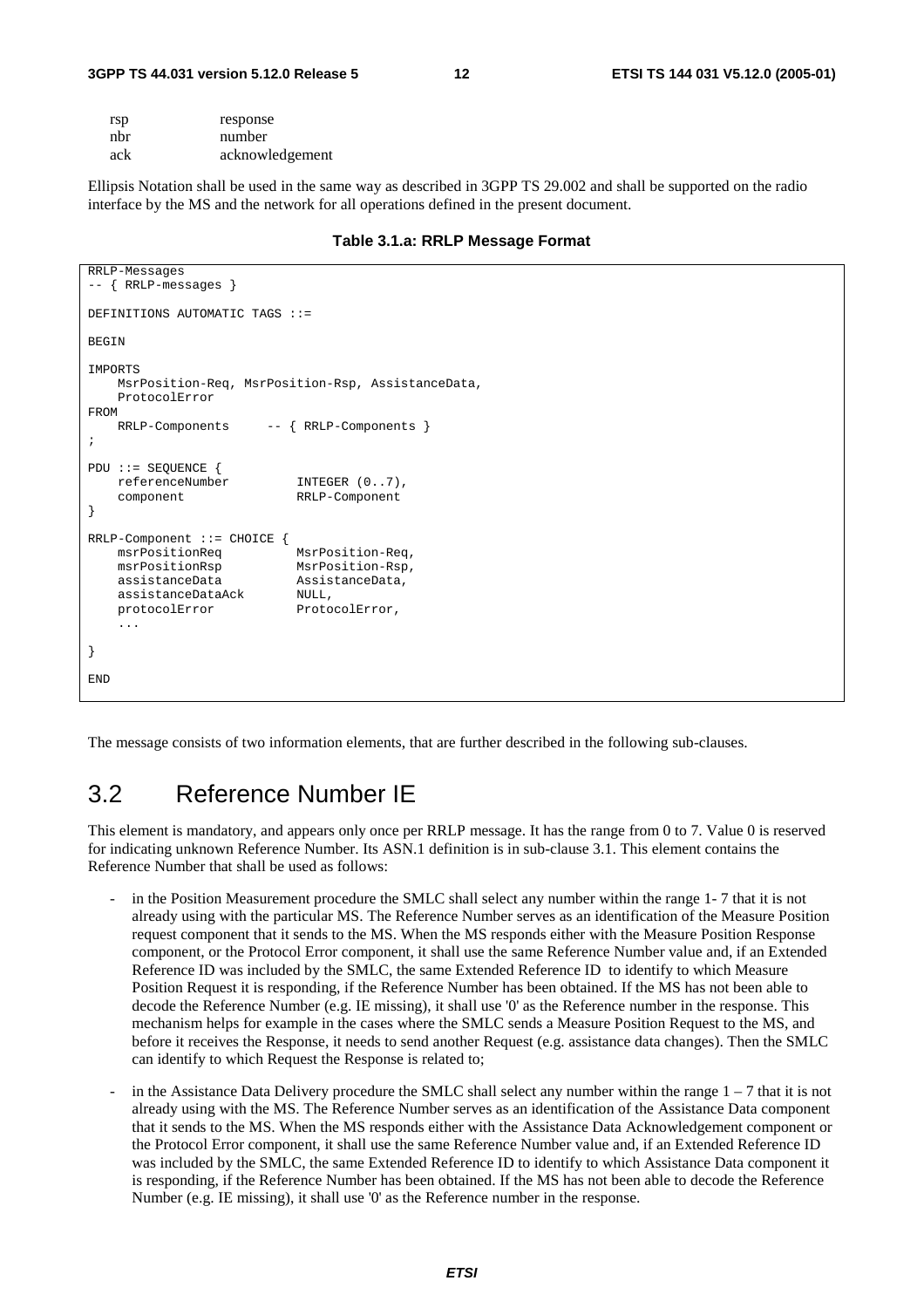| | |
|---|---|
| rsp | response |
| nbr | number |
| ack | acknowledgement |

Ellipsis Notation shall be used in the same way as described in 3GPP TS 29.002 and shall be supported on the radio interface by the MS and the network for all operations defined in the present document.

**Table 3.1.a: RRLP Message Format**

```
RRLP-Messages
-- { RRLP-messages }

DEFINITIONS AUTOMATIC TAGS ::=

BEGIN

IMPORTS
    MsrPosition-Req, MsrPosition-Rsp, AssistanceData,
    ProtocolError
FROM
    RRLP-Components     -- { RRLP-Components }
;

PDU ::= SEQUENCE {
    referenceNumber         INTEGER (0..7),
    component               RRLP-Component
}

RRLP-Component ::= CHOICE {
    msrPositionReq          MsrPosition-Req,
    msrPositionRsp          MsrPosition-Rsp,
    assistanceData          AssistanceData,
    assistanceDataAck       NULL,
    protocolError           ProtocolError,
    ...

}

END
```

The message consists of two information elements, that are further described in the following sub-clauses.

## 3.2 Reference Number IE

This element is mandatory, and appears only once per RRLP message. It has the range from 0 to 7. Value 0 is reserved for indicating unknown Reference Number. Its ASN.1 definition is in sub-clause 3.1. This element contains the Reference Number that shall be used as follows:

- in the Position Measurement procedure the SMLC shall select any number within the range 1- 7 that it is not already using with the particular MS. The Reference Number serves as an identification of the Measure Position request component that it sends to the MS. When the MS responds either with the Measure Position Response component, or the Protocol Error component, it shall use the same Reference Number value and, if an Extended Reference ID was included by the SMLC, the same Extended Reference ID to identify to which Measure Position Request it is responding, if the Reference Number has been obtained. If the MS has not been able to decode the Reference Number (e.g. IE missing), it shall use '0' as the Reference number in the response. This mechanism helps for example in the cases where the SMLC sends a Measure Position Request to the MS, and before it receives the Response, it needs to send another Request (e.g. assistance data changes). Then the SMLC can identify to which Request the Response is related to;
- in the Assistance Data Delivery procedure the SMLC shall select any number within the range 1 – 7 that it is not already using with the MS. The Reference Number serves as an identification of the Assistance Data component that it sends to the MS. When the MS responds either with the Assistance Data Acknowledgement component or the Protocol Error component, it shall use the same Reference Number value and, if an Extended Reference ID was included by the SMLC, the same Extended Reference ID to identify to which Assistance Data component it is responding, if the Reference Number has been obtained. If the MS has not been able to decode the Reference Number (e.g. IE missing), it shall use '0' as the Reference number in the response.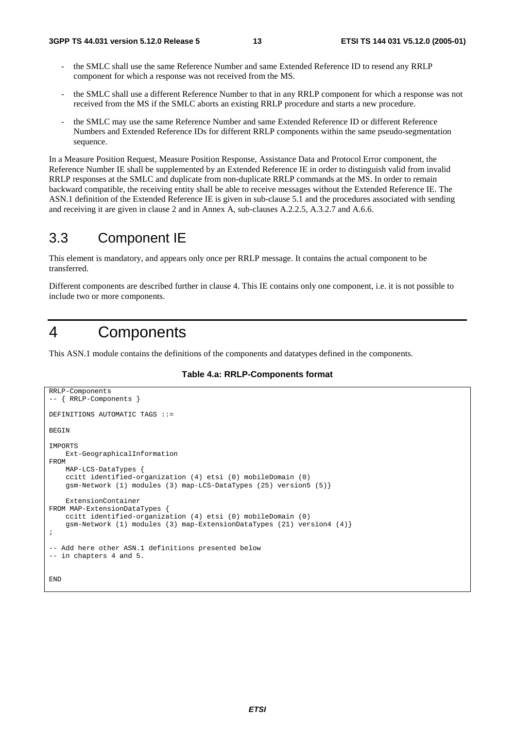- the SMLC shall use the same Reference Number and same Extended Reference ID to resend any RRLP component for which a response was not received from the MS.
- the SMLC shall use a different Reference Number to that in any RRLP component for which a response was not received from the MS if the SMLC aborts an existing RRLP procedure and starts a new procedure.
- the SMLC may use the same Reference Number and same Extended Reference ID or different Reference Numbers and Extended Reference IDs for different RRLP components within the same pseudo-segmentation sequence.

In a Measure Position Request, Measure Position Response, Assistance Data and Protocol Error component, the Reference Number IE shall be supplemented by an Extended Reference IE in order to distinguish valid from invalid RRLP responses at the SMLC and duplicate from non-duplicate RRLP commands at the MS. In order to remain backward compatible, the receiving entity shall be able to receive messages without the Extended Reference IE. The ASN.1 definition of the Extended Reference IE is given in sub-clause 5.1 and the procedures associated with sending and receiving it are given in clause 2 and in Annex A, sub-clauses A.2.2.5, A.3.2.7 and A.6.6.

## 3.3 Component IE

This element is mandatory, and appears only once per RRLP message. It contains the actual component to be transferred.

Different components are described further in clause 4. This IE contains only one component, i.e. it is not possible to include two or more components.

# 4 Components

This ASN.1 module contains the definitions of the components and datatypes defined in the components.

**Table 4.a: RRLP-Components format**

```
RRLP-Components
-- { RRLP-Components }

DEFINITIONS AUTOMATIC TAGS ::=

BEGIN

IMPORTS
    Ext-GeographicalInformation
FROM
    MAP-LCS-DataTypes {
    ccitt identified-organization (4) etsi (0) mobileDomain (0)
    gsm-Network (1) modules (3) map-LCS-DataTypes (25) version5 (5)}

    ExtensionContainer
FROM MAP-ExtensionDataTypes {
    ccitt identified-organization (4) etsi (0) mobileDomain (0)
    gsm-Network (1) modules (3) map-ExtensionDataTypes (21) version4 (4)}
;

-- Add here other ASN.1 definitions presented below
-- in chapters 4 and 5.


END
```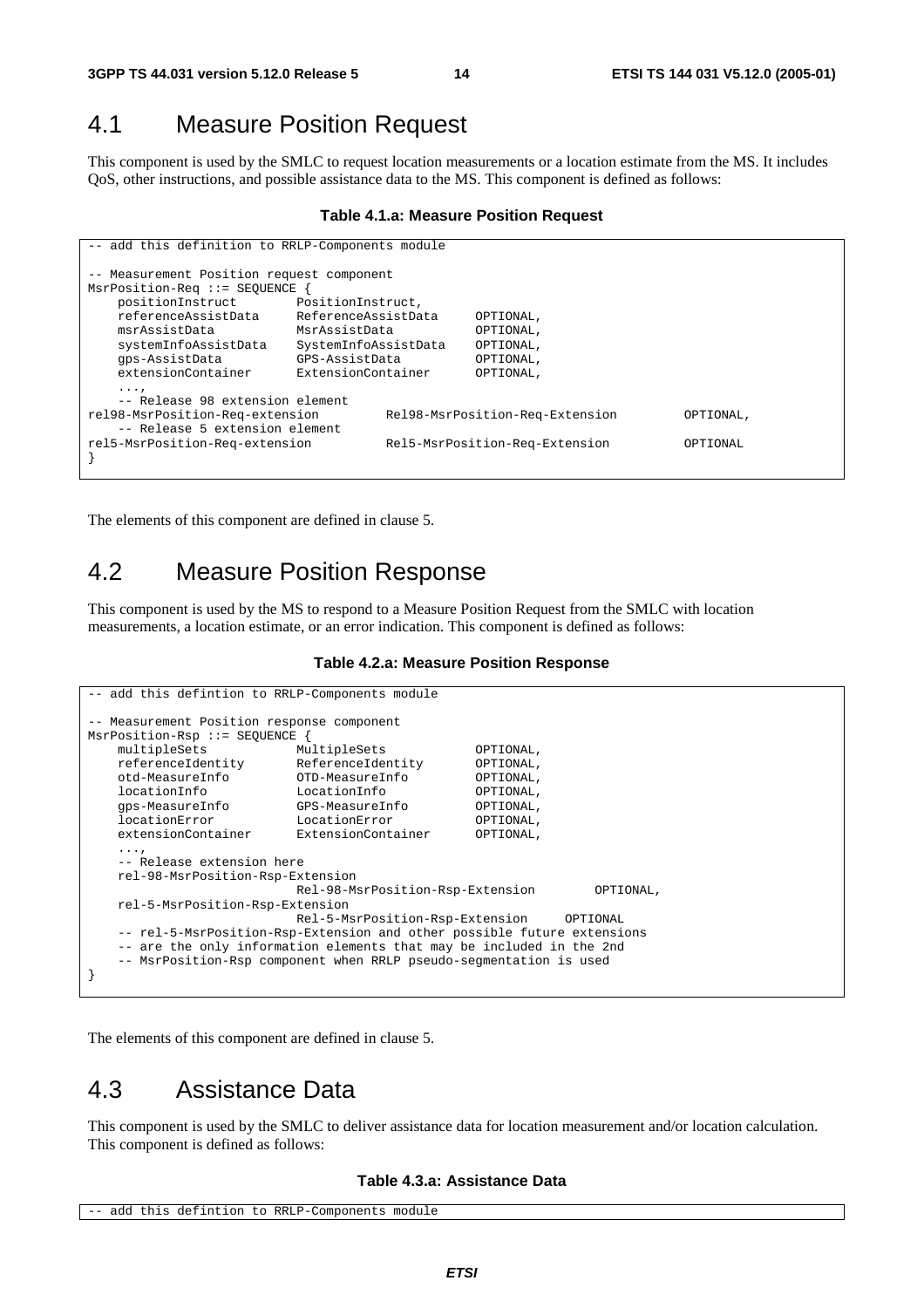## 4.1 Measure Position Request

This component is used by the SMLC to request location measurements or a location estimate from the MS. It includes QoS, other instructions, and possible assistance data to the MS. This component is defined as follows:

**Table 4.1.a: Measure Position Request**

```
-- add this definition to RRLP-Components module

-- Measurement Position request component
MsrPosition-Req ::= SEQUENCE {
    positionInstruct        PositionInstruct,
    referenceAssistData     ReferenceAssistData     OPTIONAL,
    msrAssistData           MsrAssistData           OPTIONAL,
    systemInfoAssistData    SystemInfoAssistData    OPTIONAL,
    gps-AssistData          GPS-AssistData          OPTIONAL,
    extensionContainer      ExtensionContainer      OPTIONAL,
    ...,
    -- Release 98 extension element
rel98-MsrPosition-Req-extension         Rel98-MsrPosition-Req-Extension         OPTIONAL,
    -- Release 5 extension element
rel5-MsrPosition-Req-extension          Rel5-MsrPosition-Req-Extension          OPTIONAL
}
```

The elements of this component are defined in clause 5.

## 4.2 Measure Position Response

This component is used by the MS to respond to a Measure Position Request from the SMLC with location measurements, a location estimate, or an error indication. This component is defined as follows:

**Table 4.2.a: Measure Position Response**

```
-- add this defintion to RRLP-Components module

-- Measurement Position response component
MsrPosition-Rsp ::= SEQUENCE {
    multipleSets            MultipleSets            OPTIONAL,
    referenceIdentity       ReferenceIdentity       OPTIONAL,
    otd-MeasureInfo         OTD-MeasureInfo         OPTIONAL,
    locationInfo            LocationInfo            OPTIONAL,
    gps-MeasureInfo         GPS-MeasureInfo         OPTIONAL,
    locationError           LocationError           OPTIONAL,
    extensionContainer      ExtensionContainer      OPTIONAL,
    ...,
    -- Release extension here
    rel-98-MsrPosition-Rsp-Extension
                            Rel-98-MsrPosition-Rsp-Extension        OPTIONAL,
    rel-5-MsrPosition-Rsp-Extension
                            Rel-5-MsrPosition-Rsp-Extension     OPTIONAL
    -- rel-5-MsrPosition-Rsp-Extension and other possible future extensions
    -- are the only information elements that may be included in the 2nd
    -- MsrPosition-Rsp component when RRLP pseudo-segmentation is used
}
```

The elements of this component are defined in clause 5.

## 4.3 Assistance Data

This component is used by the SMLC to deliver assistance data for location measurement and/or location calculation. This component is defined as follows:

**Table 4.3.a: Assistance Data**

```
-- add this defintion to RRLP-Components module
```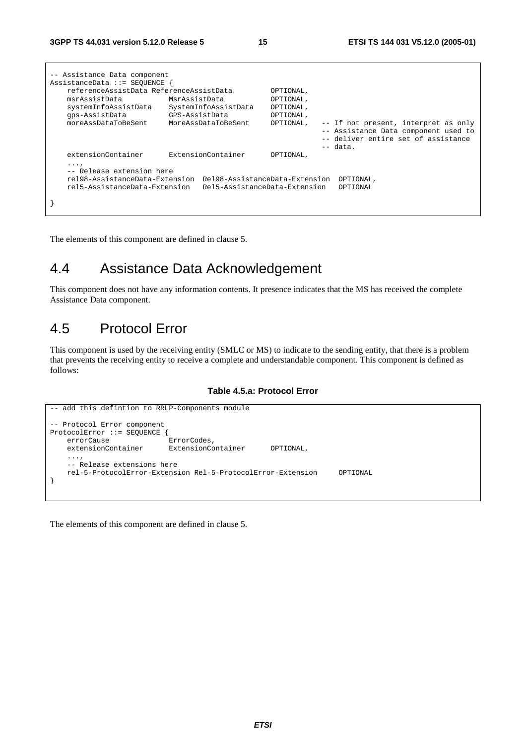```
-- Assistance Data component
AssistanceData ::= SEQUENCE {
    referenceAssistData ReferenceAssistData         OPTIONAL,
    msrAssistData           MsrAssistData           OPTIONAL,
    systemInfoAssistData    SystemInfoAssistData    OPTIONAL,
    gps-AssistData          GPS-AssistData          OPTIONAL,
    moreAssDataToBeSent     MoreAssDataToBeSent     OPTIONAL,   -- If not present, interpret as only
                                                                -- Assistance Data component used to
                                                                -- deliver entire set of assistance
                                                                -- data.
    extensionContainer      ExtensionContainer      OPTIONAL,
    ...,
    -- Release extension here
    rel98-AssistanceData-Extension  Rel98-AssistanceData-Extension  OPTIONAL,
    rel5-AssistanceData-Extension   Rel5-AssistanceData-Extension   OPTIONAL

}
```

The elements of this component are defined in clause 5.

## 4.4 Assistance Data Acknowledgement

This component does not have any information contents. It presence indicates that the MS has received the complete Assistance Data component.

## 4.5 Protocol Error

This component is used by the receiving entity (SMLC or MS) to indicate to the sending entity, that there is a problem that prevents the receiving entity to receive a complete and understandable component. This component is defined as follows:

**Table 4.5.a: Protocol Error**

```
-- add this defintion to RRLP-Components module

-- Protocol Error component
ProtocolError ::= SEQUENCE {
    errorCause              ErrorCodes,
    extensionContainer      ExtensionContainer      OPTIONAL,
    ...,
    -- Release extensions here
    rel-5-ProtocolError-Extension Rel-5-ProtocolError-Extension     OPTIONAL
}
```

The elements of this component are defined in clause 5.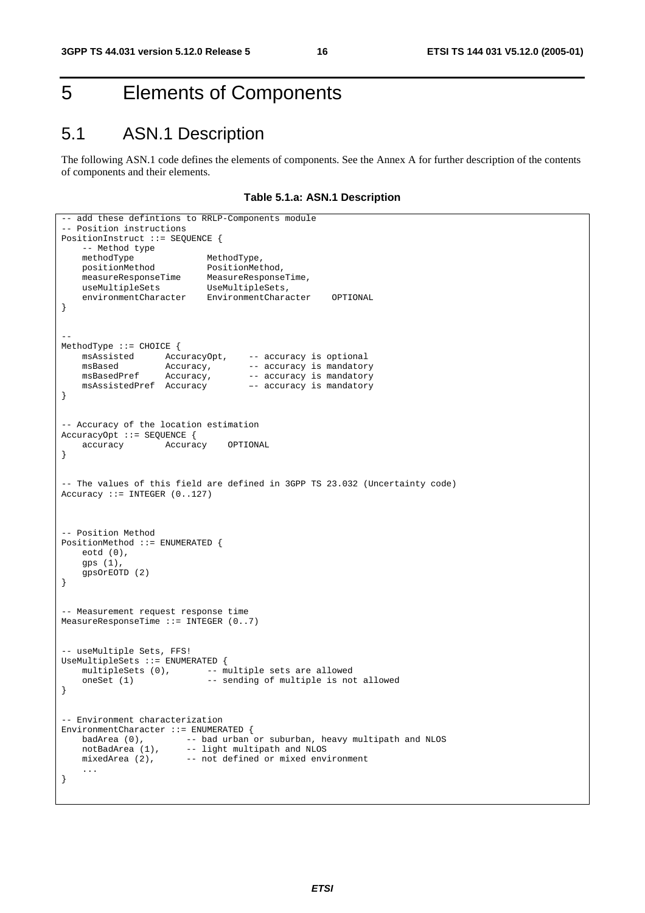# 5 Elements of Components

## 5.1 ASN.1 Description

The following ASN.1 code defines the elements of components. See the Annex A for further description of the contents of components and their elements.

**Table 5.1.a: ASN.1 Description**

```
-- add these defintions to RRLP-Components module
-- Position instructions
PositionInstruct ::= SEQUENCE {
    -- Method type
    methodType              MethodType,
    positionMethod          PositionMethod,
    measureResponseTime     MeasureResponseTime,
    useMultipleSets         UseMultipleSets,
    environmentCharacter    EnvironmentCharacter    OPTIONAL
}


--
MethodType ::= CHOICE {
    msAssisted      AccuracyOpt,    -- accuracy is optional
    msBased         Accuracy,       -- accuracy is mandatory
    msBasedPref     Accuracy,       -- accuracy is mandatory
    msAssistedPref  Accuracy        –- accuracy is mandatory
}


-- Accuracy of the location estimation
AccuracyOpt ::= SEQUENCE {
    accuracy        Accuracy    OPTIONAL
}


-- The values of this field are defined in 3GPP TS 23.032 (Uncertainty code)
Accuracy ::= INTEGER (0..127)



-- Position Method
PositionMethod ::= ENUMERATED {
    eotd (0),
    gps (1),
    gpsOrEOTD (2)
}


-- Measurement request response time
MeasureResponseTime ::= INTEGER (0..7)


-- useMultiple Sets, FFS!
UseMultipleSets ::= ENUMERATED {
    multipleSets (0),       -- multiple sets are allowed
    oneSet (1)              -- sending of multiple is not allowed
}


-- Environment characterization
EnvironmentCharacter ::= ENUMERATED {
    badArea (0),        -- bad urban or suburban, heavy multipath and NLOS
    notBadArea (1),     -- light multipath and NLOS
    mixedArea (2),      -- not defined or mixed environment
    ...
}
```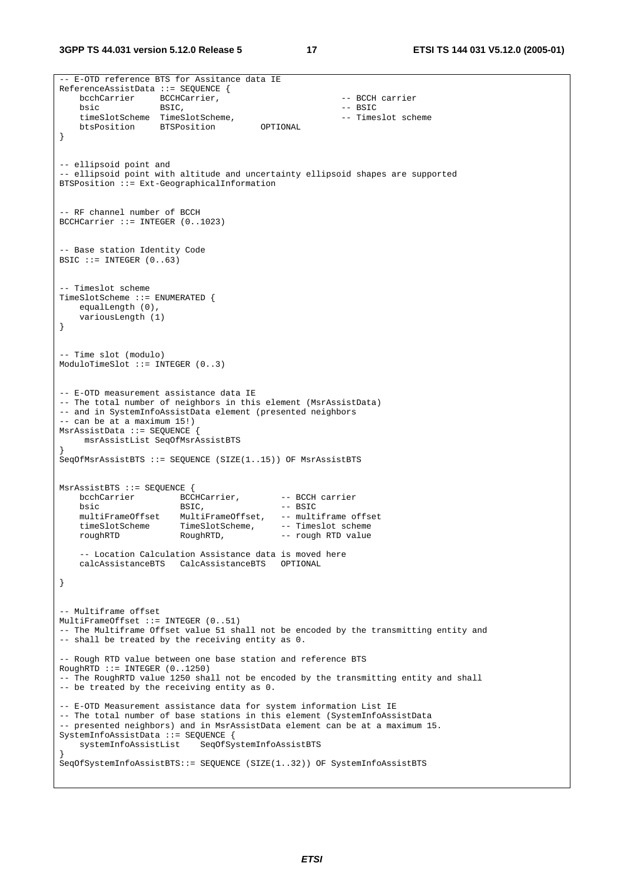```
-- E-OTD reference BTS for Assitance data IE
ReferenceAssistData ::= SEQUENCE {
    bcchCarrier     BCCHCarrier,                        -- BCCH carrier
    bsic            BSIC,                               -- BSIC
    timeSlotScheme  TimeSlotScheme,                     -- Timeslot scheme
    btsPosition     BTSPosition         OPTIONAL
}


-- ellipsoid point and
-- ellipsoid point with altitude and uncertainty ellipsoid shapes are supported
BTSPosition ::= Ext-GeographicalInformation


-- RF channel number of BCCH
BCCHCarrier ::= INTEGER (0..1023)


-- Base station Identity Code
BSIC ::= INTEGER (0..63)


-- Timeslot scheme
TimeSlotScheme ::= ENUMERATED {
    equalLength (0),
    variousLength (1)
}


-- Time slot (modulo)
ModuloTimeSlot ::= INTEGER (0..3)


-- E-OTD measurement assistance data IE
-- The total number of neighbors in this element (MsrAssistData)
-- and in SystemInfoAssistData element (presented neighbors
-- can be at a maximum 15!)
MsrAssistData ::= SEQUENCE {
     msrAssistList SeqOfMsrAssistBTS
}
SeqOfMsrAssistBTS ::= SEQUENCE (SIZE(1..15)) OF MsrAssistBTS


MsrAssistBTS ::= SEQUENCE {
    bcchCarrier         BCCHCarrier,        -- BCCH carrier
    bsic                BSIC,               -- BSIC
    multiFrameOffset    MultiFrameOffset,   -- multiframe offset
    timeSlotScheme      TimeSlotScheme,     -- Timeslot scheme
    roughRTD            RoughRTD,           -- rough RTD value

    -- Location Calculation Assistance data is moved here
    calcAssistanceBTS   CalcAssistanceBTS   OPTIONAL

}


-- Multiframe offset
MultiFrameOffset ::= INTEGER (0..51)
-- The Multiframe Offset value 51 shall not be encoded by the transmitting entity and
-- shall be treated by the receiving entity as 0.

-- Rough RTD value between one base station and reference BTS
RoughRTD ::= INTEGER (0..1250)
-- The RoughRTD value 1250 shall not be encoded by the transmitting entity and shall
-- be treated by the receiving entity as 0.

-- E-OTD Measurement assistance data for system information List IE
-- The total number of base stations in this element (SystemInfoAssistData
-- presented neighbors) and in MsrAssistData element can be at a maximum 15.
SystemInfoAssistData ::= SEQUENCE {
    systemInfoAssistList    SeqOfSystemInfoAssistBTS
}
SeqOfSystemInfoAssistBTS::= SEQUENCE (SIZE(1..32)) OF SystemInfoAssistBTS
```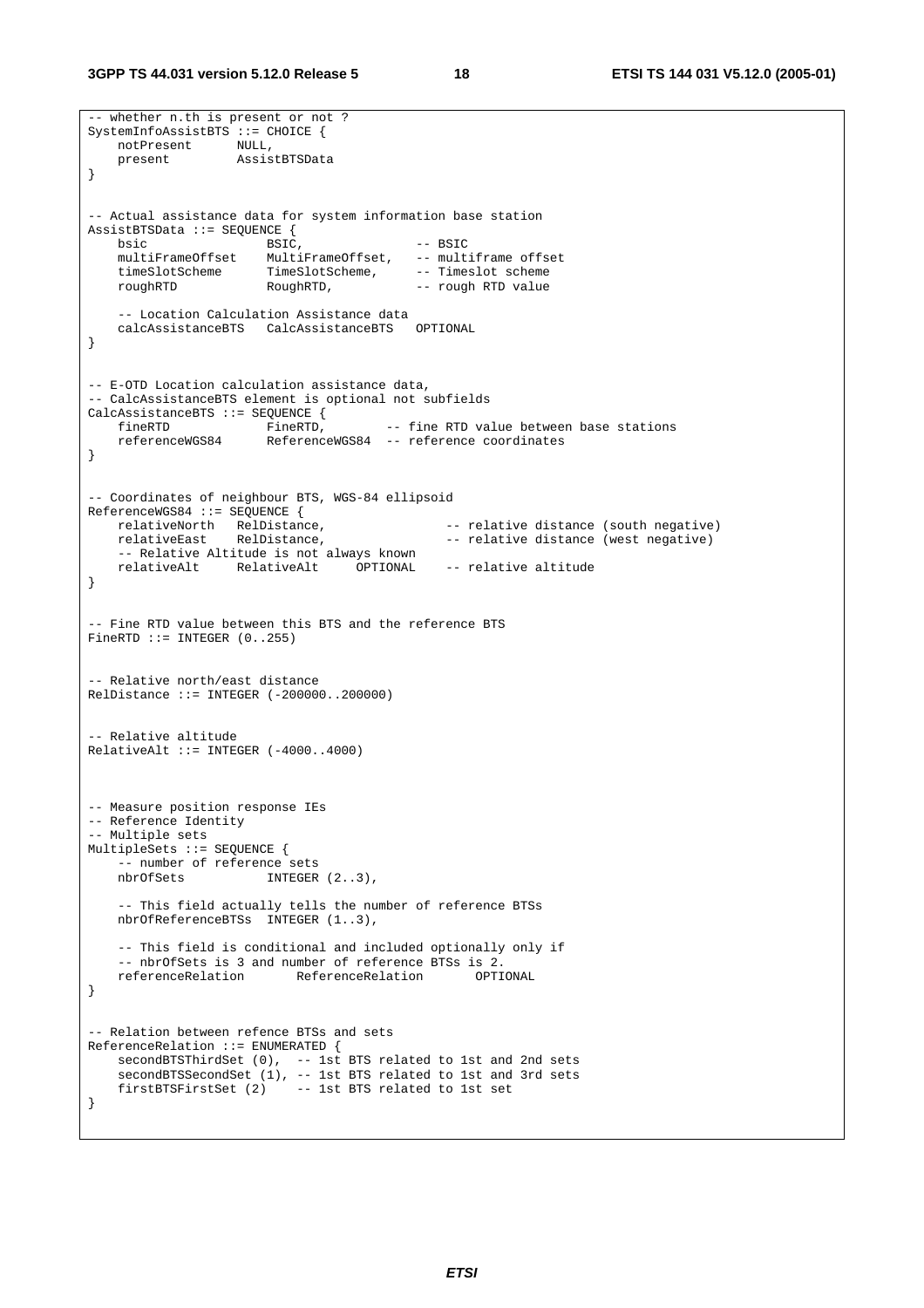```
-- whether n.th is present or not ?
SystemInfoAssistBTS ::= CHOICE {
    notPresent      NULL,
    present         AssistBTSData
}


-- Actual assistance data for system information base station
AssistBTSData ::= SEQUENCE {
    bsic                BSIC,               -- BSIC
    multiFrameOffset    MultiFrameOffset,   -- multiframe offset
    timeSlotScheme      TimeSlotScheme,     -- Timeslot scheme
    roughRTD            RoughRTD,           -- rough RTD value

    -- Location Calculation Assistance data
    calcAssistanceBTS   CalcAssistanceBTS   OPTIONAL
}


-- E-OTD Location calculation assistance data,
-- CalcAssistanceBTS element is optional not subfields
CalcAssistanceBTS ::= SEQUENCE {
    fineRTD             FineRTD,        -- fine RTD value between base stations
    referenceWGS84      ReferenceWGS84  -- reference coordinates
}


-- Coordinates of neighbour BTS, WGS-84 ellipsoid
ReferenceWGS84 ::= SEQUENCE {
    relativeNorth   RelDistance,                -- relative distance (south negative)
    relativeEast    RelDistance,                -- relative distance (west negative)
    -- Relative Altitude is not always known
    relativeAlt     RelativeAlt     OPTIONAL    -- relative altitude
}


-- Fine RTD value between this BTS and the reference BTS
FineRTD ::= INTEGER (0..255)


-- Relative north/east distance
RelDistance ::= INTEGER (-200000..200000)


-- Relative altitude
RelativeAlt ::= INTEGER (-4000..4000)



-- Measure position response IEs
-- Reference Identity
-- Multiple sets
MultipleSets ::= SEQUENCE {
    -- number of reference sets
    nbrOfSets           INTEGER (2..3),

    -- This field actually tells the number of reference BTSs
    nbrOfReferenceBTSs  INTEGER (1..3),

    -- This field is conditional and included optionally only if
    -- nbrOfSets is 3 and number of reference BTSs is 2.
    referenceRelation       ReferenceRelation       OPTIONAL
}


-- Relation between refence BTSs and sets
ReferenceRelation ::= ENUMERATED {
    secondBTSThirdSet (0),  -- 1st BTS related to 1st and 2nd sets
    secondBTSSecondSet (1), -- 1st BTS related to 1st and 3rd sets
    firstBTSFirstSet (2)    -- 1st BTS related to 1st set
}
```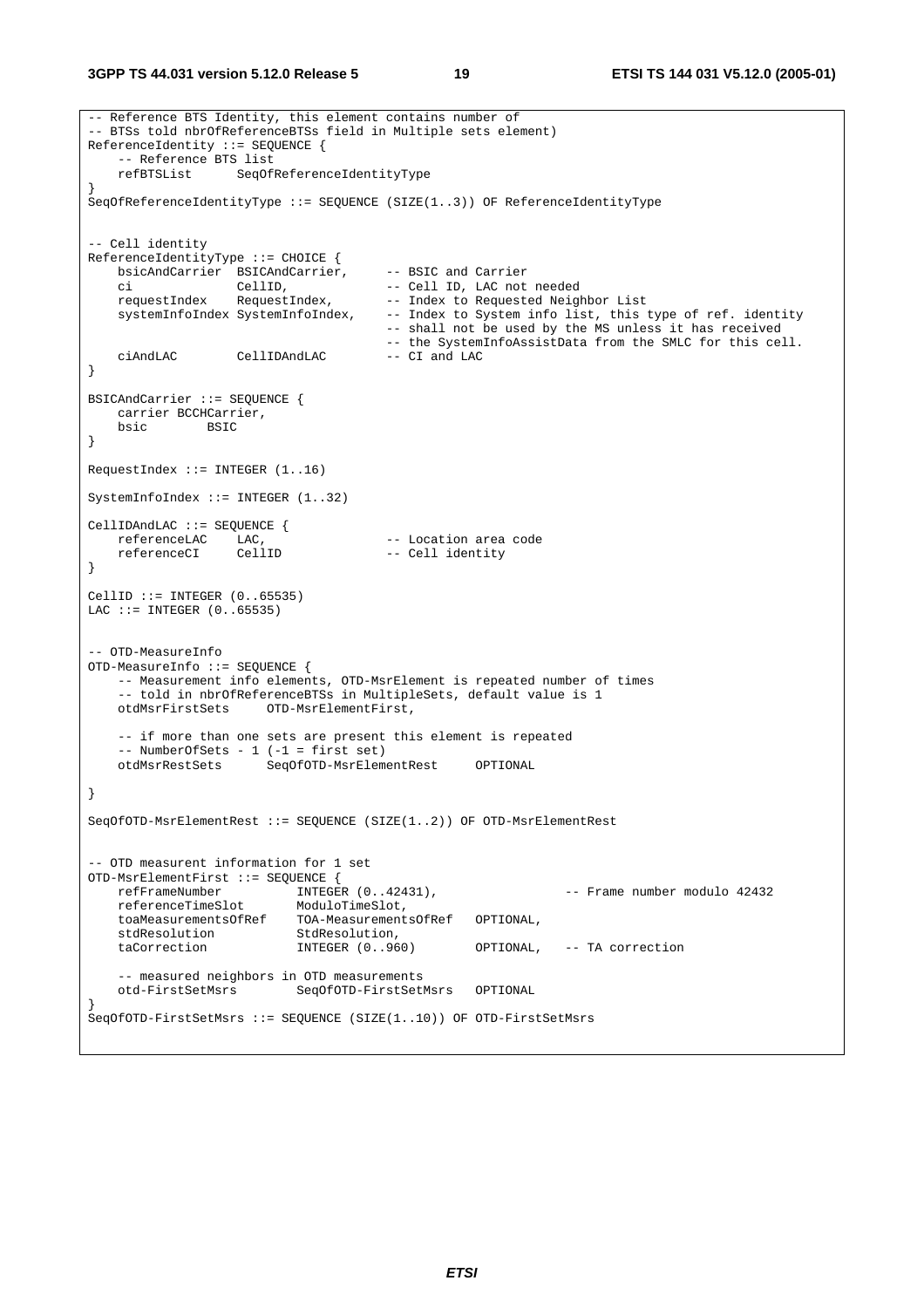```
-- Reference BTS Identity, this element contains number of
-- BTSs told nbrOfReferenceBTSs field in Multiple sets element)
ReferenceIdentity ::= SEQUENCE {
    -- Reference BTS list
    refBTSList      SeqOfReferenceIdentityType
}
SeqOfReferenceIdentityType ::= SEQUENCE (SIZE(1..3)) OF ReferenceIdentityType


-- Cell identity
ReferenceIdentityType ::= CHOICE {
    bsicAndCarrier  BSICAndCarrier,     -- BSIC and Carrier
    ci              CellID,             -- Cell ID, LAC not needed
    requestIndex    RequestIndex,       -- Index to Requested Neighbor List
    systemInfoIndex SystemInfoIndex,    -- Index to System info list, this type of ref. identity
                                        -- shall not be used by the MS unless it has received
                                        -- the SystemInfoAssistData from the SMLC for this cell.
    ciAndLAC        CellIDAndLAC        -- CI and LAC
}

BSICAndCarrier ::= SEQUENCE {
    carrier BCCHCarrier,
    bsic        BSIC
}

RequestIndex ::= INTEGER (1..16)

SystemInfoIndex ::= INTEGER (1..32)

CellIDAndLAC ::= SEQUENCE {
    referenceLAC    LAC,                -- Location area code
    referenceCI     CellID              -- Cell identity
}

CellID ::= INTEGER (0..65535)
LAC ::= INTEGER (0..65535)


-- OTD-MeasureInfo
OTD-MeasureInfo ::= SEQUENCE {
    -- Measurement info elements, OTD-MsrElement is repeated number of times
    -- told in nbrOfReferenceBTSs in MultipleSets, default value is 1
    otdMsrFirstSets     OTD-MsrElementFirst,

    -- if more than one sets are present this element is repeated
    -- NumberOfSets - 1 (-1 = first set)
    otdMsrRestSets      SeqOfOTD-MsrElementRest     OPTIONAL

}

SeqOfOTD-MsrElementRest ::= SEQUENCE (SIZE(1..2)) OF OTD-MsrElementRest


-- OTD measurent information for 1 set
OTD-MsrElementFirst ::= SEQUENCE {
    refFrameNumber          INTEGER (0..42431),                 -- Frame number modulo 42432
    referenceTimeSlot       ModuloTimeSlot,
    toaMeasurementsOfRef    TOA-MeasurementsOfRef   OPTIONAL,
    stdResolution           StdResolution,
    taCorrection            INTEGER (0..960)        OPTIONAL,   -- TA correction

    -- measured neighbors in OTD measurements
    otd-FirstSetMsrs        SeqOfOTD-FirstSetMsrs   OPTIONAL
}
SeqOfOTD-FirstSetMsrs ::= SEQUENCE (SIZE(1..10)) OF OTD-FirstSetMsrs
```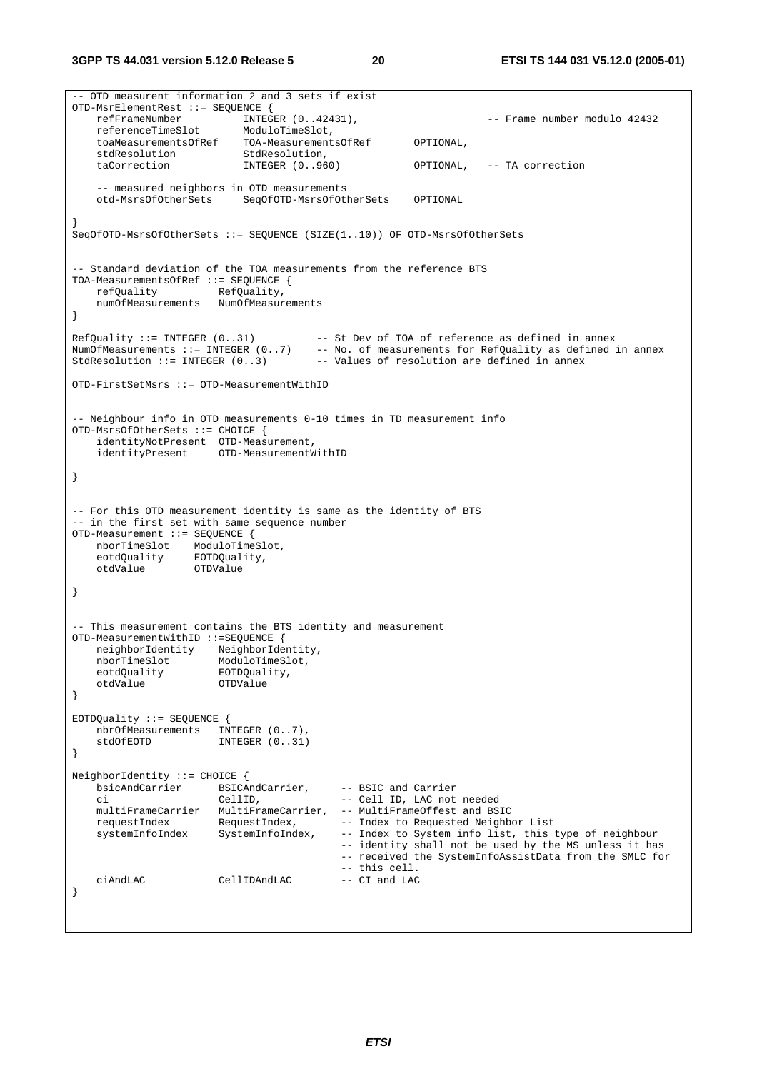```
-- OTD measurent information 2 and 3 sets if exist
OTD-MsrElementRest ::= SEQUENCE {
    refFrameNumber          INTEGER (0..42431),                     -- Frame number modulo 42432
    referenceTimeSlot       ModuloTimeSlot,
    toaMeasurementsOfRef    TOA-MeasurementsOfRef       OPTIONAL,
    stdResolution           StdResolution,
    taCorrection            INTEGER (0..960)            OPTIONAL,   -- TA correction

    -- measured neighbors in OTD measurements
    otd-MsrsOfOtherSets     SeqOfOTD-MsrsOfOtherSets    OPTIONAL

}
SeqOfOTD-MsrsOfOtherSets ::= SEQUENCE (SIZE(1..10)) OF OTD-MsrsOfOtherSets


-- Standard deviation of the TOA measurements from the reference BTS
TOA-MeasurementsOfRef ::= SEQUENCE {
    refQuality          RefQuality,
    numOfMeasurements   NumOfMeasurements
}

RefQuality ::= INTEGER (0..31)          -- St Dev of TOA of reference as defined in annex
NumOfMeasurements ::= INTEGER (0..7)    -- No. of measurements for RefQuality as defined in annex
StdResolution ::= INTEGER (0..3)        -- Values of resolution are defined in annex

OTD-FirstSetMsrs ::= OTD-MeasurementWithID


-- Neighbour info in OTD measurements 0-10 times in TD measurement info
OTD-MsrsOfOtherSets ::= CHOICE {
    identityNotPresent  OTD-Measurement,
    identityPresent     OTD-MeasurementWithID

}


-- For this OTD measurement identity is same as the identity of BTS
-- in the first set with same sequence number
OTD-Measurement ::= SEQUENCE {
    nborTimeSlot    ModuloTimeSlot,
    eotdQuality     EOTDQuality,
    otdValue        OTDValue

}


-- This measurement contains the BTS identity and measurement
OTD-MeasurementWithID ::=SEQUENCE {
    neighborIdentity    NeighborIdentity,
    nborTimeSlot        ModuloTimeSlot,
    eotdQuality         EOTDQuality,
    otdValue            OTDValue
}

EOTDQuality ::= SEQUENCE {
    nbrOfMeasurements   INTEGER (0..7),
    stdOfEOTD           INTEGER (0..31)
}

NeighborIdentity ::= CHOICE {
    bsicAndCarrier      BSICAndCarrier,     -- BSIC and Carrier
    ci                  CellID,             -- Cell ID, LAC not needed
    multiFrameCarrier   MultiFrameCarrier,  -- MultiFrameOffest and BSIC
    requestIndex        RequestIndex,       -- Index to Requested Neighbor List
    systemInfoIndex     SystemInfoIndex,    -- Index to System info list, this type of neighbour
                                            -- identity shall not be used by the MS unless it has
                                            -- received the SystemInfoAssistData from the SMLC for
                                            -- this cell.
    ciAndLAC            CellIDAndLAC        -- CI and LAC
}
```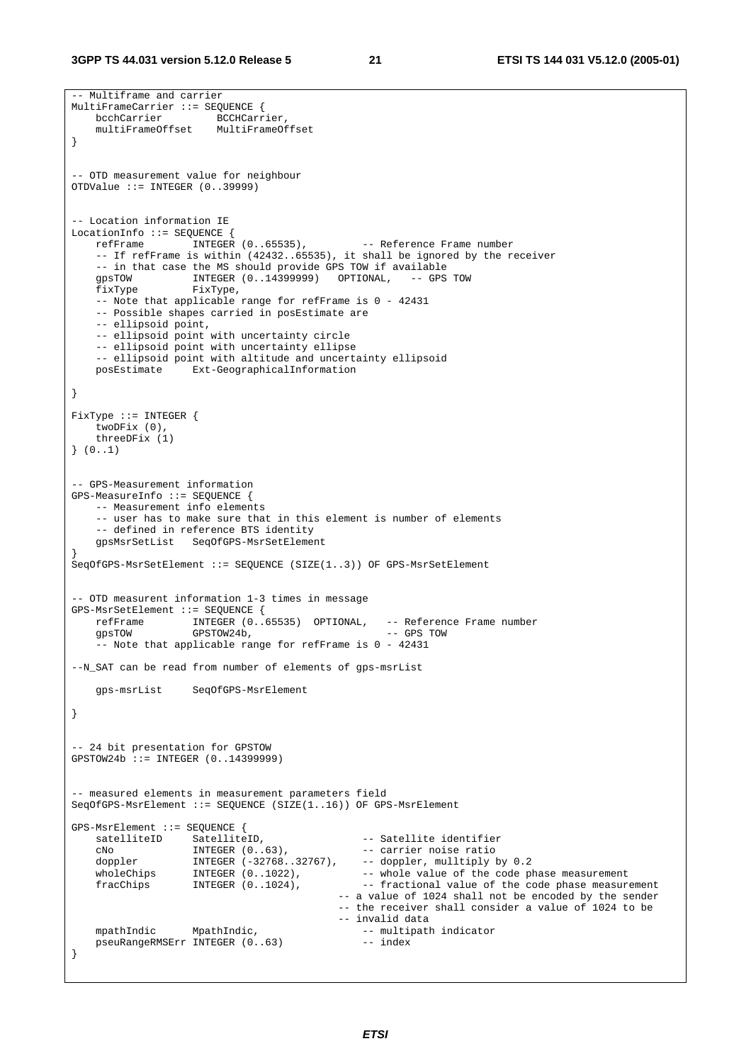```
-- Multiframe and carrier
MultiFrameCarrier ::= SEQUENCE {
    bcchCarrier         BCCHCarrier,
    multiFrameOffset    MultiFrameOffset
}


-- OTD measurement value for neighbour
OTDValue ::= INTEGER (0..39999)


-- Location information IE
LocationInfo ::= SEQUENCE {
    refFrame        INTEGER (0..65535),         -- Reference Frame number
    -- If refFrame is within (42432..65535), it shall be ignored by the receiver
    -- in that case the MS should provide GPS TOW if available
    gpsTOW          INTEGER (0..14399999)   OPTIONAL,   -- GPS TOW
    fixType         FixType,
    -- Note that applicable range for refFrame is 0 - 42431
    -- Possible shapes carried in posEstimate are
    -- ellipsoid point,
    -- ellipsoid point with uncertainty circle
    -- ellipsoid point with uncertainty ellipse
    -- ellipsoid point with altitude and uncertainty ellipsoid
    posEstimate     Ext-GeographicalInformation

}

FixType ::= INTEGER {
    twoDFix (0),
    threeDFix (1)
} (0..1)


-- GPS-Measurement information
GPS-MeasureInfo ::= SEQUENCE {
    -- Measurement info elements
    -- user has to make sure that in this element is number of elements
    -- defined in reference BTS identity
    gpsMsrSetList   SeqOfGPS-MsrSetElement
}
SeqOfGPS-MsrSetElement ::= SEQUENCE (SIZE(1..3)) OF GPS-MsrSetElement


-- OTD measurent information 1-3 times in message
GPS-MsrSetElement ::= SEQUENCE {
    refFrame        INTEGER (0..65535)  OPTIONAL,   -- Reference Frame number
    gpsTOW          GPSTOW24b,                      -- GPS TOW
    -- Note that applicable range for refFrame is 0 - 42431

--N_SAT can be read from number of elements of gps-msrList

    gps-msrList     SeqOfGPS-MsrElement

}


-- 24 bit presentation for GPSTOW
GPSTOW24b ::= INTEGER (0..14399999)


-- measured elements in measurement parameters field
SeqOfGPS-MsrElement ::= SEQUENCE (SIZE(1..16)) OF GPS-MsrElement

GPS-MsrElement ::= SEQUENCE {
    satelliteID     SatelliteID,                -- Satellite identifier
    cNo             INTEGER (0..63),            -- carrier noise ratio
    doppler         INTEGER (-32768..32767),    -- doppler, mulltiply by 0.2
    wholeChips      INTEGER (0..1022),          -- whole value of the code phase measurement
    fracChips       INTEGER (0..1024),          -- fractional value of the code phase measurement
                                            -- a value of 1024 shall not be encoded by the sender
                                            -- the receiver shall consider a value of 1024 to be
                                            -- invalid data
    mpathIndic      MpathIndic,                 -- multipath indicator
    pseuRangeRMSErr INTEGER (0..63)             -- index
}
```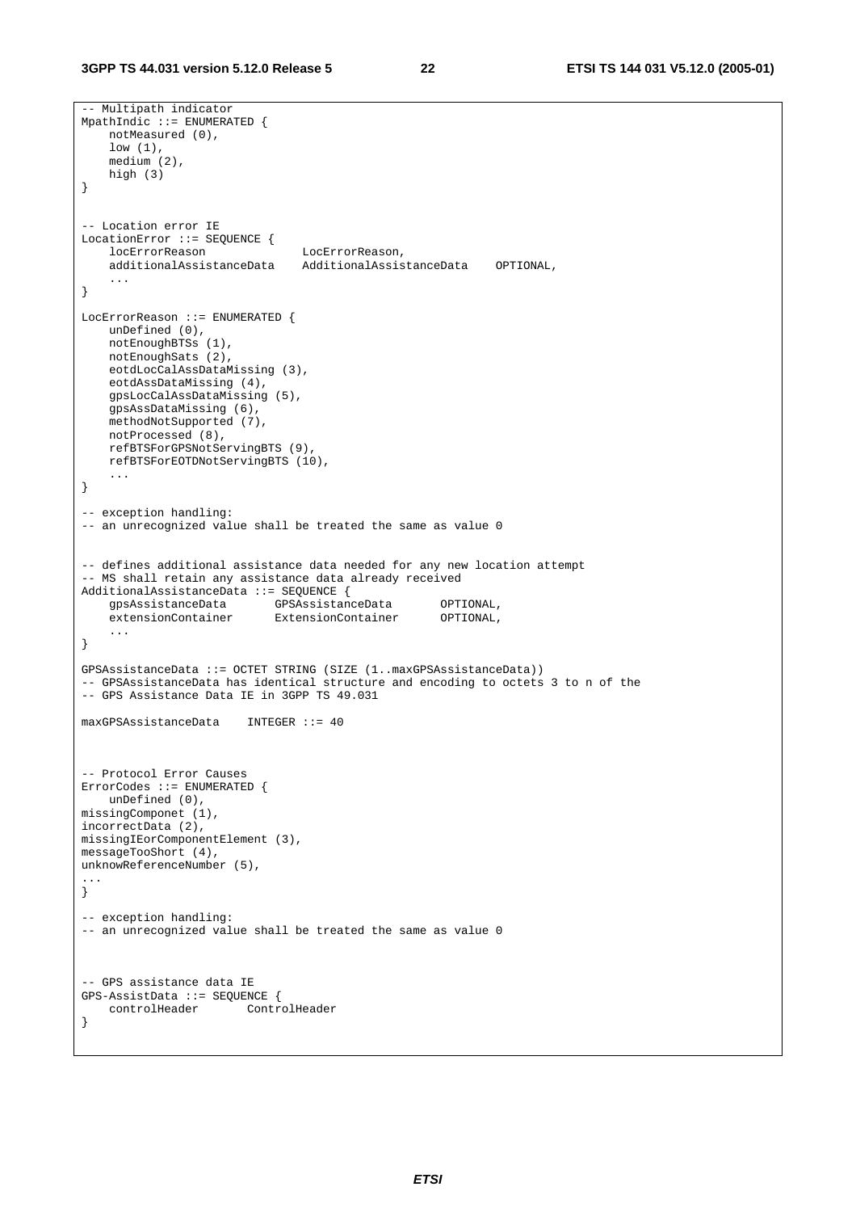```
-- Multipath indicator
MpathIndic ::= ENUMERATED {
    notMeasured (0),
    low (1),
    medium (2),
    high (3)
}


-- Location error IE
LocationError ::= SEQUENCE {
    locErrorReason              LocErrorReason,
    additionalAssistanceData    AdditionalAssistanceData    OPTIONAL,
    ...
}

LocErrorReason ::= ENUMERATED {
    unDefined (0),
    notEnoughBTSs (1),
    notEnoughSats (2),
    eotdLocCalAssDataMissing (3),
    eotdAssDataMissing (4),
    gpsLocCalAssDataMissing (5),
    gpsAssDataMissing (6),
    methodNotSupported (7),
    notProcessed (8),
    refBTSForGPSNotServingBTS (9),
    refBTSForEOTDNotServingBTS (10),
    ...
}

-- exception handling:
-- an unrecognized value shall be treated the same as value 0


-- defines additional assistance data needed for any new location attempt
-- MS shall retain any assistance data already received
AdditionalAssistanceData ::= SEQUENCE {
    gpsAssistanceData       GPSAssistanceData       OPTIONAL,
    extensionContainer      ExtensionContainer      OPTIONAL,
    ...
}

GPSAssistanceData ::= OCTET STRING (SIZE (1..maxGPSAssistanceData))
-- GPSAssistanceData has identical structure and encoding to octets 3 to n of the
-- GPS Assistance Data IE in 3GPP TS 49.031

maxGPSAssistanceData    INTEGER ::= 40



-- Protocol Error Causes
ErrorCodes ::= ENUMERATED {
    unDefined (0),
missingComponet (1),
incorrectData (2),
missingIEorComponentElement (3),
messageTooShort (4),
unknowReferenceNumber (5),
...
}

-- exception handling:
-- an unrecognized value shall be treated the same as value 0



-- GPS assistance data IE
GPS-AssistData ::= SEQUENCE {
    controlHeader       ControlHeader
}
```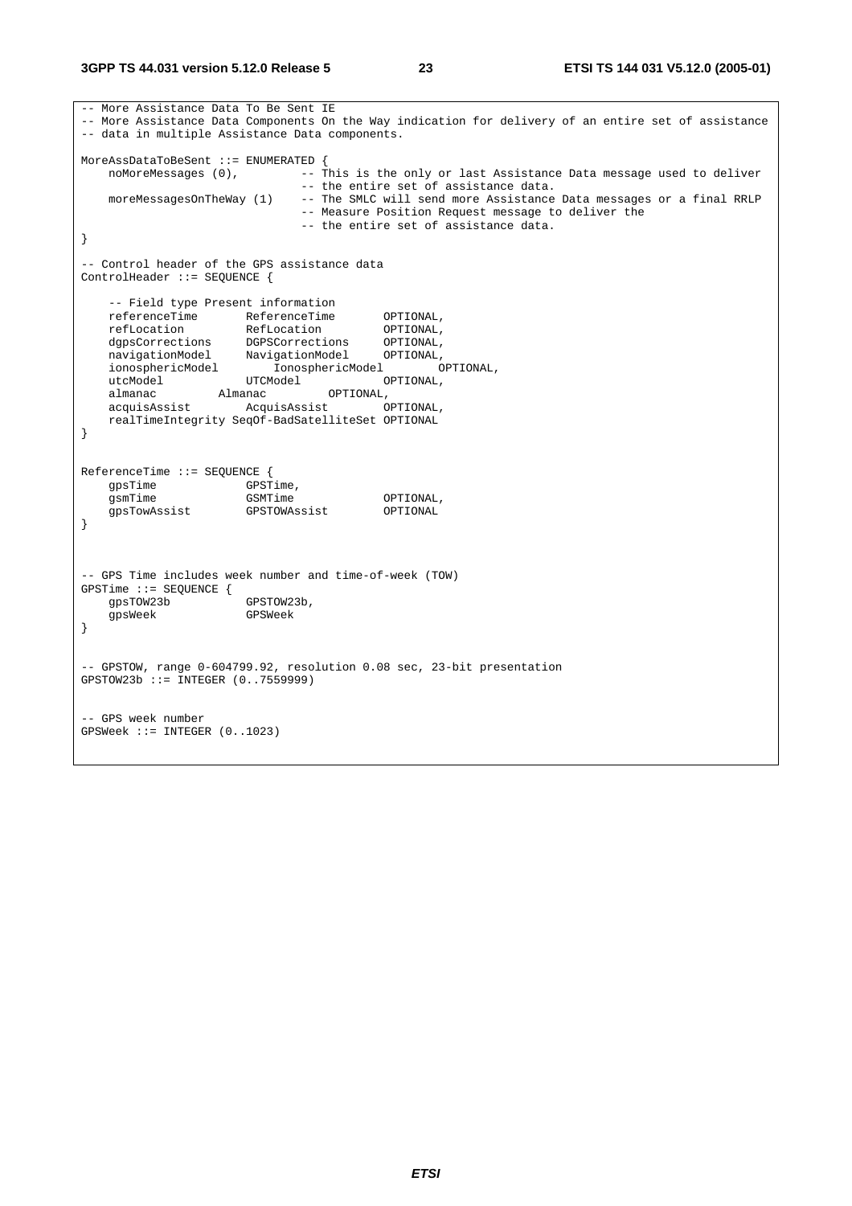```
-- More Assistance Data To Be Sent IE
-- More Assistance Data Components On the Way indication for delivery of an entire set of assistance
-- data in multiple Assistance Data components.

MoreAssDataToBeSent ::= ENUMERATED {
    noMoreMessages (0),         -- This is the only or last Assistance Data message used to deliver
                                -- the entire set of assistance data.
    moreMessagesOnTheWay (1)    -- The SMLC will send more Assistance Data messages or a final RRLP
                                -- Measure Position Request message to deliver the
                                -- the entire set of assistance data.
}

-- Control header of the GPS assistance data
ControlHeader ::= SEQUENCE {

    -- Field type Present information
    referenceTime       ReferenceTime       OPTIONAL,
    refLocation         RefLocation         OPTIONAL,
    dgpsCorrections     DGPSCorrections     OPTIONAL,
    navigationModel     NavigationModel     OPTIONAL,
    ionosphericModel        IonosphericModel        OPTIONAL,
    utcModel            UTCModel            OPTIONAL,
    almanac         Almanac         OPTIONAL,
    acquisAssist        AcquisAssist        OPTIONAL,
    realTimeIntegrity SeqOf-BadSatelliteSet OPTIONAL
}


ReferenceTime ::= SEQUENCE {
    gpsTime             GPSTime,
    gsmTime             GSMTime             OPTIONAL,
    gpsTowAssist        GPSTOWAssist        OPTIONAL
}



-- GPS Time includes week number and time-of-week (TOW)
GPSTime ::= SEQUENCE {
    gpsTOW23b           GPSTOW23b,
    gpsWeek             GPSWeek
}


-- GPSTOW, range 0-604799.92, resolution 0.08 sec, 23-bit presentation
GPSTOW23b ::= INTEGER (0..7559999)


-- GPS week number
GPSWeek ::= INTEGER (0..1023)
```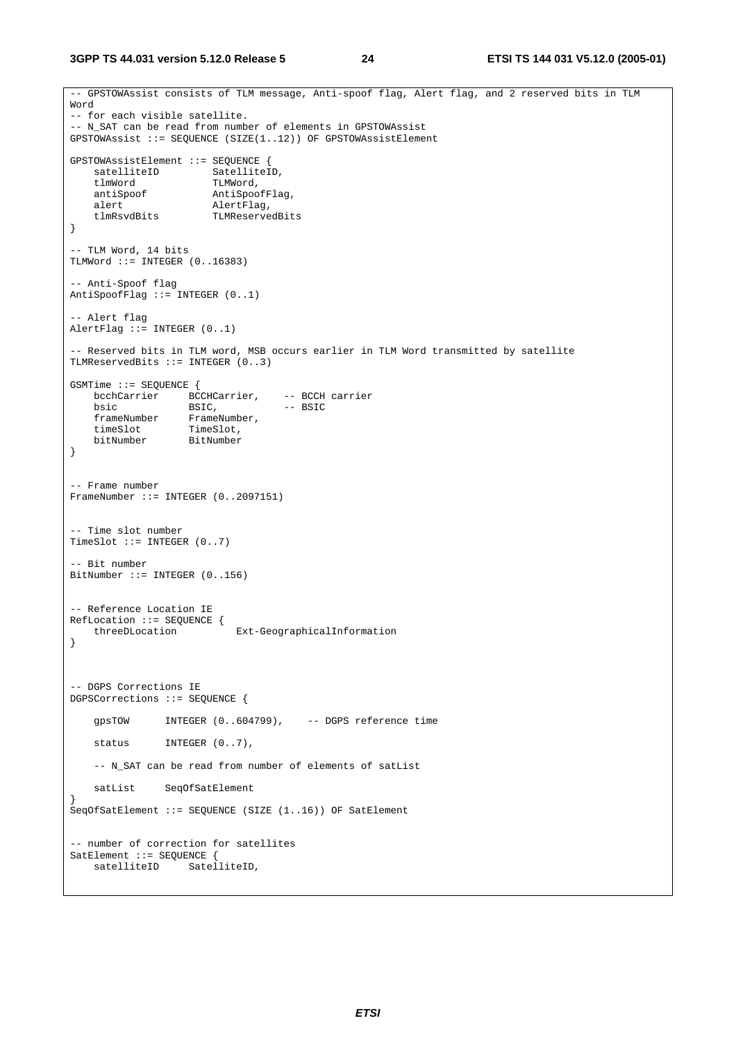```
-- GPSTOWAssist consists of TLM message, Anti-spoof flag, Alert flag, and 2 reserved bits in TLM Word
-- for each visible satellite.
-- N_SAT can be read from number of elements in GPSTOWAssist
GPSTOWAssist ::= SEQUENCE (SIZE(1..12)) OF GPSTOWAssistElement

GPSTOWAssistElement ::= SEQUENCE {
    satelliteID         SatelliteID,
    tlmWord             TLMWord,
    antiSpoof           AntiSpoofFlag,
    alert               AlertFlag,
    tlmRsvdBits         TLMReservedBits
}

-- TLM Word, 14 bits
TLMWord ::= INTEGER (0..16383)

-- Anti-Spoof flag
AntiSpoofFlag ::= INTEGER (0..1)

-- Alert flag
AlertFlag ::= INTEGER (0..1)

-- Reserved bits in TLM word, MSB occurs earlier in TLM Word transmitted by satellite
TLMReservedBits ::= INTEGER (0..3)

GSMTime ::= SEQUENCE {
    bcchCarrier     BCCHCarrier,    -- BCCH carrier
    bsic            BSIC,           -- BSIC
    frameNumber     FrameNumber,
    timeSlot        TimeSlot,
    bitNumber       BitNumber
}


-- Frame number
FrameNumber ::= INTEGER (0..2097151)


-- Time slot number
TimeSlot ::= INTEGER (0..7)

-- Bit number
BitNumber ::= INTEGER (0..156)


-- Reference Location IE
RefLocation ::= SEQUENCE {
    threeDLocation          Ext-GeographicalInformation
}



-- DGPS Corrections IE
DGPSCorrections ::= SEQUENCE {

    gpsTOW      INTEGER (0..604799),    -- DGPS reference time

    status      INTEGER (0..7),

    -- N_SAT can be read from number of elements of satList

    satList     SeqOfSatElement
}
SeqOfSatElement ::= SEQUENCE (SIZE (1..16)) OF SatElement


-- number of correction for satellites
SatElement ::= SEQUENCE {
    satelliteID     SatelliteID,
```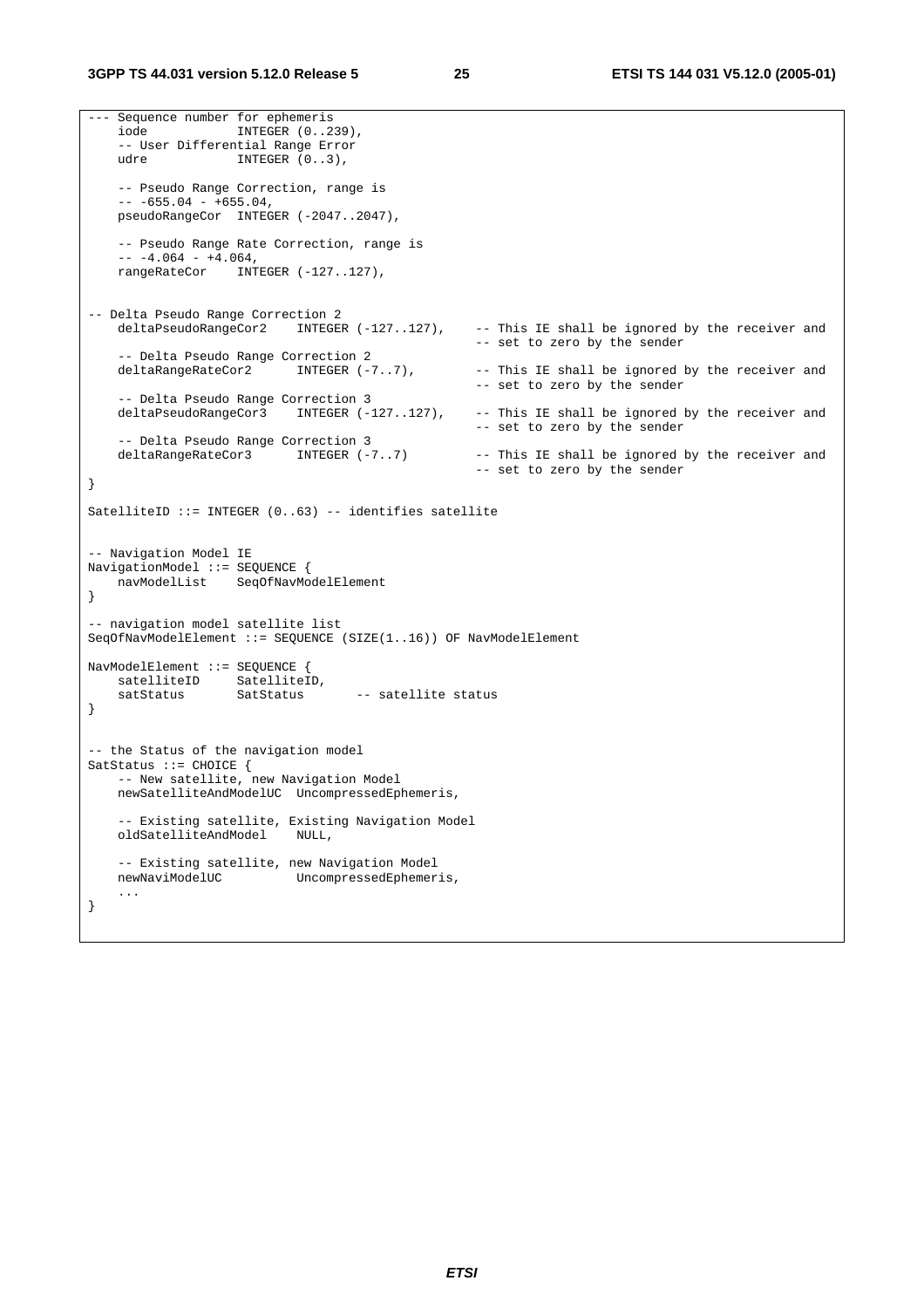```
--- Sequence number for ephemeris
    iode            INTEGER (0..239),
    -- User Differential Range Error
    udre            INTEGER (0..3),

    -- Pseudo Range Correction, range is
    -- -655.04 - +655.04,
    pseudoRangeCor  INTEGER (-2047..2047),

    -- Pseudo Range Rate Correction, range is
    -- -4.064 - +4.064,
    rangeRateCor    INTEGER (-127..127),


-- Delta Pseudo Range Correction 2
    deltaPseudoRangeCor2    INTEGER (-127..127),    -- This IE shall be ignored by the receiver and
                                                    -- set to zero by the sender
    -- Delta Pseudo Range Correction 2
    deltaRangeRateCor2      INTEGER (-7..7),        -- This IE shall be ignored by the receiver and
                                                    -- set to zero by the sender
    -- Delta Pseudo Range Correction 3
    deltaPseudoRangeCor3    INTEGER (-127..127),    -- This IE shall be ignored by the receiver and
                                                    -- set to zero by the sender
    -- Delta Pseudo Range Correction 3
    deltaRangeRateCor3      INTEGER (-7..7)         -- This IE shall be ignored by the receiver and
                                                    -- set to zero by the sender
}

SatelliteID ::= INTEGER (0..63) -- identifies satellite


-- Navigation Model IE
NavigationModel ::= SEQUENCE {
    navModelList    SeqOfNavModelElement
}

-- navigation model satellite list
SeqOfNavModelElement ::= SEQUENCE (SIZE(1..16)) OF NavModelElement

NavModelElement ::= SEQUENCE {
    satelliteID     SatelliteID,
    satStatus       SatStatus       -- satellite status
}


-- the Status of the navigation model
SatStatus ::= CHOICE {
    -- New satellite, new Navigation Model
    newSatelliteAndModelUC  UncompressedEphemeris,

    -- Existing satellite, Existing Navigation Model
    oldSatelliteAndModel    NULL,

    -- Existing satellite, new Navigation Model
    newNaviModelUC          UncompressedEphemeris,
    ...
}
```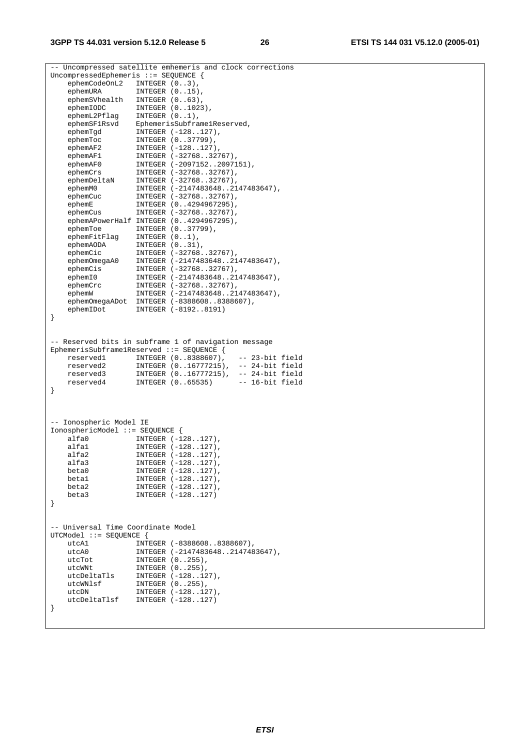```
-- Uncompressed satellite emhemeris and clock corrections
UncompressedEphemeris ::= SEQUENCE {
    ephemCodeOnL2   INTEGER (0..3),
    ephemURA        INTEGER (0..15),
    ephemSVhealth   INTEGER (0..63),
    ephemIODC       INTEGER (0..1023),
    ephemL2Pflag    INTEGER (0..1),
    ephemSF1Rsvd    EphemerisSubframe1Reserved,
    ephemTgd        INTEGER (-128..127),
    ephemToc        INTEGER (0..37799),
    ephemAF2        INTEGER (-128..127),
    ephemAF1        INTEGER (-32768..32767),
    ephemAF0        INTEGER (-2097152..2097151),
    ephemCrs        INTEGER (-32768..32767),
    ephemDeltaN     INTEGER (-32768..32767),
    ephemM0         INTEGER (-2147483648..2147483647),
    ephemCuc        INTEGER (-32768..32767),
    ephemE          INTEGER (0..4294967295),
    ephemCus        INTEGER (-32768..32767),
    ephemAPowerHalf INTEGER (0..4294967295),
    ephemToe        INTEGER (0..37799),
    ephemFitFlag    INTEGER (0..1),
    ephemAODA       INTEGER (0..31),
    ephemCic        INTEGER (-32768..32767),
    ephemOmegaA0    INTEGER (-2147483648..2147483647),
    ephemCis        INTEGER (-32768..32767),
    ephemI0         INTEGER (-2147483648..2147483647),
    ephemCrc        INTEGER (-32768..32767),
    ephemW          INTEGER (-2147483648..2147483647),
    ephemOmegaADot  INTEGER (-8388608..8388607),
    ephemIDot       INTEGER (-8192..8191)
}


-- Reserved bits in subframe 1 of navigation message
EphemerisSubframe1Reserved ::= SEQUENCE {
    reserved1       INTEGER (0..8388607),   -- 23-bit field
    reserved2       INTEGER (0..16777215),  -- 24-bit field
    reserved3       INTEGER (0..16777215),  -- 24-bit field
    reserved4       INTEGER (0..65535)      -- 16-bit field
}



-- Ionospheric Model IE
IonosphericModel ::= SEQUENCE {
    alfa0           INTEGER (-128..127),
    alfa1           INTEGER (-128..127),
    alfa2           INTEGER (-128..127),
    alfa3           INTEGER (-128..127),
    beta0           INTEGER (-128..127),
    beta1           INTEGER (-128..127),
    beta2           INTEGER (-128..127),
    beta3           INTEGER (-128..127)
}


-- Universal Time Coordinate Model
UTCModel ::= SEQUENCE {
    utcA1           INTEGER (-8388608..8388607),
    utcA0           INTEGER (-2147483648..2147483647),
    utcTot          INTEGER (0..255),
    utcWNt          INTEGER (0..255),
    utcDeltaTls     INTEGER (-128..127),
    utcWNlsf        INTEGER (0..255),
    utcDN           INTEGER (-128..127),
    utcDeltaTlsf    INTEGER (-128..127)
}
```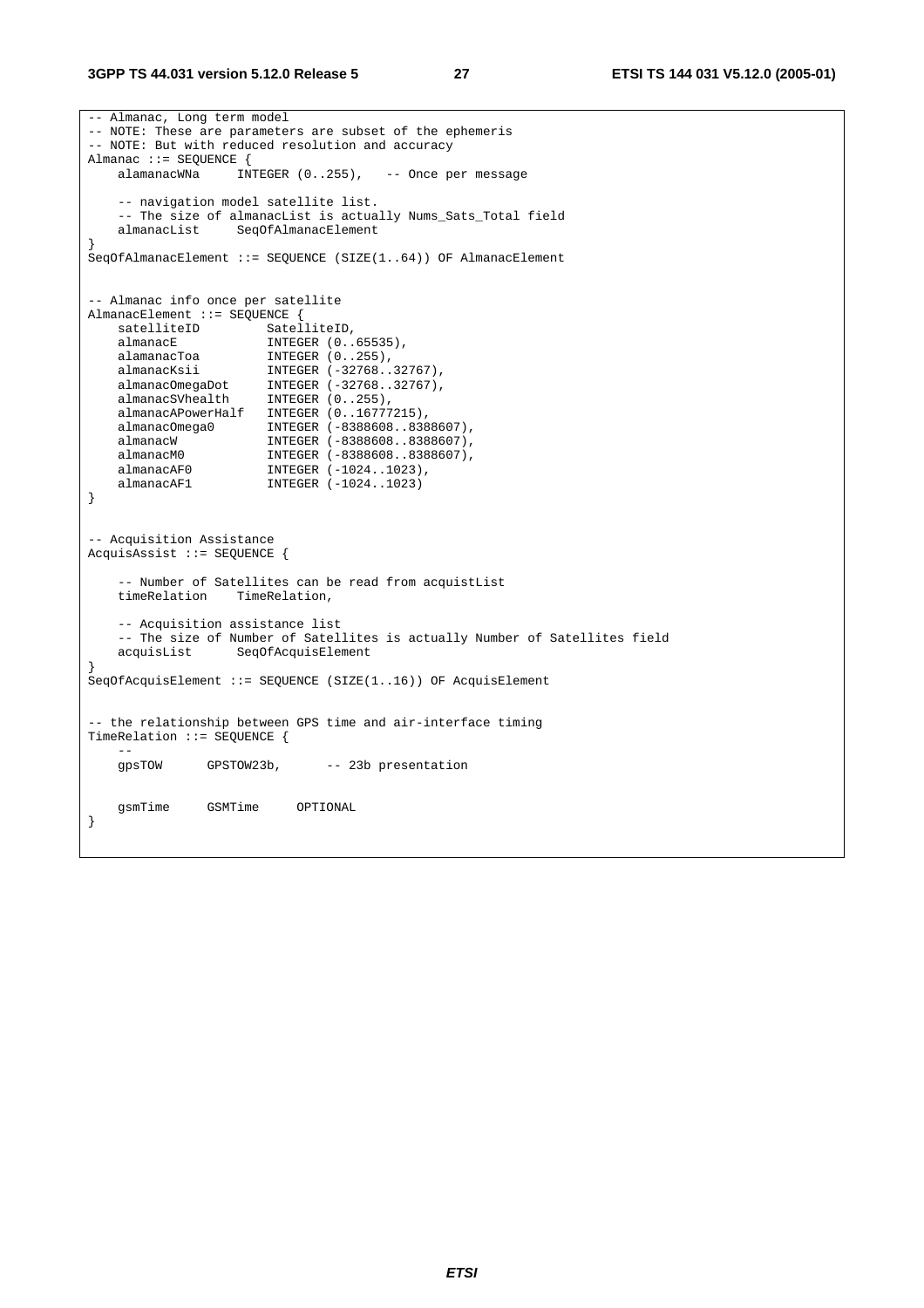```
-- Almanac, Long term model
-- NOTE: These are parameters are subset of the ephemeris
-- NOTE: But with reduced resolution and accuracy
Almanac ::= SEQUENCE {
    alamanacWNa     INTEGER (0..255),   -- Once per message

    -- navigation model satellite list.
    -- The size of almanacList is actually Nums_Sats_Total field
    almanacList     SeqOfAlmanacElement
}
SeqOfAlmanacElement ::= SEQUENCE (SIZE(1..64)) OF AlmanacElement


-- Almanac info once per satellite
AlmanacElement ::= SEQUENCE {
    satelliteID         SatelliteID,
    almanacE            INTEGER (0..65535),
    alamanacToa         INTEGER (0..255),
    almanacKsii         INTEGER (-32768..32767),
    almanacOmegaDot     INTEGER (-32768..32767),
    almanacSVhealth     INTEGER (0..255),
    almanacAPowerHalf   INTEGER (0..16777215),
    almanacOmega0       INTEGER (-8388608..8388607),
    almanacW            INTEGER (-8388608..8388607),
    almanacM0           INTEGER (-8388608..8388607),
    almanacAF0          INTEGER (-1024..1023),
    almanacAF1          INTEGER (-1024..1023)
}


-- Acquisition Assistance
AcquisAssist ::= SEQUENCE {

    -- Number of Satellites can be read from acquistList
    timeRelation    TimeRelation,

    -- Acquisition assistance list
    -- The size of Number of Satellites is actually Number of Satellites field
    acquisList      SeqOfAcquisElement
}
SeqOfAcquisElement ::= SEQUENCE (SIZE(1..16)) OF AcquisElement


-- the relationship between GPS time and air-interface timing
TimeRelation ::= SEQUENCE {
    --
    gpsTOW      GPSTOW23b,      -- 23b presentation


    gsmTime     GSMTime     OPTIONAL
}
```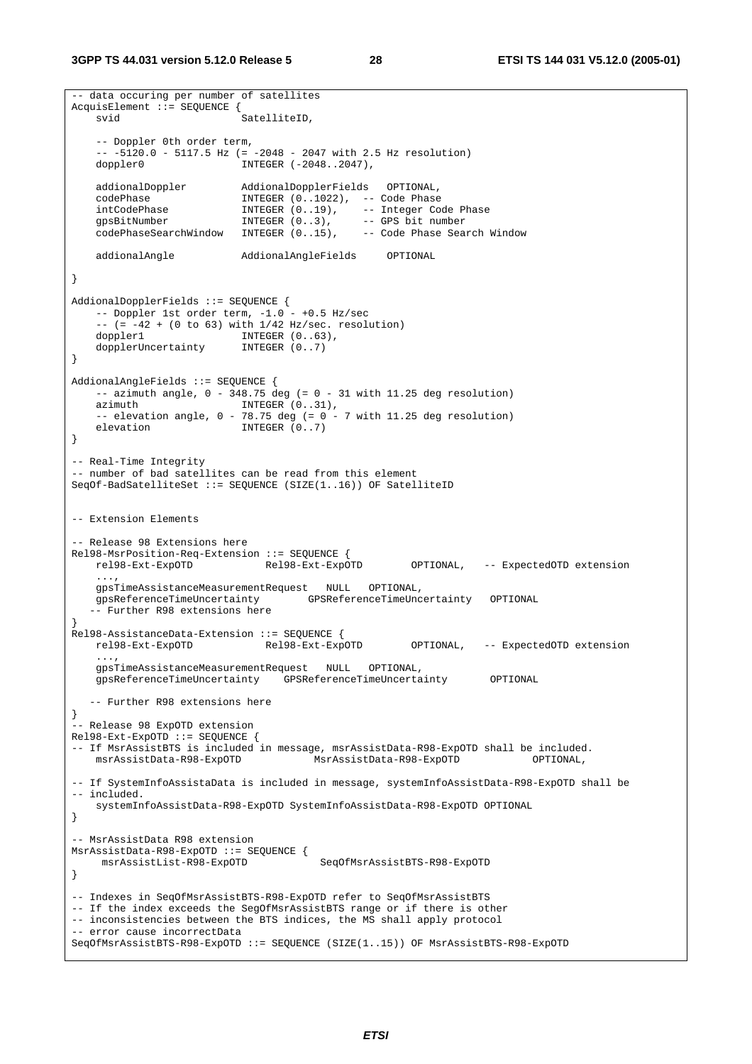```
-- data occuring per number of satellites
AcquisElement ::= SEQUENCE {
    svid                    SatelliteID,

    -- Doppler 0th order term,
    -- -5120.0 - 5117.5 Hz (= -2048 - 2047 with 2.5 Hz resolution)
    doppler0                INTEGER (-2048..2047),

    addionalDoppler         AddionalDopplerFields   OPTIONAL,
    codePhase               INTEGER (0..1022),  -- Code Phase
    intCodePhase            INTEGER (0..19),    -- Integer Code Phase
    gpsBitNumber            INTEGER (0..3),     -- GPS bit number
    codePhaseSearchWindow   INTEGER (0..15),    -- Code Phase Search Window

    addionalAngle           AddionalAngleFields     OPTIONAL

}

AddionalDopplerFields ::= SEQUENCE {
    -- Doppler 1st order term, -1.0 - +0.5 Hz/sec
    -- (= -42 + (0 to 63) with 1/42 Hz/sec. resolution)
    doppler1                INTEGER (0..63),
    dopplerUncertainty      INTEGER (0..7)
}

AddionalAngleFields ::= SEQUENCE {
    -- azimuth angle, 0 - 348.75 deg (= 0 - 31 with 11.25 deg resolution)
    azimuth                 INTEGER (0..31),
    -- elevation angle, 0 - 78.75 deg (= 0 - 7 with 11.25 deg resolution)
    elevation               INTEGER (0..7)
}

-- Real-Time Integrity
-- number of bad satellites can be read from this element
SeqOf-BadSatelliteSet ::= SEQUENCE (SIZE(1..16)) OF SatelliteID


-- Extension Elements

-- Release 98 Extensions here
Rel98-MsrPosition-Req-Extension ::= SEQUENCE {
    rel98-Ext-ExpOTD            Rel98-Ext-ExpOTD        OPTIONAL,   -- ExpectedOTD extension
    ...,
    gpsTimeAssistanceMeasurementRequest   NULL   OPTIONAL,
    gpsReferenceTimeUncertainty       GPSReferenceTimeUncertainty   OPTIONAL
   -- Further R98 extensions here
}
Rel98-AssistanceData-Extension ::= SEQUENCE {
    rel98-Ext-ExpOTD            Rel98-Ext-ExpOTD        OPTIONAL,   -- ExpectedOTD extension
    ...,
    gpsTimeAssistanceMeasurementRequest   NULL   OPTIONAL,
    gpsReferenceTimeUncertainty    GPSReferenceTimeUncertainty       OPTIONAL

   -- Further R98 extensions here
}
-- Release 98 ExpOTD extension
Rel98-Ext-ExpOTD ::= SEQUENCE {
-- If MsrAssistBTS is included in message, msrAssistData-R98-ExpOTD shall be included.
    msrAssistData-R98-ExpOTD            MsrAssistData-R98-ExpOTD            OPTIONAL,

-- If SystemInfoAssistaData is included in message, systemInfoAssistData-R98-ExpOTD shall be
-- included.
    systemInfoAssistData-R98-ExpOTD SystemInfoAssistData-R98-ExpOTD OPTIONAL
}

-- MsrAssistData R98 extension
MsrAssistData-R98-ExpOTD ::= SEQUENCE {
     msrAssistList-R98-ExpOTD            SeqOfMsrAssistBTS-R98-ExpOTD
}

-- Indexes in SeqOfMsrAssistBTS-R98-ExpOTD refer to SeqOfMsrAssistBTS
-- If the index exceeds the SegOfMsrAssistBTS range or if there is other
-- inconsistencies between the BTS indices, the MS shall apply protocol
-- error cause incorrectData
SeqOfMsrAssistBTS-R98-ExpOTD ::= SEQUENCE (SIZE(1..15)) OF MsrAssistBTS-R98-ExpOTD
```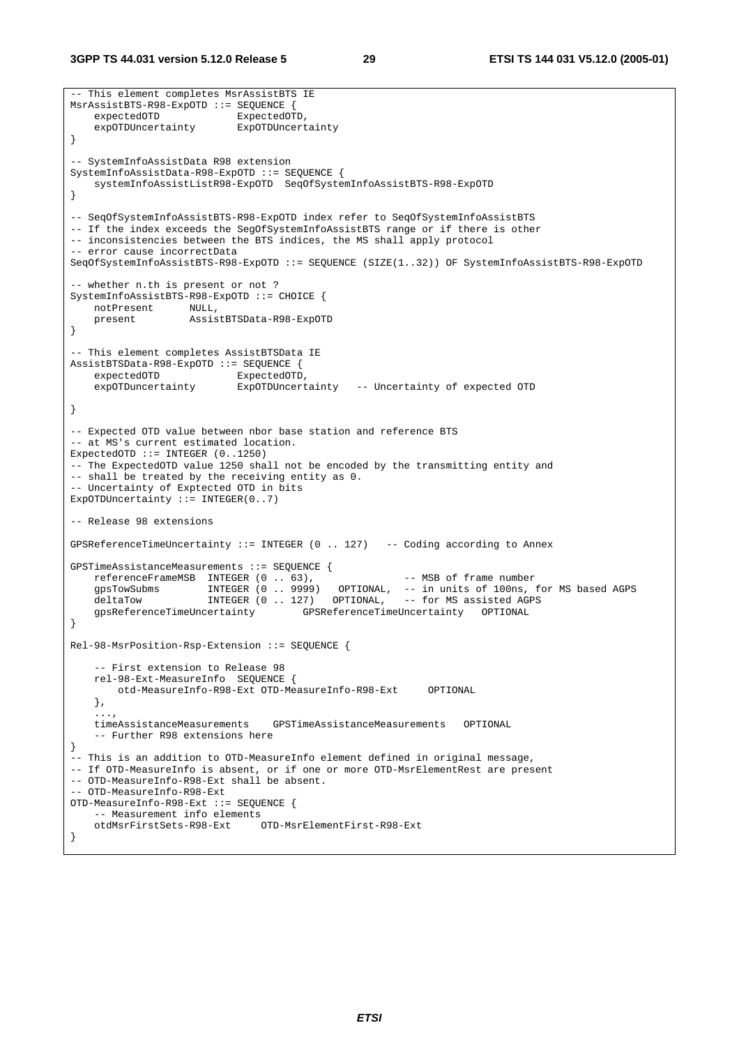```
-- This element completes MsrAssistBTS IE
MsrAssistBTS-R98-ExpOTD ::= SEQUENCE {
    expectedOTD             ExpectedOTD,
    expOTDUncertainty       ExpOTDUncertainty
}

-- SystemInfoAssistData R98 extension
SystemInfoAssistData-R98-ExpOTD ::= SEQUENCE {
    systemInfoAssistListR98-ExpOTD  SeqOfSystemInfoAssistBTS-R98-ExpOTD
}

-- SeqOfSystemInfoAssistBTS-R98-ExpOTD index refer to SeqOfSystemInfoAssistBTS
-- If the index exceeds the SegOfSystemInfoAssistBTS range or if there is other
-- inconsistencies between the BTS indices, the MS shall apply protocol
-- error cause incorrectData
SeqOfSystemInfoAssistBTS-R98-ExpOTD ::= SEQUENCE (SIZE(1..32)) OF SystemInfoAssistBTS-R98-ExpOTD

-- whether n.th is present or not ?
SystemInfoAssistBTS-R98-ExpOTD ::= CHOICE {
    notPresent      NULL,
    present         AssistBTSData-R98-ExpOTD
}

-- This element completes AssistBTSData IE
AssistBTSData-R98-ExpOTD ::= SEQUENCE {
    expectedOTD             ExpectedOTD,
    expOTDuncertainty       ExpOTDUncertainty   -- Uncertainty of expected OTD

}

-- Expected OTD value between nbor base station and reference BTS
-- at MS's current estimated location.
ExpectedOTD ::= INTEGER (0..1250)
-- The ExpectedOTD value 1250 shall not be encoded by the transmitting entity and
-- shall be treated by the receiving entity as 0.
-- Uncertainty of Exptected OTD in bits
ExpOTDUncertainty ::= INTEGER(0..7)

-- Release 98 extensions

GPSReferenceTimeUncertainty ::= INTEGER (0 .. 127)   -- Coding according to Annex

GPSTimeAssistanceMeasurements ::= SEQUENCE {
    referenceFrameMSB  INTEGER (0 .. 63),              -- MSB of frame number
    gpsTowSubms        INTEGER (0 .. 9999)  OPTIONAL,  -- in units of 100ns, for MS based AGPS
    deltaTow           INTEGER (0 .. 127)  OPTIONAL,   -- for MS assisted AGPS
    gpsReferenceTimeUncertainty        GPSReferenceTimeUncertainty   OPTIONAL
}

Rel-98-MsrPosition-Rsp-Extension ::= SEQUENCE {

    -- First extension to Release 98
    rel-98-Ext-MeasureInfo  SEQUENCE {
        otd-MeasureInfo-R98-Ext OTD-MeasureInfo-R98-Ext     OPTIONAL
    },
    ...,
    timeAssistanceMeasurements    GPSTimeAssistanceMeasurements   OPTIONAL
    -- Further R98 extensions here
}
-- This is an addition to OTD-MeasureInfo element defined in original message,
-- If OTD-MeasureInfo is absent, or if one or more OTD-MsrElementRest are present
-- OTD-MeasureInfo-R98-Ext shall be absent.
-- OTD-MeasureInfo-R98-Ext
OTD-MeasureInfo-R98-Ext ::= SEQUENCE {
    -- Measurement info elements
    otdMsrFirstSets-R98-Ext     OTD-MsrElementFirst-R98-Ext
}
```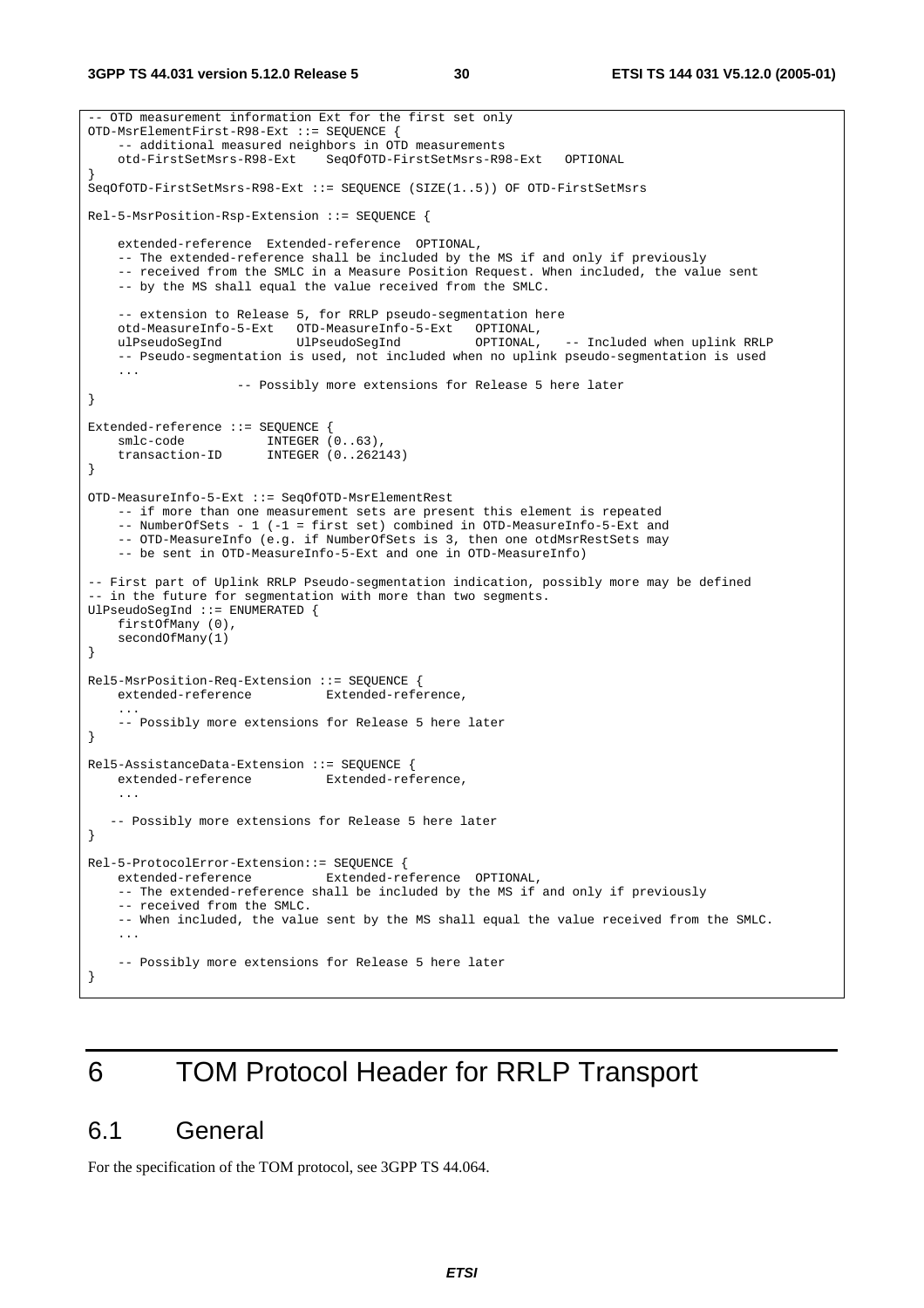```
-- OTD measurement information Ext for the first set only
OTD-MsrElementFirst-R98-Ext ::= SEQUENCE {
    -- additional measured neighbors in OTD measurements
    otd-FirstSetMsrs-R98-Ext    SeqOfOTD-FirstSetMsrs-R98-Ext   OPTIONAL
}
SeqOfOTD-FirstSetMsrs-R98-Ext ::= SEQUENCE (SIZE(1..5)) OF OTD-FirstSetMsrs

Rel-5-MsrPosition-Rsp-Extension ::= SEQUENCE {

    extended-reference  Extended-reference  OPTIONAL,
    -- The extended-reference shall be included by the MS if and only if previously
    -- received from the SMLC in a Measure Position Request. When included, the value sent
    -- by the MS shall equal the value received from the SMLC.

    -- extension to Release 5, for RRLP pseudo-segmentation here
    otd-MeasureInfo-5-Ext   OTD-MeasureInfo-5-Ext   OPTIONAL,
    ulPseudoSegInd          UlPseudoSegInd          OPTIONAL,   -- Included when uplink RRLP
    -- Pseudo-segmentation is used, not included when no uplink pseudo-segmentation is used
    ...
                    -- Possibly more extensions for Release 5 here later
}

Extended-reference ::= SEQUENCE {
    smlc-code           INTEGER (0..63),
    transaction-ID      INTEGER (0..262143)
}

OTD-MeasureInfo-5-Ext ::= SeqOfOTD-MsrElementRest
    -- if more than one measurement sets are present this element is repeated
    -- NumberOfSets - 1 (-1 = first set) combined in OTD-MeasureInfo-5-Ext and
    -- OTD-MeasureInfo (e.g. if NumberOfSets is 3, then one otdMsrRestSets may
    -- be sent in OTD-MeasureInfo-5-Ext and one in OTD-MeasureInfo)

-- First part of Uplink RRLP Pseudo-segmentation indication, possibly more may be defined
-- in the future for segmentation with more than two segments.
UlPseudoSegInd ::= ENUMERATED {
    firstOfMany (0),
    secondOfMany(1)
}

Rel5-MsrPosition-Req-Extension ::= SEQUENCE {
    extended-reference          Extended-reference,
    ...
    -- Possibly more extensions for Release 5 here later
}

Rel5-AssistanceData-Extension ::= SEQUENCE {
    extended-reference          Extended-reference,
    ...

   -- Possibly more extensions for Release 5 here later
}

Rel-5-ProtocolError-Extension::= SEQUENCE {
    extended-reference          Extended-reference  OPTIONAL,
    -- The extended-reference shall be included by the MS if and only if previously
    -- received from the SMLC.
    -- When included, the value sent by the MS shall equal the value received from the SMLC.
    ...

    -- Possibly more extensions for Release 5 here later
}
```

# 6 TOM Protocol Header for RRLP Transport

## 6.1 General

For the specification of the TOM protocol, see 3GPP TS 44.064.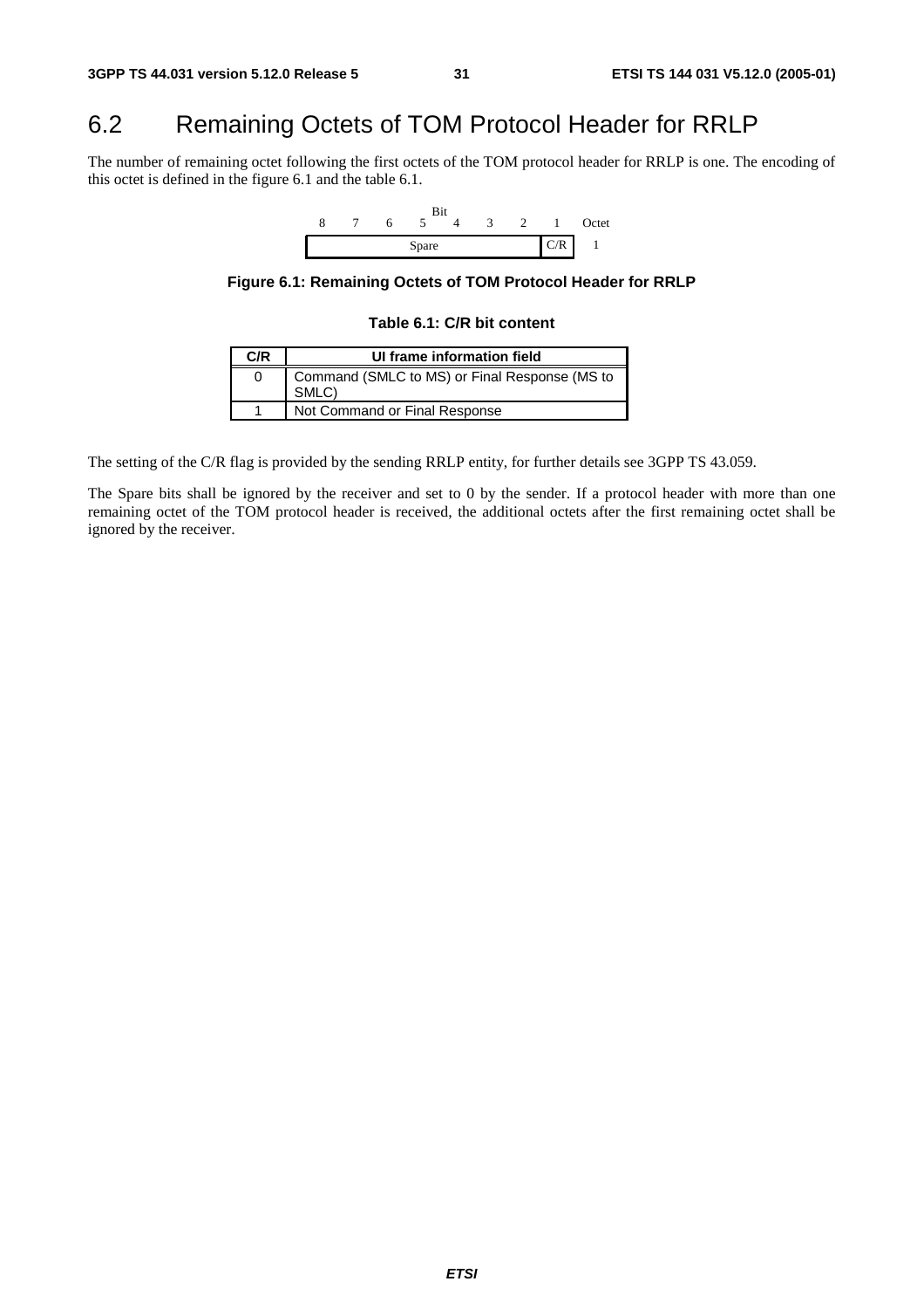## 6.2 Remaining Octets of TOM Protocol Header for RRLP

The number of remaining octet following the first octets of the TOM protocol header for RRLP is one. The encoding of this octet is defined in the figure 6.1 and the table 6.1.

| 8 | 7 | 6 | 5 | 4 | 3 | 2 | 1 | Octet |
|---|---|---|---|---|---|---|---|---|
| Spare | | | | | | | C/R | 1 |

**Figure 6.1: Remaining Octets of TOM Protocol Header for RRLP**

**Table 6.1: C/R bit content**

| C/R | UI frame information field |
|---|---|
| 0 | Command (SMLC to MS) or Final Response (MS to SMLC) |
| 1 | Not Command or Final Response |

The setting of the C/R flag is provided by the sending RRLP entity, for further details see 3GPP TS 43.059.

The Spare bits shall be ignored by the receiver and set to 0 by the sender. If a protocol header with more than one remaining octet of the TOM protocol header is received, the additional octets after the first remaining octet shall be ignored by the receiver.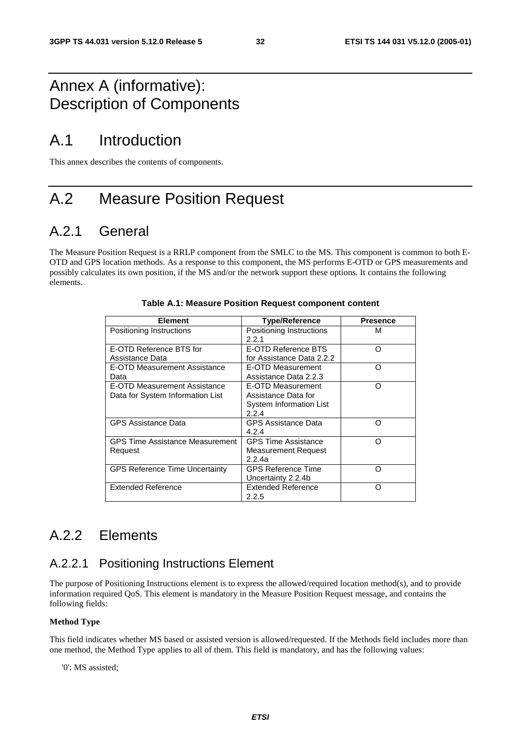# Annex A (informative): Description of Components

# A.1 Introduction

This annex describes the contents of components.

# A.2 Measure Position Request

## A.2.1 General

The Measure Position Request is a RRLP component from the SMLC to the MS. This component is common to both E-OTD and GPS location methods. As a response to this component, the MS performs E-OTD or GPS measurements and possibly calculates its own position, if the MS and/or the network support these options. It contains the following elements.

**Table A.1: Measure Position Request component content**

| Element | Type/Reference | Presence |
|---|---|---|
| Positioning Instructions | Positioning Instructions 2.2.1 | M |
| E-OTD Reference BTS for Assistance Data | E-OTD Reference BTS for Assistance Data 2.2.2 | O |
| E-OTD Measurement Assistance Data | E-OTD Measurement Assistance Data 2.2.3 | O |
| E-OTD Measurement Assistance Data for System Information List | E-OTD Measurement Assistance Data for System Information List 2.2.4 | O |
| GPS Assistance Data | GPS Assistance Data 4.2.4 | O |
| GPS Time Assistance Measurement Request | GPS Time Assistance Measurement Request 2.2.4a | O |
| GPS Reference Time Uncertainty | GPS Reference Time Uncertainty 2.2.4b | O |
| Extended Reference | Extended Reference 2.2.5 | O |

## A.2.2 Elements

### A.2.2.1 Positioning Instructions Element

The purpose of Positioning Instructions element is to express the allowed/required location method(s), and to provide information required QoS. This element is mandatory in the Measure Position Request message, and contains the following fields:

**Method Type**

This field indicates whether MS based or assisted version is allowed/requested. If the Methods field includes more than one method, the Method Type applies to all of them. This field is mandatory, and has the following values:

'0': MS assisted;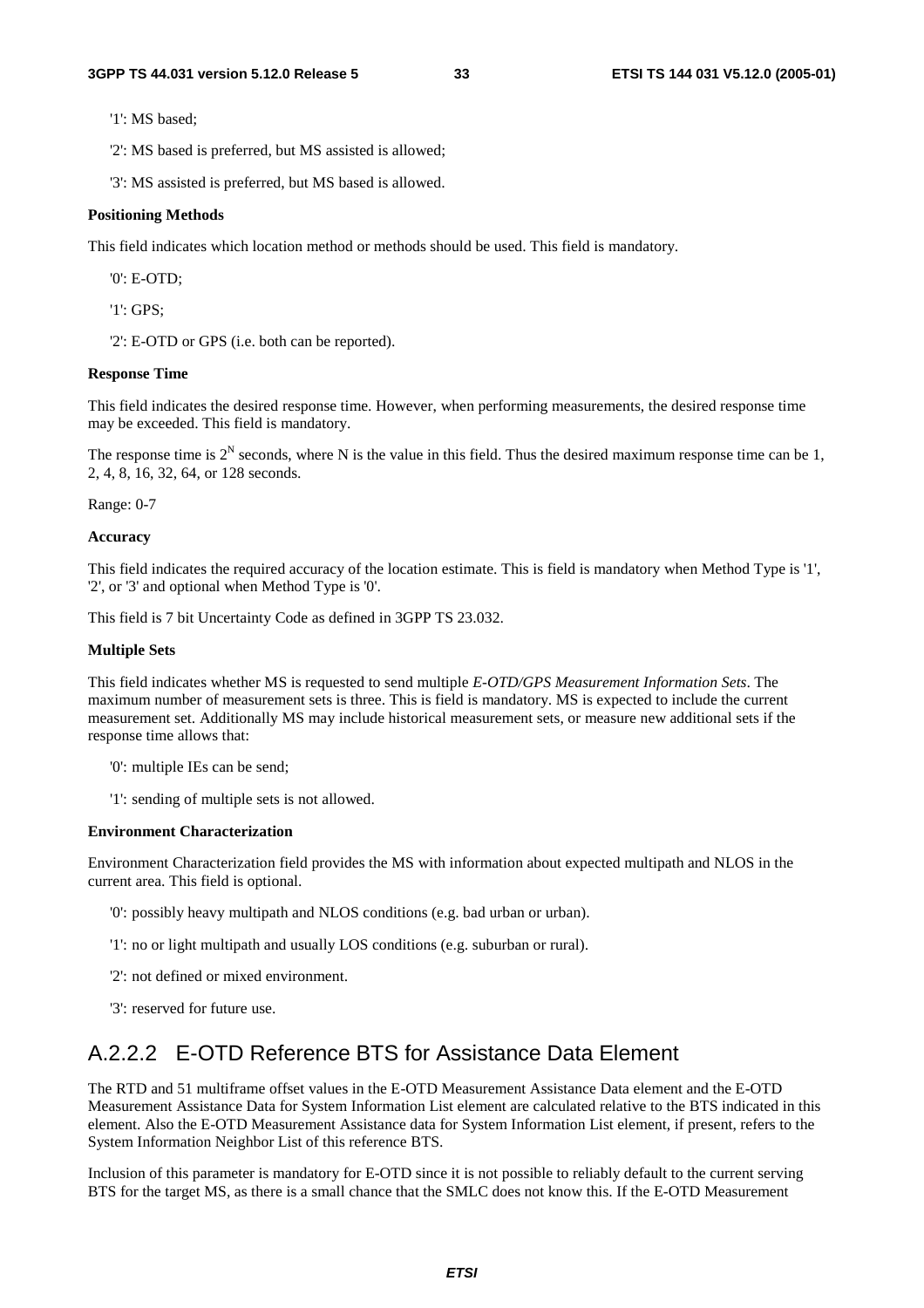'1': MS based;

'2': MS based is preferred, but MS assisted is allowed;

'3': MS assisted is preferred, but MS based is allowed.

**Positioning Methods**

This field indicates which location method or methods should be used. This field is mandatory.

'0': E-OTD;

'1': GPS;

'2': E-OTD or GPS (i.e. both can be reported).

**Response Time**

This field indicates the desired response time. However, when performing measurements, the desired response time may be exceeded. This field is mandatory.

The response time is $2^N$ seconds, where N is the value in this field. Thus the desired maximum response time can be 1, 2, 4, 8, 16, 32, 64, or 128 seconds.

Range: 0-7

**Accuracy**

This field indicates the required accuracy of the location estimate. This is field is mandatory when Method Type is '1', '2', or '3' and optional when Method Type is '0'.

This field is 7 bit Uncertainty Code as defined in 3GPP TS 23.032.

**Multiple Sets**

This field indicates whether MS is requested to send multiple *E-OTD/GPS Measurement Information Sets*. The maximum number of measurement sets is three. This is field is mandatory. MS is expected to include the current measurement set. Additionally MS may include historical measurement sets, or measure new additional sets if the response time allows that:

'0': multiple IEs can be send;

'1': sending of multiple sets is not allowed.

**Environment Characterization**

Environment Characterization field provides the MS with information about expected multipath and NLOS in the current area. This field is optional.

'0': possibly heavy multipath and NLOS conditions (e.g. bad urban or urban).

'1': no or light multipath and usually LOS conditions (e.g. suburban or rural).

'2': not defined or mixed environment.

'3': reserved for future use.

## A.2.2.2 E-OTD Reference BTS for Assistance Data Element

The RTD and 51 multiframe offset values in the E-OTD Measurement Assistance Data element and the E-OTD Measurement Assistance Data for System Information List element are calculated relative to the BTS indicated in this element. Also the E-OTD Measurement Assistance data for System Information List element, if present, refers to the System Information Neighbor List of this reference BTS.

Inclusion of this parameter is mandatory for E-OTD since it is not possible to reliably default to the current serving BTS for the target MS, as there is a small chance that the SMLC does not know this. If the E-OTD Measurement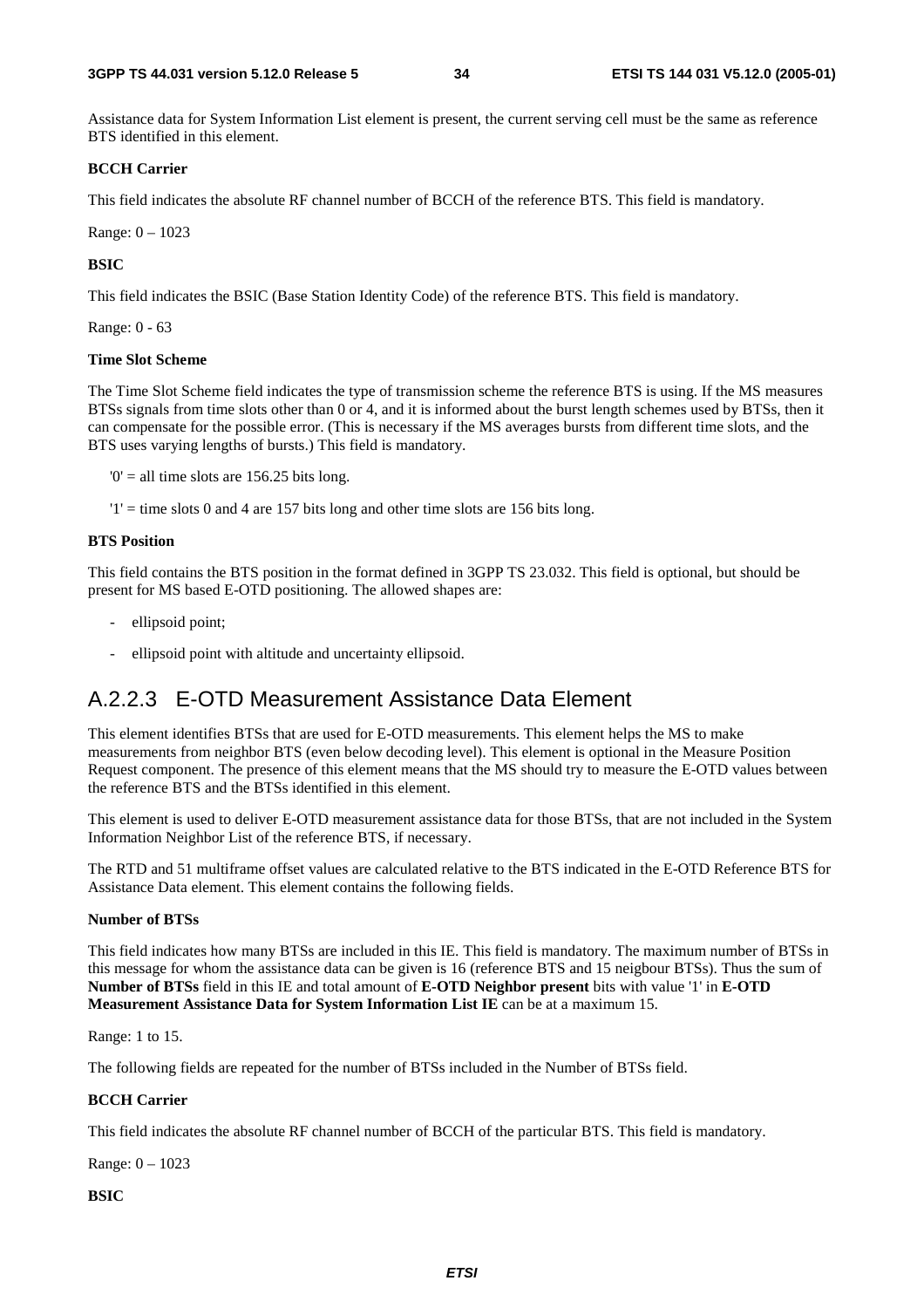Assistance data for System Information List element is present, the current serving cell must be the same as reference BTS identified in this element.

**BCCH Carrier**

This field indicates the absolute RF channel number of BCCH of the reference BTS. This field is mandatory.

Range: 0 – 1023

**BSIC**

This field indicates the BSIC (Base Station Identity Code) of the reference BTS. This field is mandatory.

Range: 0 - 63

**Time Slot Scheme**

The Time Slot Scheme field indicates the type of transmission scheme the reference BTS is using. If the MS measures BTSs signals from time slots other than 0 or 4, and it is informed about the burst length schemes used by BTSs, then it can compensate for the possible error. (This is necessary if the MS averages bursts from different time slots, and the BTS uses varying lengths of bursts.) This field is mandatory.

'0' = all time slots are 156.25 bits long.

'1' = time slots 0 and 4 are 157 bits long and other time slots are 156 bits long.

**BTS Position**

This field contains the BTS position in the format defined in 3GPP TS 23.032. This field is optional, but should be present for MS based E-OTD positioning. The allowed shapes are:

- ellipsoid point;
- ellipsoid point with altitude and uncertainty ellipsoid.

### A.2.2.3 E-OTD Measurement Assistance Data Element

This element identifies BTSs that are used for E-OTD measurements. This element helps the MS to make measurements from neighbor BTS (even below decoding level). This element is optional in the Measure Position Request component. The presence of this element means that the MS should try to measure the E-OTD values between the reference BTS and the BTSs identified in this element.

This element is used to deliver E-OTD measurement assistance data for those BTSs, that are not included in the System Information Neighbor List of the reference BTS, if necessary.

The RTD and 51 multiframe offset values are calculated relative to the BTS indicated in the E-OTD Reference BTS for Assistance Data element. This element contains the following fields.

**Number of BTSs**

This field indicates how many BTSs are included in this IE. This field is mandatory. The maximum number of BTSs in this message for whom the assistance data can be given is 16 (reference BTS and 15 neigbour BTSs). Thus the sum of **Number of BTSs** field in this IE and total amount of **E-OTD Neighbor present** bits with value '1' in **E-OTD Measurement Assistance Data for System Information List IE** can be at a maximum 15.

Range: 1 to 15.

The following fields are repeated for the number of BTSs included in the Number of BTSs field.

**BCCH Carrier**

This field indicates the absolute RF channel number of BCCH of the particular BTS. This field is mandatory.

Range: 0 – 1023

**BSIC**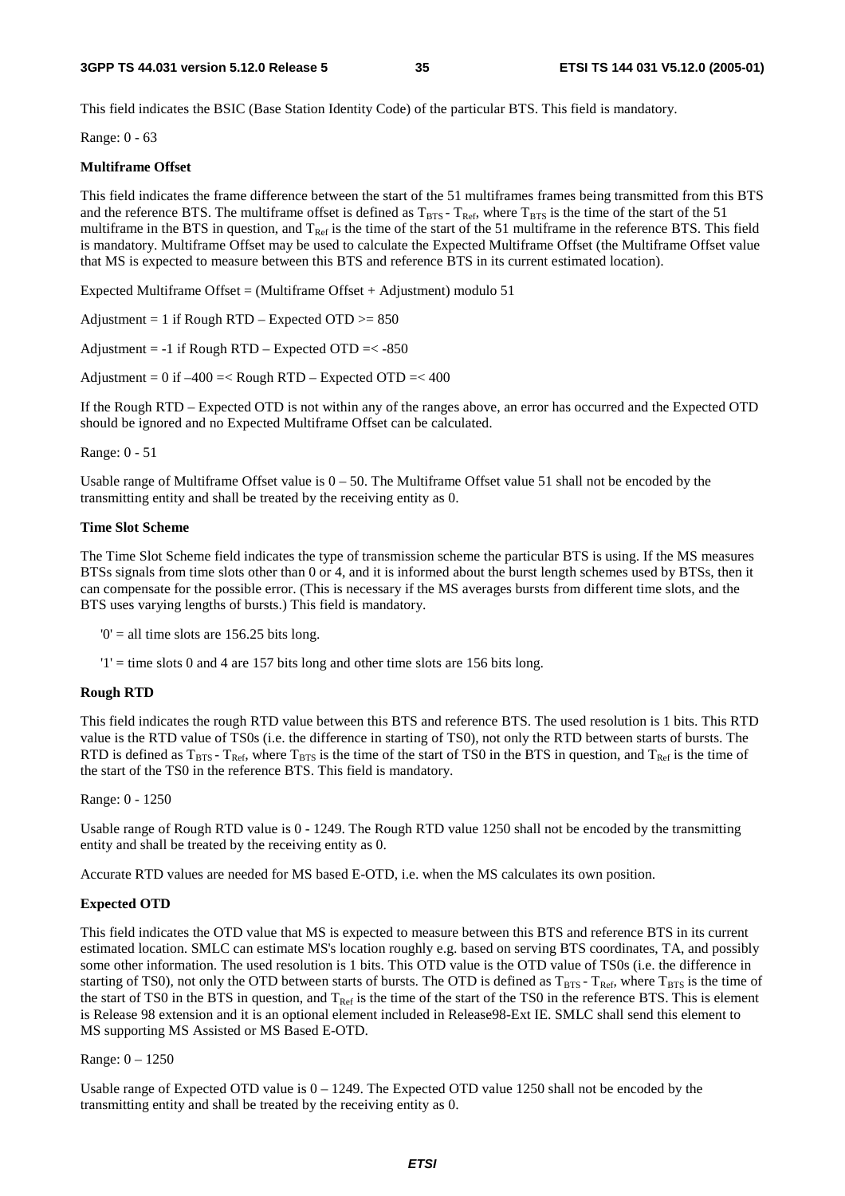This field indicates the BSIC (Base Station Identity Code) of the particular BTS. This field is mandatory.

Range: 0 - 63

**Multiframe Offset**

This field indicates the frame difference between the start of the 51 multiframes frames being transmitted from this BTS and the reference BTS. The multiframe offset is defined as $T_{BTS} - T_{Ref}$, where $T_{BTS}$ is the time of the start of the 51 multiframe in the BTS in question, and $T_{Ref}$ is the time of the start of the 51 multiframe in the reference BTS. This field is mandatory. Multiframe Offset may be used to calculate the Expected Multiframe Offset (the Multiframe Offset value that MS is expected to measure between this BTS and reference BTS in its current estimated location).

Expected Multiframe Offset = (Multiframe Offset + Adjustment) modulo 51

Adjustment = 1 if Rough RTD – Expected OTD >= 850

Adjustment = -1 if Rough RTD – Expected OTD =< -850

Adjustment = 0 if –400 =< Rough RTD – Expected OTD =< 400

If the Rough RTD – Expected OTD is not within any of the ranges above, an error has occurred and the Expected OTD should be ignored and no Expected Multiframe Offset can be calculated.

Range: 0 - 51

Usable range of Multiframe Offset value is 0 – 50. The Multiframe Offset value 51 shall not be encoded by the transmitting entity and shall be treated by the receiving entity as 0.

**Time Slot Scheme**

The Time Slot Scheme field indicates the type of transmission scheme the particular BTS is using. If the MS measures BTSs signals from time slots other than 0 or 4, and it is informed about the burst length schemes used by BTSs, then it can compensate for the possible error. (This is necessary if the MS averages bursts from different time slots, and the BTS uses varying lengths of bursts.) This field is mandatory.

'0' = all time slots are 156.25 bits long.

'1' = time slots 0 and 4 are 157 bits long and other time slots are 156 bits long.

**Rough RTD**

This field indicates the rough RTD value between this BTS and reference BTS. The used resolution is 1 bits. This RTD value is the RTD value of TS0s (i.e. the difference in starting of TS0), not only the RTD between starts of bursts. The RTD is defined as $T_{BTS} - T_{Ref}$, where $T_{BTS}$ is the time of the start of TS0 in the BTS in question, and $T_{Ref}$ is the time of the start of the TS0 in the reference BTS. This field is mandatory.

Range: 0 - 1250

Usable range of Rough RTD value is 0 - 1249. The Rough RTD value 1250 shall not be encoded by the transmitting entity and shall be treated by the receiving entity as 0.

Accurate RTD values are needed for MS based E-OTD, i.e. when the MS calculates its own position.

**Expected OTD**

This field indicates the OTD value that MS is expected to measure between this BTS and reference BTS in its current estimated location. SMLC can estimate MS's location roughly e.g. based on serving BTS coordinates, TA, and possibly some other information. The used resolution is 1 bits. This OTD value is the OTD value of TS0s (i.e. the difference in starting of TS0), not only the OTD between starts of bursts. The OTD is defined as $T_{BTS} - T_{Ref}$, where $T_{BTS}$ is the time of the start of TS0 in the BTS in question, and $T_{Ref}$ is the time of the start of the TS0 in the reference BTS. This is element is Release 98 extension and it is an optional element included in Release98-Ext IE. SMLC shall send this element to MS supporting MS Assisted or MS Based E-OTD.

Range: 0 – 1250

Usable range of Expected OTD value is 0 – 1249. The Expected OTD value 1250 shall not be encoded by the transmitting entity and shall be treated by the receiving entity as 0.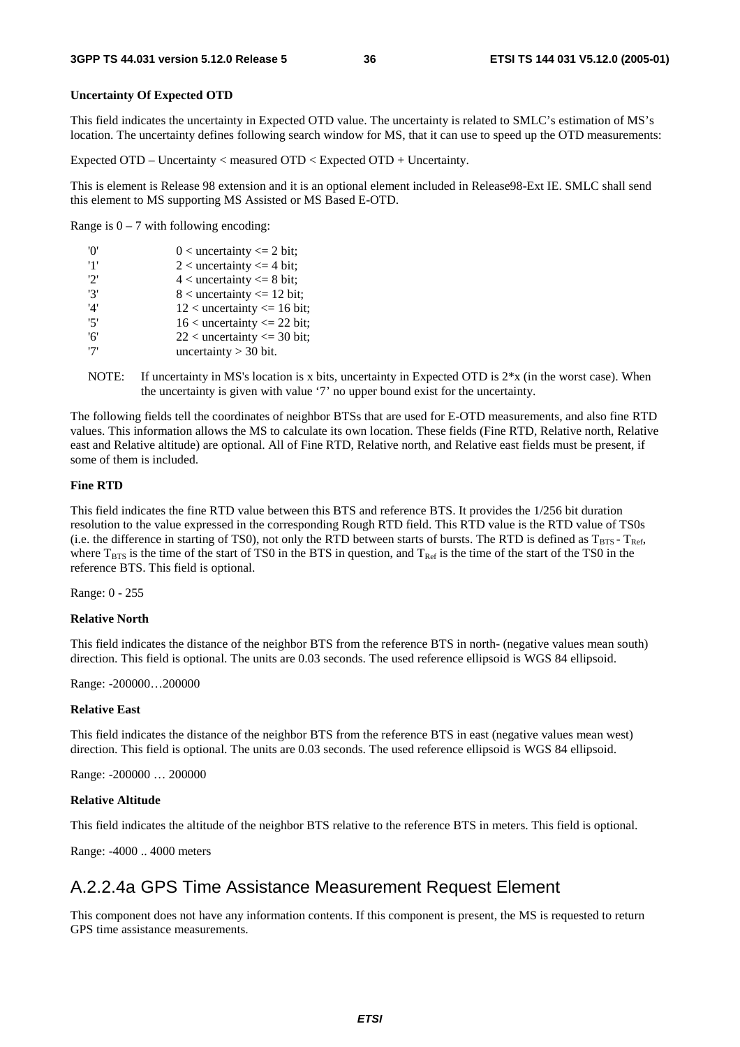**Uncertainty Of Expected OTD**

This field indicates the uncertainty in Expected OTD value. The uncertainty is related to SMLC's estimation of MS's location. The uncertainty defines following search window for MS, that it can use to speed up the OTD measurements:

Expected OTD – Uncertainty < measured OTD < Expected OTD + Uncertainty.

This is element is Release 98 extension and it is an optional element included in Release98-Ext IE. SMLC shall send this element to MS supporting MS Assisted or MS Based E-OTD.

Range is 0 – 7 with following encoding:

| | |
|---|---|
| '0' | 0 < uncertainty <= 2 bit; |
| '1' | 2 < uncertainty <= 4 bit; |
| '2' | 4 < uncertainty <= 8 bit; |
| '3' | 8 < uncertainty <= 12 bit; |
| '4' | 12 < uncertainty <= 16 bit; |
| '5' | 16 < uncertainty <= 22 bit; |
| '6' | 22 < uncertainty <= 30 bit; |
| '7' | uncertainty > 30 bit. |

NOTE: If uncertainty in MS's location is x bits, uncertainty in Expected OTD is 2*x (in the worst case). When the uncertainty is given with value '7' no upper bound exist for the uncertainty.

The following fields tell the coordinates of neighbor BTSs that are used for E-OTD measurements, and also fine RTD values. This information allows the MS to calculate its own location. These fields (Fine RTD, Relative north, Relative east and Relative altitude) are optional. All of Fine RTD, Relative north, and Relative east fields must be present, if some of them is included.

**Fine RTD**

This field indicates the fine RTD value between this BTS and reference BTS. It provides the 1/256 bit duration resolution to the value expressed in the corresponding Rough RTD field. This RTD value is the RTD value of TS0s (i.e. the difference in starting of TS0), not only the RTD between starts of bursts. The RTD is defined as $T_{BTS} - T_{Ref}$, where $T_{BTS}$ is the time of the start of TS0 in the BTS in question, and $T_{Ref}$ is the time of the start of the TS0 in the reference BTS. This field is optional.

Range: 0 - 255

**Relative North**

This field indicates the distance of the neighbor BTS from the reference BTS in north- (negative values mean south) direction. This field is optional. The units are 0.03 seconds. The used reference ellipsoid is WGS 84 ellipsoid.

Range: -200000…200000

**Relative East**

This field indicates the distance of the neighbor BTS from the reference BTS in east (negative values mean west) direction. This field is optional. The units are 0.03 seconds. The used reference ellipsoid is WGS 84 ellipsoid.

Range: -200000 … 200000

**Relative Altitude**

This field indicates the altitude of the neighbor BTS relative to the reference BTS in meters. This field is optional.

Range: -4000 .. 4000 meters

## A.2.2.4a GPS Time Assistance Measurement Request Element

This component does not have any information contents. If this component is present, the MS is requested to return GPS time assistance measurements.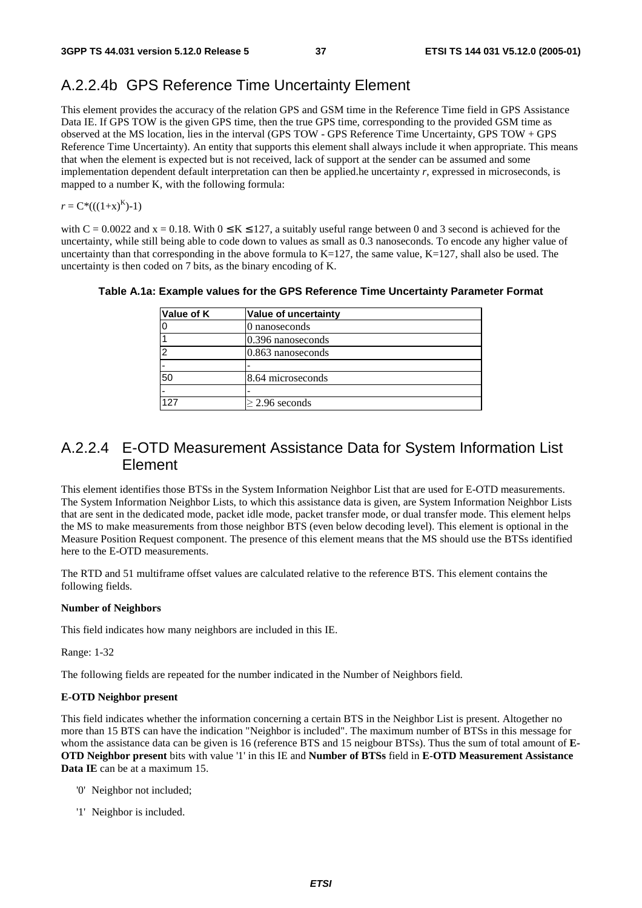## A.2.2.4b GPS Reference Time Uncertainty Element

This element provides the accuracy of the relation GPS and GSM time in the Reference Time field in GPS Assistance Data IE. If GPS TOW is the given GPS time, then the true GPS time, corresponding to the provided GSM time as observed at the MS location, lies in the interval (GPS TOW - GPS Reference Time Uncertainty, GPS TOW + GPS Reference Time Uncertainty). An entity that supports this element shall always include it when appropriate. This means that when the element is expected but is not received, lack of support at the sender can be assumed and some implementation dependent default interpretation can then be applied.he uncertainty *r*, expressed in microseconds, is mapped to a number K, with the following formula:

$$r = C*(((1+x)^K)-1)$$

with C = 0.0022 and x = 0.18. With $0 \le K \le 127$, a suitably useful range between 0 and 3 second is achieved for the uncertainty, while still being able to code down to values as small as 0.3 nanoseconds. To encode any higher value of uncertainty than that corresponding in the above formula to K=127, the same value, K=127, shall also be used. The uncertainty is then coded on 7 bits, as the binary encoding of K.

**Table A.1a: Example values for the GPS Reference Time Uncertainty Parameter Format**

| Value of K | Value of uncertainty |
|---|---|
| 0 | 0 nanoseconds |
| 1 | 0.396 nanoseconds |
| 2 | 0.863 nanoseconds |
| - | - |
| 50 | 8.64 microseconds |
| - | - |
| 127 | $\ge$ 2.96 seconds |

## A.2.2.4 E-OTD Measurement Assistance Data for System Information List Element

This element identifies those BTSs in the System Information Neighbor List that are used for E-OTD measurements. The System Information Neighbor Lists, to which this assistance data is given, are System Information Neighbor Lists that are sent in the dedicated mode, packet idle mode, packet transfer mode, or dual transfer mode. This element helps the MS to make measurements from those neighbor BTS (even below decoding level). This element is optional in the Measure Position Request component. The presence of this element means that the MS should use the BTSs identified here to the E-OTD measurements.

The RTD and 51 multiframe offset values are calculated relative to the reference BTS. This element contains the following fields.

**Number of Neighbors**

This field indicates how many neighbors are included in this IE.

Range: 1-32

The following fields are repeated for the number indicated in the Number of Neighbors field.

**E-OTD Neighbor present**

This field indicates whether the information concerning a certain BTS in the Neighbor List is present. Altogether no more than 15 BTS can have the indication "Neighbor is included". The maximum number of BTSs in this message for whom the assistance data can be given is 16 (reference BTS and 15 neigbour BTSs). Thus the sum of total amount of **E-OTD Neighbor present** bits with value '1' in this IE and **Number of BTSs** field in **E-OTD Measurement Assistance Data IE** can be at a maximum 15.

- '0' Neighbor not included;
- '1' Neighbor is included.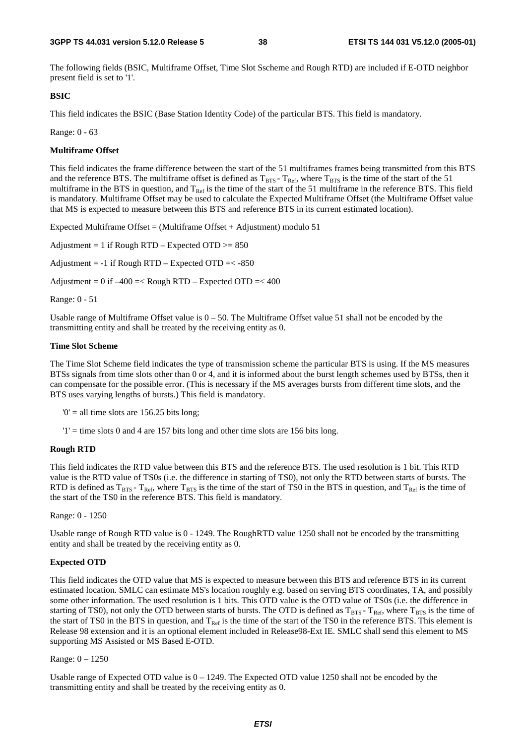The following fields (BSIC, Multiframe Offset, Time Slot Sscheme and Rough RTD) are included if E-OTD neighbor present field is set to '1'.

**BSIC**

This field indicates the BSIC (Base Station Identity Code) of the particular BTS. This field is mandatory.

Range: 0 - 63

**Multiframe Offset**

This field indicates the frame difference between the start of the 51 multiframes frames being transmitted from this BTS and the reference BTS. The multiframe offset is defined as $T_{BTS}$ - $T_{Ref}$, where $T_{BTS}$ is the time of the start of the 51 multiframe in the BTS in question, and $T_{Ref}$ is the time of the start of the 51 multiframe in the reference BTS. This field is mandatory. Multiframe Offset may be used to calculate the Expected Multiframe Offset (the Multiframe Offset value that MS is expected to measure between this BTS and reference BTS in its current estimated location).

Expected Multiframe Offset = (Multiframe Offset + Adjustment) modulo 51

Adjustment = 1 if Rough RTD – Expected OTD >= 850

Adjustment = -1 if Rough RTD – Expected OTD =< -850

Adjustment = 0 if –400 =< Rough RTD – Expected OTD =< 400

Range: 0 - 51

Usable range of Multiframe Offset value is 0 – 50. The Multiframe Offset value 51 shall not be encoded by the transmitting entity and shall be treated by the receiving entity as 0.

**Time Slot Scheme**

The Time Slot Scheme field indicates the type of transmission scheme the particular BTS is using. If the MS measures BTSs signals from time slots other than 0 or 4, and it is informed about the burst length schemes used by BTSs, then it can compensate for the possible error. (This is necessary if the MS averages bursts from different time slots, and the BTS uses varying lengths of bursts.) This field is mandatory.

'0' = all time slots are 156.25 bits long;

'1' = time slots 0 and 4 are 157 bits long and other time slots are 156 bits long.

**Rough RTD**

This field indicates the RTD value between this BTS and the reference BTS. The used resolution is 1 bit. This RTD value is the RTD value of TS0s (i.e. the difference in starting of TS0), not only the RTD between starts of bursts. The RTD is defined as $T_{BTS}$ - $T_{Ref}$, where $T_{BTS}$ is the time of the start of TS0 in the BTS in question, and $T_{Ref}$ is the time of the start of the TS0 in the reference BTS. This field is mandatory.

Range: 0 - 1250

Usable range of Rough RTD value is 0 - 1249. The RoughRTD value 1250 shall not be encoded by the transmitting entity and shall be treated by the receiving entity as 0.

**Expected OTD**

This field indicates the OTD value that MS is expected to measure between this BTS and reference BTS in its current estimated location. SMLC can estimate MS's location roughly e.g. based on serving BTS coordinates, TA, and possibly some other information. The used resolution is 1 bits. This OTD value is the OTD value of TS0s (i.e. the difference in starting of TS0), not only the OTD between starts of bursts. The OTD is defined as $T_{BTS}$ - $T_{Ref}$, where $T_{BTS}$ is the time of the start of TS0 in the BTS in question, and $T_{Ref}$ is the time of the start of the TS0 in the reference BTS. This element is Release 98 extension and it is an optional element included in Release98-Ext IE. SMLC shall send this element to MS supporting MS Assisted or MS Based E-OTD.

Range: 0 – 1250

Usable range of Expected OTD value is 0 – 1249. The Expected OTD value 1250 shall not be encoded by the transmitting entity and shall be treated by the receiving entity as 0.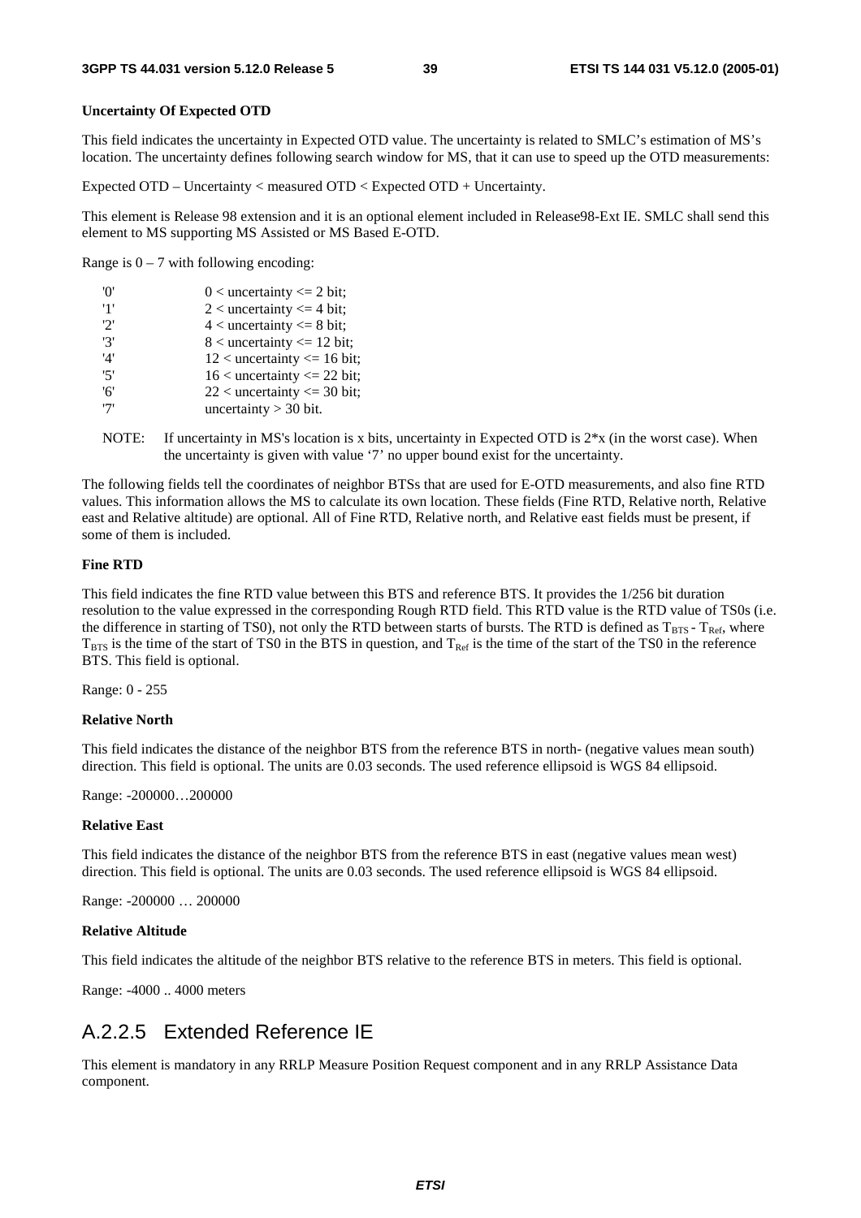**Uncertainty Of Expected OTD**

This field indicates the uncertainty in Expected OTD value. The uncertainty is related to SMLC's estimation of MS's location. The uncertainty defines following search window for MS, that it can use to speed up the OTD measurements:

Expected OTD – Uncertainty < measured OTD < Expected OTD + Uncertainty.

This element is Release 98 extension and it is an optional element included in Release98-Ext IE. SMLC shall send this element to MS supporting MS Assisted or MS Based E-OTD.

Range is 0 – 7 with following encoding:

| | |
|---|---|
| '0' | 0 < uncertainty <= 2 bit; |
| '1' | 2 < uncertainty <= 4 bit; |
| '2' | 4 < uncertainty <= 8 bit; |
| '3' | 8 < uncertainty <= 12 bit; |
| '4' | 12 < uncertainty <= 16 bit; |
| '5' | 16 < uncertainty <= 22 bit; |
| '6' | 22 < uncertainty <= 30 bit; |
| '7' | uncertainty > 30 bit. |

NOTE: If uncertainty in MS's location is x bits, uncertainty in Expected OTD is 2*x (in the worst case). When the uncertainty is given with value '7' no upper bound exist for the uncertainty.

The following fields tell the coordinates of neighbor BTSs that are used for E-OTD measurements, and also fine RTD values. This information allows the MS to calculate its own location. These fields (Fine RTD, Relative north, Relative east and Relative altitude) are optional. All of Fine RTD, Relative north, and Relative east fields must be present, if some of them is included.

**Fine RTD**

This field indicates the fine RTD value between this BTS and reference BTS. It provides the 1/256 bit duration resolution to the value expressed in the corresponding Rough RTD field. This RTD value is the RTD value of TS0s (i.e. the difference in starting of TS0), not only the RTD between starts of bursts. The RTD is defined as $T_{BTS} - T_{Ref}$, where $T_{BTS}$ is the time of the start of TS0 in the BTS in question, and $T_{Ref}$ is the time of the start of the TS0 in the reference BTS. This field is optional.

Range: 0 - 255

**Relative North**

This field indicates the distance of the neighbor BTS from the reference BTS in north- (negative values mean south) direction. This field is optional. The units are 0.03 seconds. The used reference ellipsoid is WGS 84 ellipsoid.

Range: -200000…200000

**Relative East**

This field indicates the distance of the neighbor BTS from the reference BTS in east (negative values mean west) direction. This field is optional. The units are 0.03 seconds. The used reference ellipsoid is WGS 84 ellipsoid.

Range: -200000 … 200000

**Relative Altitude**

This field indicates the altitude of the neighbor BTS relative to the reference BTS in meters. This field is optional.

Range: -4000 .. 4000 meters

## A.2.2.5 Extended Reference IE

This element is mandatory in any RRLP Measure Position Request component and in any RRLP Assistance Data component.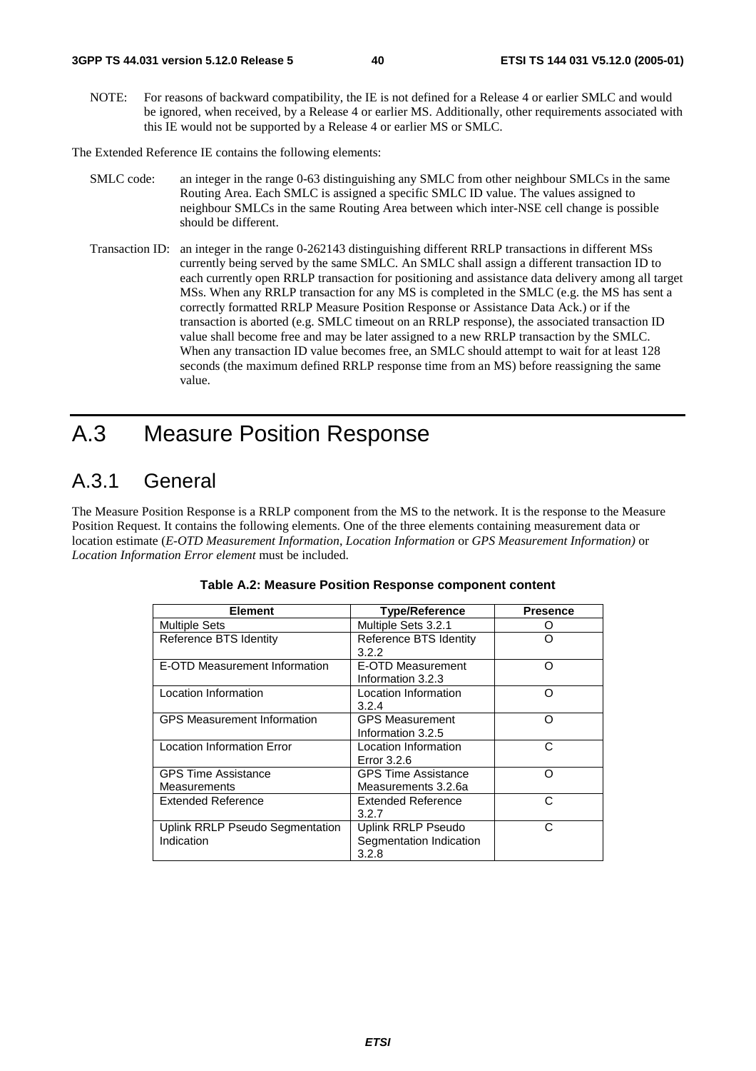NOTE: For reasons of backward compatibility, the IE is not defined for a Release 4 or earlier SMLC and would be ignored, when received, by a Release 4 or earlier MS. Additionally, other requirements associated with this IE would not be supported by a Release 4 or earlier MS or SMLC.

The Extended Reference IE contains the following elements:

SMLC code: an integer in the range 0-63 distinguishing any SMLC from other neighbour SMLCs in the same Routing Area. Each SMLC is assigned a specific SMLC ID value. The values assigned to neighbour SMLCs in the same Routing Area between which inter-NSE cell change is possible should be different.

Transaction ID: an integer in the range 0-262143 distinguishing different RRLP transactions in different MSs currently being served by the same SMLC. An SMLC shall assign a different transaction ID to each currently open RRLP transaction for positioning and assistance data delivery among all target MSs. When any RRLP transaction for any MS is completed in the SMLC (e.g. the MS has sent a correctly formatted RRLP Measure Position Response or Assistance Data Ack.) or if the transaction is aborted (e.g. SMLC timeout on an RRLP response), the associated transaction ID value shall become free and may be later assigned to a new RRLP transaction by the SMLC. When any transaction ID value becomes free, an SMLC should attempt to wait for at least 128 seconds (the maximum defined RRLP response time from an MS) before reassigning the same value.

# A.3 Measure Position Response

## A.3.1 General

The Measure Position Response is a RRLP component from the MS to the network. It is the response to the Measure Position Request. It contains the following elements. One of the three elements containing measurement data or location estimate (*E-OTD Measurement Information*, *Location Information* or *GPS Measurement Information)* or *Location Information Error element* must be included.

**Table A.2: Measure Position Response component content**

| Element | Type/Reference | Presence |
|---|---|---|
| Multiple Sets | Multiple Sets 3.2.1 | O |
| Reference BTS Identity | Reference BTS Identity 3.2.2 | O |
| E-OTD Measurement Information | E-OTD Measurement Information 3.2.3 | O |
| Location Information | Location Information 3.2.4 | O |
| GPS Measurement Information | GPS Measurement Information 3.2.5 | O |
| Location Information Error | Location Information Error 3.2.6 | C |
| GPS Time Assistance Measurements | GPS Time Assistance Measurements 3.2.6a | O |
| Extended Reference | Extended Reference 3.2.7 | C |
| Uplink RRLP Pseudo Segmentation Indication | Uplink RRLP Pseudo Segmentation Indication 3.2.8 | C |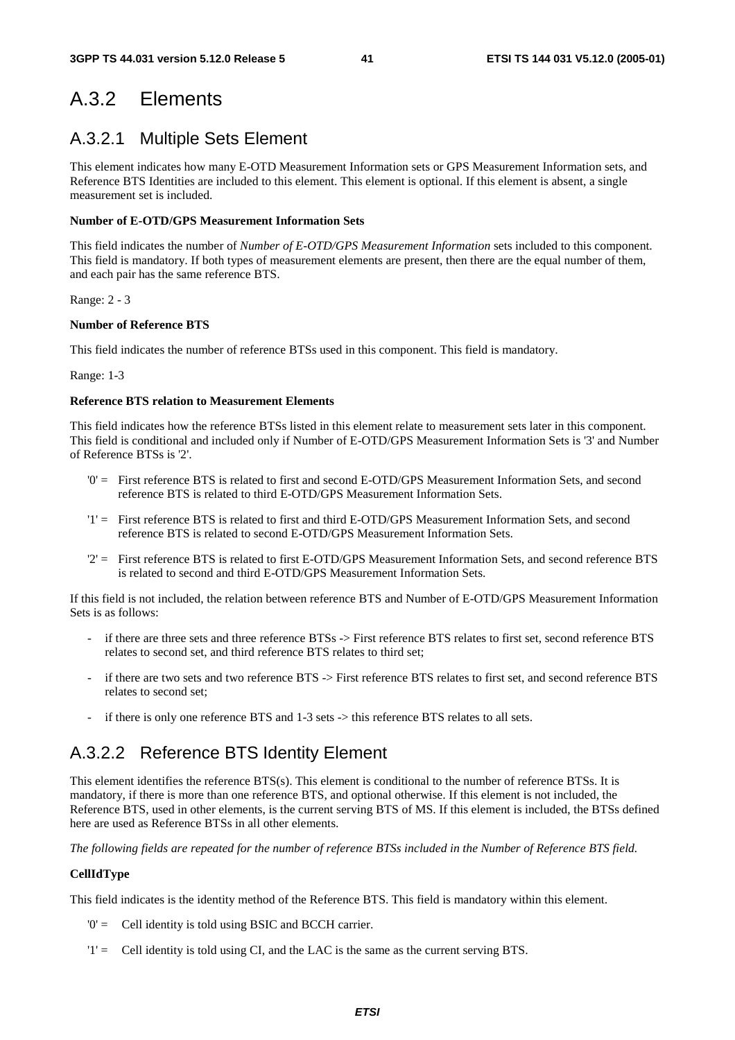# A.3.2 Elements

## A.3.2.1 Multiple Sets Element

This element indicates how many E-OTD Measurement Information sets or GPS Measurement Information sets, and Reference BTS Identities are included to this element. This element is optional. If this element is absent, a single measurement set is included.

**Number of E-OTD/GPS Measurement Information Sets**

This field indicates the number of *Number of E-OTD/GPS Measurement Information* sets included to this component. This field is mandatory. If both types of measurement elements are present, then there are the equal number of them, and each pair has the same reference BTS.

Range: 2 - 3

**Number of Reference BTS**

This field indicates the number of reference BTSs used in this component. This field is mandatory.

Range: 1-3

**Reference BTS relation to Measurement Elements**

This field indicates how the reference BTSs listed in this element relate to measurement sets later in this component. This field is conditional and included only if Number of E-OTD/GPS Measurement Information Sets is '3' and Number of Reference BTSs is '2'.

'0' = First reference BTS is related to first and second E-OTD/GPS Measurement Information Sets, and second reference BTS is related to third E-OTD/GPS Measurement Information Sets.

'1' = First reference BTS is related to first and third E-OTD/GPS Measurement Information Sets, and second reference BTS is related to second E-OTD/GPS Measurement Information Sets.

'2' = First reference BTS is related to first E-OTD/GPS Measurement Information Sets, and second reference BTS is related to second and third E-OTD/GPS Measurement Information Sets.

If this field is not included, the relation between reference BTS and Number of E-OTD/GPS Measurement Information Sets is as follows:

- if there are three sets and three reference BTSs -> First reference BTS relates to first set, second reference BTS relates to second set, and third reference BTS relates to third set;
- if there are two sets and two reference BTS -> First reference BTS relates to first set, and second reference BTS relates to second set;
- if there is only one reference BTS and 1-3 sets -> this reference BTS relates to all sets.

## A.3.2.2 Reference BTS Identity Element

This element identifies the reference BTS(s). This element is conditional to the number of reference BTSs. It is mandatory, if there is more than one reference BTS, and optional otherwise. If this element is not included, the Reference BTS, used in other elements, is the current serving BTS of MS. If this element is included, the BTSs defined here are used as Reference BTSs in all other elements.

*The following fields are repeated for the number of reference BTSs included in the Number of Reference BTS field.*

**CellIdType**

This field indicates is the identity method of the Reference BTS. This field is mandatory within this element.

'0' = Cell identity is told using BSIC and BCCH carrier.

'1' = Cell identity is told using CI, and the LAC is the same as the current serving BTS.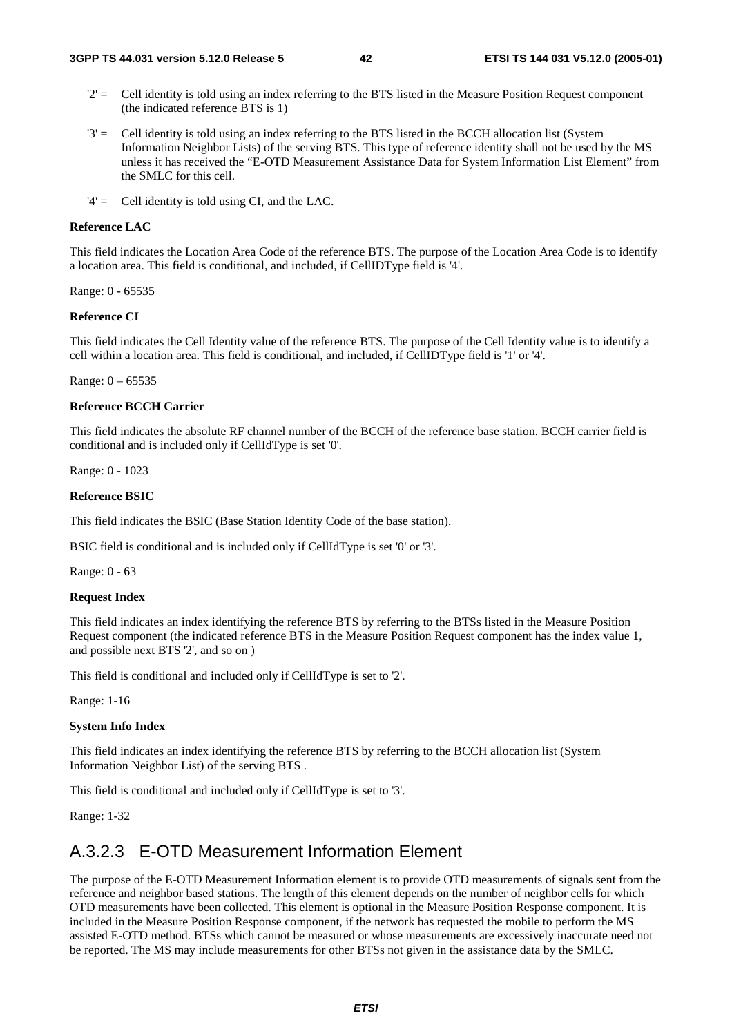'2' = Cell identity is told using an index referring to the BTS listed in the Measure Position Request component (the indicated reference BTS is 1)

'3' = Cell identity is told using an index referring to the BTS listed in the BCCH allocation list (System Information Neighbor Lists) of the serving BTS. This type of reference identity shall not be used by the MS unless it has received the "E-OTD Measurement Assistance Data for System Information List Element" from the SMLC for this cell.

'4' = Cell identity is told using CI, and the LAC.

**Reference LAC**

This field indicates the Location Area Code of the reference BTS. The purpose of the Location Area Code is to identify a location area. This field is conditional, and included, if CellIDType field is '4'.

Range: 0 - 65535

**Reference CI**

This field indicates the Cell Identity value of the reference BTS. The purpose of the Cell Identity value is to identify a cell within a location area. This field is conditional, and included, if CellIDType field is '1' or '4'.

Range: 0 – 65535

**Reference BCCH Carrier**

This field indicates the absolute RF channel number of the BCCH of the reference base station. BCCH carrier field is conditional and is included only if CellIdType is set '0'.

Range: 0 - 1023

**Reference BSIC**

This field indicates the BSIC (Base Station Identity Code of the base station).

BSIC field is conditional and is included only if CellIdType is set '0' or '3'.

Range: 0 - 63

**Request Index**

This field indicates an index identifying the reference BTS by referring to the BTSs listed in the Measure Position Request component (the indicated reference BTS in the Measure Position Request component has the index value 1, and possible next BTS '2', and so on )

This field is conditional and included only if CellIdType is set to '2'.

Range: 1-16

**System Info Index**

This field indicates an index identifying the reference BTS by referring to the BCCH allocation list (System Information Neighbor List) of the serving BTS .

This field is conditional and included only if CellIdType is set to '3'.

Range: 1-32

## A.3.2.3 E-OTD Measurement Information Element

The purpose of the E-OTD Measurement Information element is to provide OTD measurements of signals sent from the reference and neighbor based stations. The length of this element depends on the number of neighbor cells for which OTD measurements have been collected. This element is optional in the Measure Position Response component. It is included in the Measure Position Response component, if the network has requested the mobile to perform the MS assisted E-OTD method. BTSs which cannot be measured or whose measurements are excessively inaccurate need not be reported. The MS may include measurements for other BTSs not given in the assistance data by the SMLC.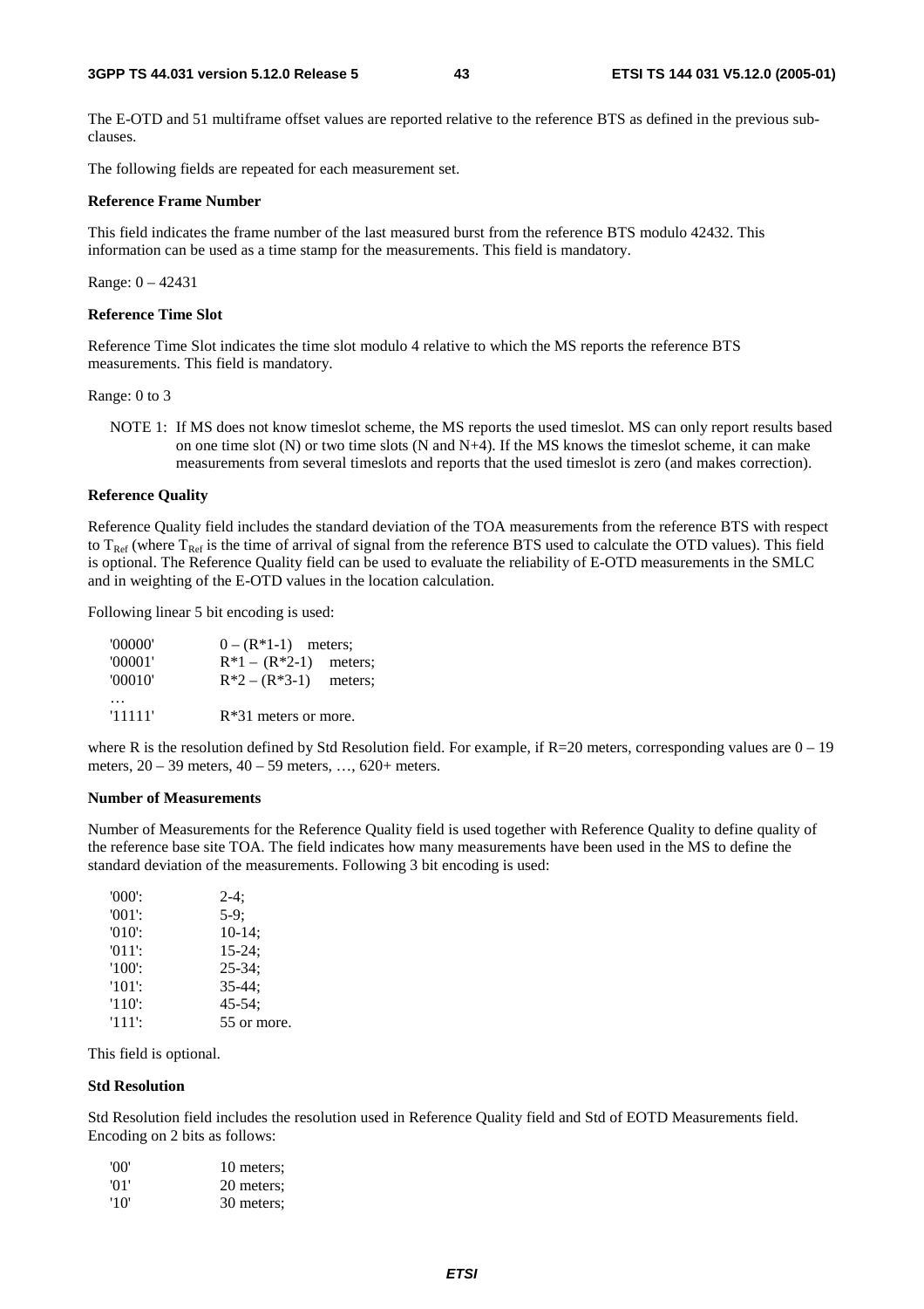The E-OTD and 51 multiframe offset values are reported relative to the reference BTS as defined in the previous sub-clauses.

The following fields are repeated for each measurement set.

**Reference Frame Number**

This field indicates the frame number of the last measured burst from the reference BTS modulo 42432. This information can be used as a time stamp for the measurements. This field is mandatory.

Range: 0 – 42431

**Reference Time Slot**

Reference Time Slot indicates the time slot modulo 4 relative to which the MS reports the reference BTS measurements. This field is mandatory.

Range: 0 to 3

NOTE 1: If MS does not know timeslot scheme, the MS reports the used timeslot. MS can only report results based on one time slot (N) or two time slots (N and N+4). If the MS knows the timeslot scheme, it can make measurements from several timeslots and reports that the used timeslot is zero (and makes correction).

**Reference Quality**

Reference Quality field includes the standard deviation of the TOA measurements from the reference BTS with respect to $T_{Ref}$ (where $T_{Ref}$ is the time of arrival of signal from the reference BTS used to calculate the OTD values). This field is optional. The Reference Quality field can be used to evaluate the reliability of E-OTD measurements in the SMLC and in weighting of the E-OTD values in the location calculation.

Following linear 5 bit encoding is used:

```
'00000'    0 – (R*1-1)    meters;
'00001'    R*1 – (R*2-1)  meters;
'00010'    R*2 – (R*3-1)  meters;
…
'11111'    R*31 meters or more.
```

where R is the resolution defined by Std Resolution field. For example, if R=20 meters, corresponding values are 0 – 19 meters, 20 – 39 meters, 40 – 59 meters, …, 620+ meters.

**Number of Measurements**

Number of Measurements for the Reference Quality field is used together with Reference Quality to define quality of the reference base site TOA. The field indicates how many measurements have been used in the MS to define the standard deviation of the measurements. Following 3 bit encoding is used:

```
'000':    2-4;
'001':    5-9;
'010':    10-14;
'011':    15-24;
'100':    25-34;
'101':    35-44;
'110':    45-54;
'111':    55 or more.
```

This field is optional.

**Std Resolution**

Std Resolution field includes the resolution used in Reference Quality field and Std of EOTD Measurements field. Encoding on 2 bits as follows:

```
'00'    10 meters;
'01'    20 meters;
'10'    30 meters;
```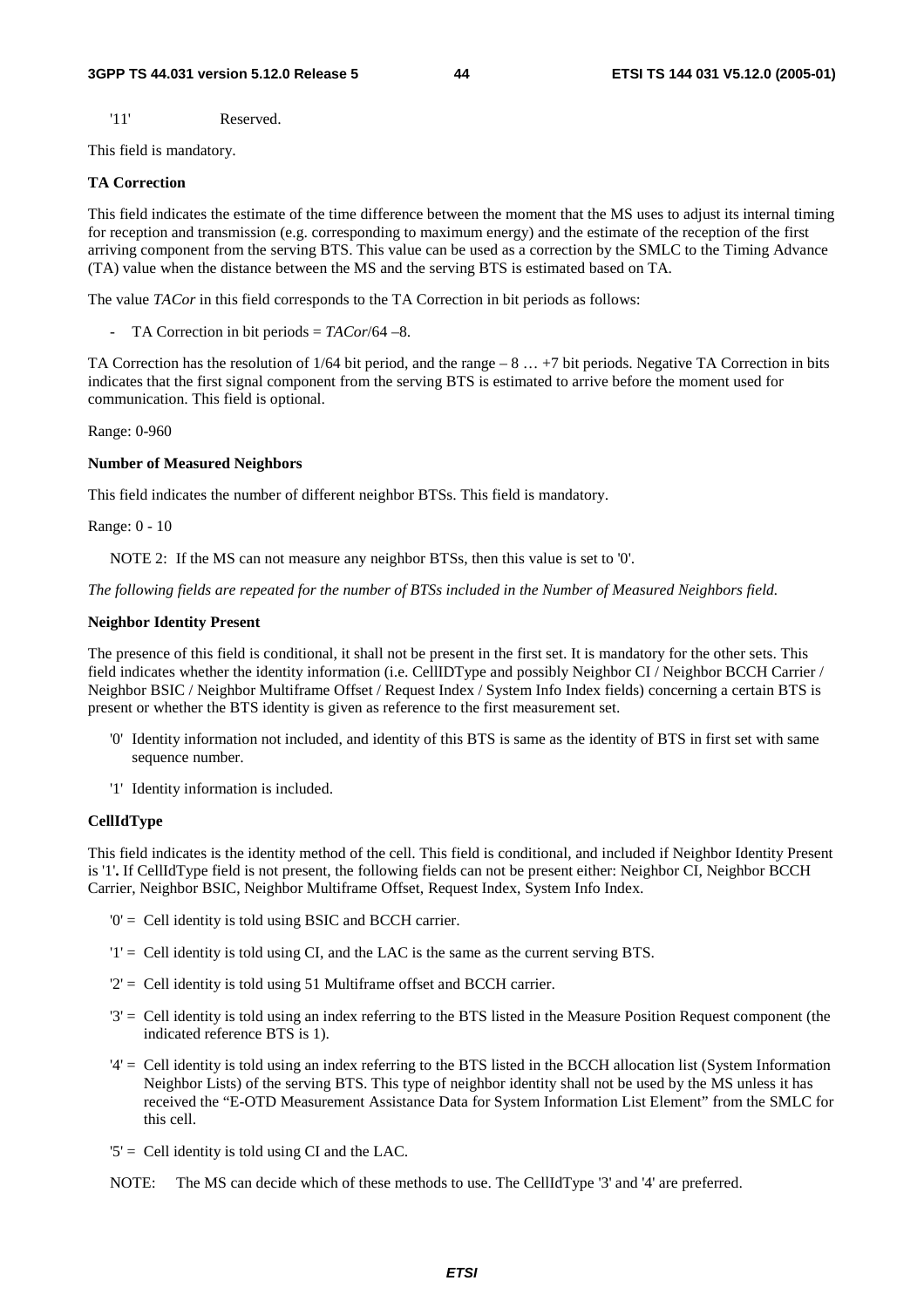'11' Reserved.

This field is mandatory.

**TA Correction**

This field indicates the estimate of the time difference between the moment that the MS uses to adjust its internal timing for reception and transmission (e.g. corresponding to maximum energy) and the estimate of the reception of the first arriving component from the serving BTS. This value can be used as a correction by the SMLC to the Timing Advance (TA) value when the distance between the MS and the serving BTS is estimated based on TA.

The value *TACor* in this field corresponds to the TA Correction in bit periods as follows:

- TA Correction in bit periods = *TACor*/64 –8.

TA Correction has the resolution of 1/64 bit period, and the range – 8 … +7 bit periods. Negative TA Correction in bits indicates that the first signal component from the serving BTS is estimated to arrive before the moment used for communication. This field is optional.

Range: 0-960

**Number of Measured Neighbors**

This field indicates the number of different neighbor BTSs. This field is mandatory.

Range: 0 - 10

NOTE 2: If the MS can not measure any neighbor BTSs, then this value is set to '0'.

*The following fields are repeated for the number of BTSs included in the Number of Measured Neighbors field.*

**Neighbor Identity Present**

The presence of this field is conditional, it shall not be present in the first set. It is mandatory for the other sets. This field indicates whether the identity information (i.e. CellIDType and possibly Neighbor CI / Neighbor BCCH Carrier / Neighbor BSIC / Neighbor Multiframe Offset / Request Index / System Info Index fields) concerning a certain BTS is present or whether the BTS identity is given as reference to the first measurement set.

'0' Identity information not included, and identity of this BTS is same as the identity of BTS in first set with same sequence number.

'1' Identity information is included.

**CellIdType**

This field indicates is the identity method of the cell. This field is conditional, and included if Neighbor Identity Present is '1'**.** If CellIdType field is not present, the following fields can not be present either: Neighbor CI, Neighbor BCCH Carrier, Neighbor BSIC, Neighbor Multiframe Offset, Request Index, System Info Index.

'0' = Cell identity is told using BSIC and BCCH carrier.

'1' = Cell identity is told using CI, and the LAC is the same as the current serving BTS.

'2' = Cell identity is told using 51 Multiframe offset and BCCH carrier.

'3' = Cell identity is told using an index referring to the BTS listed in the Measure Position Request component (the indicated reference BTS is 1).

'4' = Cell identity is told using an index referring to the BTS listed in the BCCH allocation list (System Information Neighbor Lists) of the serving BTS. This type of neighbor identity shall not be used by the MS unless it has received the "E-OTD Measurement Assistance Data for System Information List Element" from the SMLC for this cell.

'5' = Cell identity is told using CI and the LAC.

NOTE: The MS can decide which of these methods to use. The CellIdType '3' and '4' are preferred.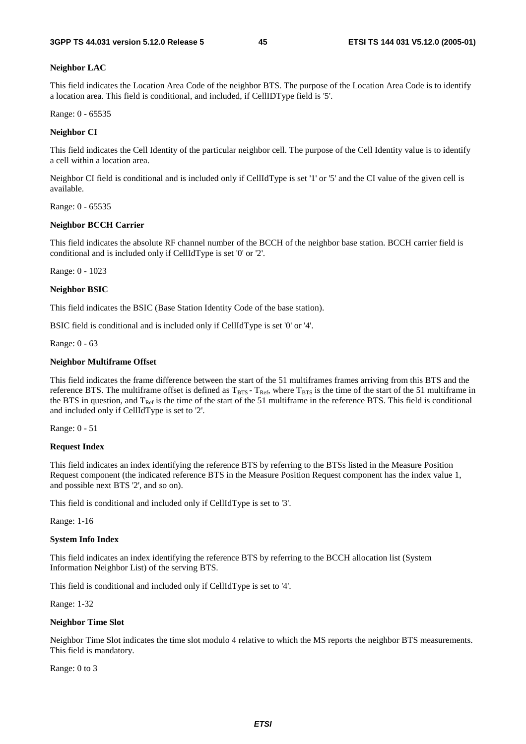**Neighbor LAC**

This field indicates the Location Area Code of the neighbor BTS. The purpose of the Location Area Code is to identify a location area. This field is conditional, and included, if CellIDType field is '5'.

Range: 0 - 65535

**Neighbor CI**

This field indicates the Cell Identity of the particular neighbor cell. The purpose of the Cell Identity value is to identify a cell within a location area.

Neighbor CI field is conditional and is included only if CellIdType is set '1' or '5' and the CI value of the given cell is available.

Range: 0 - 65535

**Neighbor BCCH Carrier**

This field indicates the absolute RF channel number of the BCCH of the neighbor base station. BCCH carrier field is conditional and is included only if CellIdType is set '0' or '2'.

Range: 0 - 1023

**Neighbor BSIC**

This field indicates the BSIC (Base Station Identity Code of the base station).

BSIC field is conditional and is included only if CellIdType is set '0' or '4'.

Range: 0 - 63

**Neighbor Multiframe Offset**

This field indicates the frame difference between the start of the 51 multiframes frames arriving from this BTS and the reference BTS. The multiframe offset is defined as $T_{BTS} - T_{Ref}$, where $T_{BTS}$ is the time of the start of the 51 multiframe in the BTS in question, and $T_{Ref}$ is the time of the start of the 51 multiframe in the reference BTS. This field is conditional and included only if CellIdType is set to '2'.

Range: 0 - 51

**Request Index**

This field indicates an index identifying the reference BTS by referring to the BTSs listed in the Measure Position Request component (the indicated reference BTS in the Measure Position Request component has the index value 1, and possible next BTS '2', and so on).

This field is conditional and included only if CellIdType is set to '3'.

Range: 1-16

**System Info Index**

This field indicates an index identifying the reference BTS by referring to the BCCH allocation list (System Information Neighbor List) of the serving BTS.

This field is conditional and included only if CellIdType is set to '4'.

Range: 1-32

**Neighbor Time Slot**

Neighbor Time Slot indicates the time slot modulo 4 relative to which the MS reports the neighbor BTS measurements. This field is mandatory.

Range: 0 to 3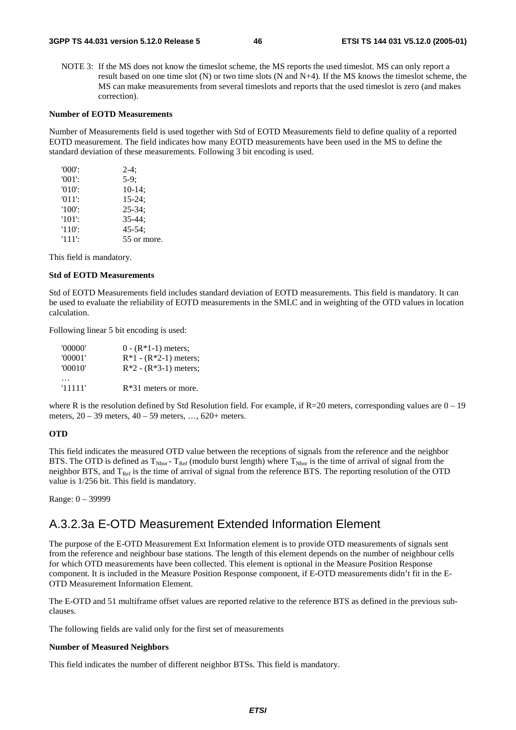NOTE 3: If the MS does not know the timeslot scheme, the MS reports the used timeslot. MS can only report a result based on one time slot (N) or two time slots (N and N+4). If the MS knows the timeslot scheme, the MS can make measurements from several timeslots and reports that the used timeslot is zero (and makes correction).

**Number of EOTD Measurements**

Number of Measurements field is used together with Std of EOTD Measurements field to define quality of a reported EOTD measurement. The field indicates how many EOTD measurements have been used in the MS to define the standard deviation of these measurements. Following 3 bit encoding is used.

| | |
|---|---|
| '000': | 2-4; |
| '001': | 5-9; |
| '010': | 10-14; |
| '011': | 15-24; |
| '100': | 25-34; |
| '101': | 35-44; |
| '110': | 45-54; |
| '111': | 55 or more. |

This field is mandatory.

**Std of EOTD Measurements**

Std of EOTD Measurements field includes standard deviation of EOTD measurements. This field is mandatory. It can be used to evaluate the reliability of EOTD measurements in the SMLC and in weighting of the OTD values in location calculation.

Following linear 5 bit encoding is used:

| | |
|---|---|
| '00000' | 0 - (R*1-1) meters; |
| '00001' | R*1 - (R*2-1) meters; |
| '00010' | R*2 - (R*3-1) meters; |
| … | |
| '11111' | R*31 meters or more. |

where R is the resolution defined by Std Resolution field. For example, if R=20 meters, corresponding values are 0 – 19 meters, 20 – 39 meters, 40 – 59 meters, …, 620+ meters.

**OTD**

This field indicates the measured OTD value between the receptions of signals from the reference and the neighbor BTS. The OTD is defined as $T_{Nbor} - T_{Ref}$ (modulo burst length) where $T_{Nbor}$ is the time of arrival of signal from the neighbor BTS, and $T_{Ref}$ is the time of arrival of signal from the reference BTS. The reporting resolution of the OTD value is 1/256 bit. This field is mandatory.

Range: 0 – 39999

## A.3.2.3a E-OTD Measurement Extended Information Element

The purpose of the E-OTD Measurement Ext Information element is to provide OTD measurements of signals sent from the reference and neighbour base stations. The length of this element depends on the number of neighbour cells for which OTD measurements have been collected. This element is optional in the Measure Position Response component. It is included in the Measure Position Response component, if E-OTD measurements didn't fit in the E-OTD Measurement Information Element.

The E-OTD and 51 multiframe offset values are reported relative to the reference BTS as defined in the previous sub-clauses.

The following fields are valid only for the first set of measurements

**Number of Measured Neighbors**

This field indicates the number of different neighbor BTSs. This field is mandatory.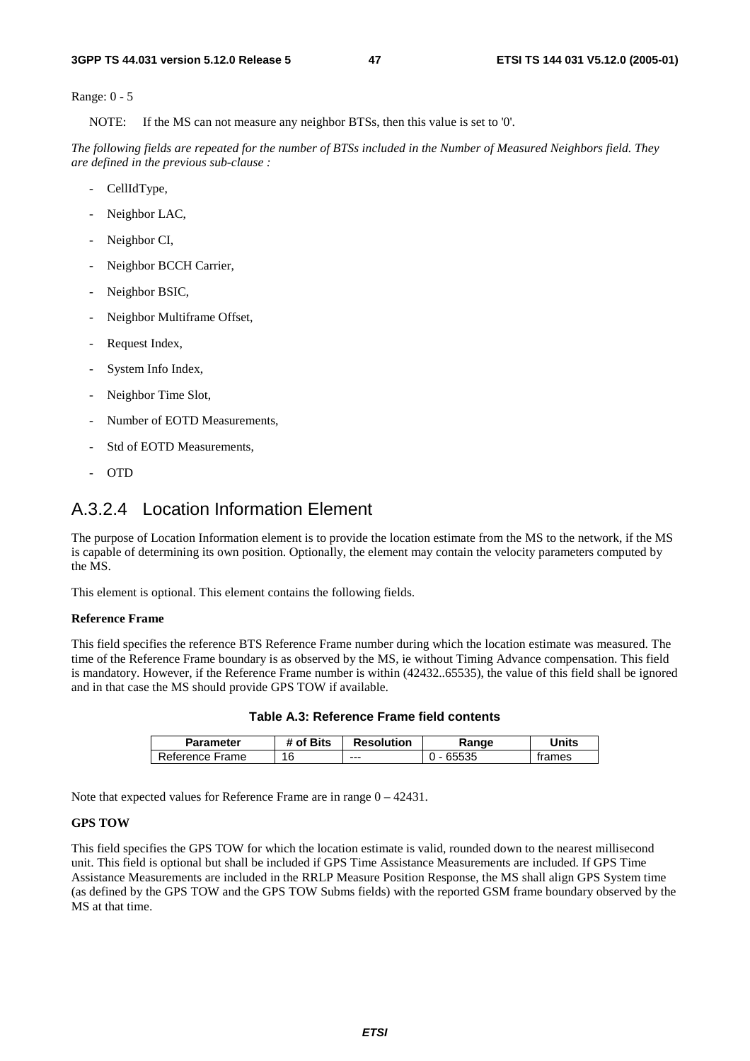Range: 0 - 5

NOTE: If the MS can not measure any neighbor BTSs, then this value is set to '0'.

*The following fields are repeated for the number of BTSs included in the Number of Measured Neighbors field. They are defined in the previous sub-clause :*

- CellIdType,
- Neighbor LAC,
- Neighbor CI,
- Neighbor BCCH Carrier,
- Neighbor BSIC,
- Neighbor Multiframe Offset,
- Request Index,
- System Info Index,
- Neighbor Time Slot,
- Number of EOTD Measurements,
- Std of EOTD Measurements,
- OTD

## A.3.2.4 Location Information Element

The purpose of Location Information element is to provide the location estimate from the MS to the network, if the MS is capable of determining its own position. Optionally, the element may contain the velocity parameters computed by the MS.

This element is optional. This element contains the following fields.

**Reference Frame**

This field specifies the reference BTS Reference Frame number during which the location estimate was measured. The time of the Reference Frame boundary is as observed by the MS, ie without Timing Advance compensation. This field is mandatory. However, if the Reference Frame number is within (42432..65535), the value of this field shall be ignored and in that case the MS should provide GPS TOW if available.

**Table A.3: Reference Frame field contents**

| Parameter | # of Bits | Resolution | Range | Units |
|---|---|---|---|---|
| Reference Frame | 16 | --- | 0 - 65535 | frames |

Note that expected values for Reference Frame are in range 0 – 42431.

**GPS TOW**

This field specifies the GPS TOW for which the location estimate is valid, rounded down to the nearest millisecond unit. This field is optional but shall be included if GPS Time Assistance Measurements are included. If GPS Time Assistance Measurements are included in the RRLP Measure Position Response, the MS shall align GPS System time (as defined by the GPS TOW and the GPS TOW Subms fields) with the reported GSM frame boundary observed by the MS at that time.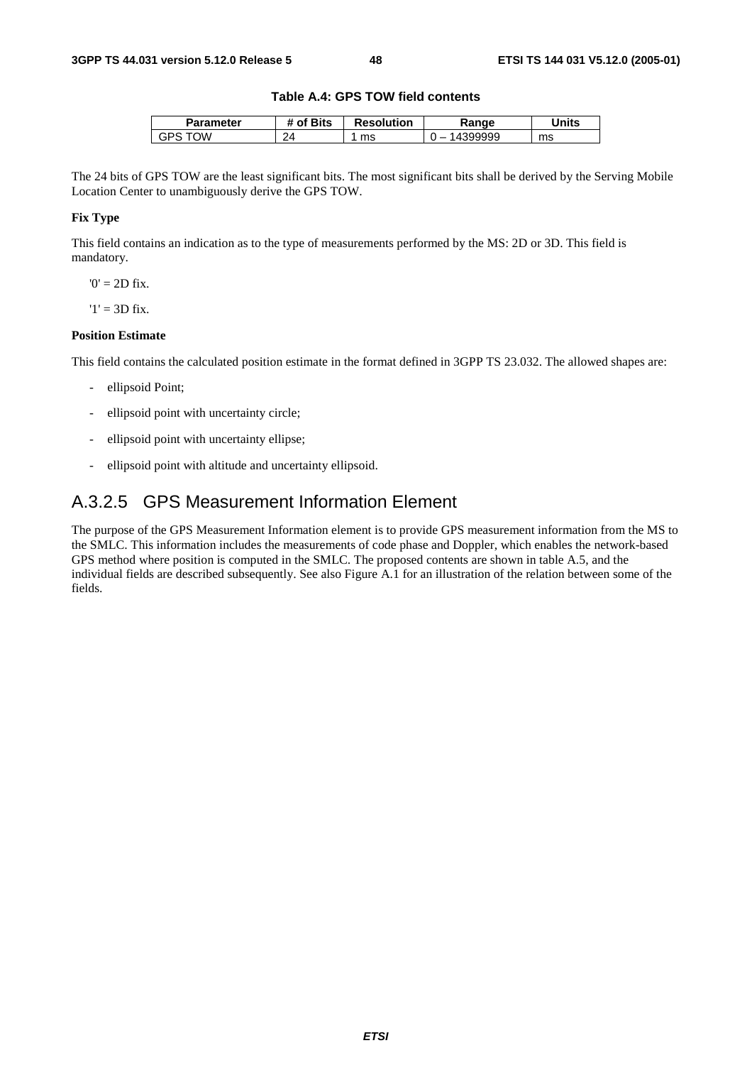**Table A.4: GPS TOW field contents**

| Parameter | # of Bits | Resolution | Range | Units |
|---|---|---|---|---|
| GPS TOW | 24 | 1 ms | 0 – 14399999 | ms |

The 24 bits of GPS TOW are the least significant bits. The most significant bits shall be derived by the Serving Mobile Location Center to unambiguously derive the GPS TOW.

**Fix Type**

This field contains an indication as to the type of measurements performed by the MS: 2D or 3D. This field is mandatory.

'0' = 2D fix.

'1' = 3D fix.

**Position Estimate**

This field contains the calculated position estimate in the format defined in 3GPP TS 23.032. The allowed shapes are:

- ellipsoid Point;
- ellipsoid point with uncertainty circle;
- ellipsoid point with uncertainty ellipse;
- ellipsoid point with altitude and uncertainty ellipsoid.

## A.3.2.5 GPS Measurement Information Element

The purpose of the GPS Measurement Information element is to provide GPS measurement information from the MS to the SMLC. This information includes the measurements of code phase and Doppler, which enables the network-based GPS method where position is computed in the SMLC. The proposed contents are shown in table A.5, and the individual fields are described subsequently. See also Figure A.1 for an illustration of the relation between some of the fields.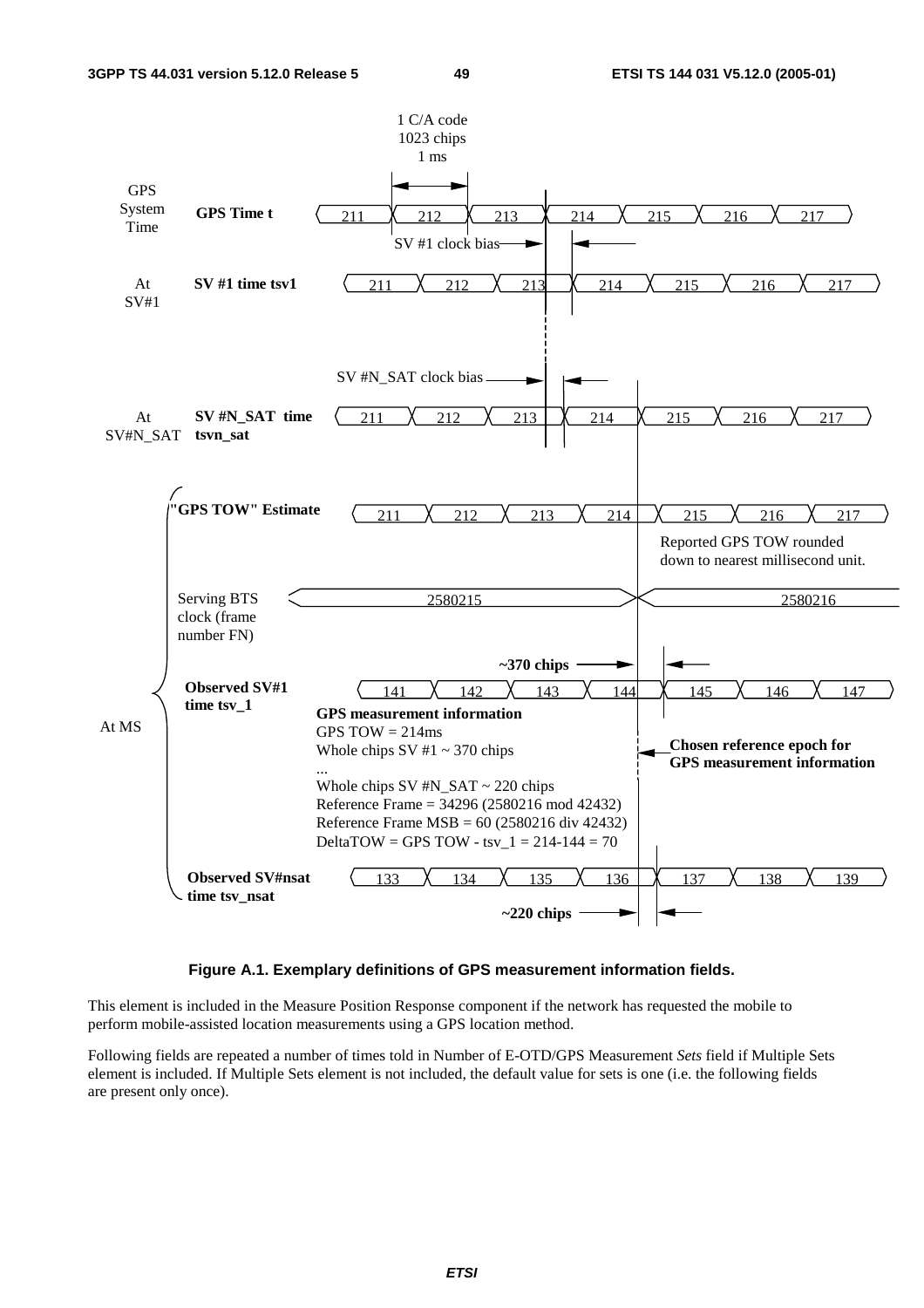Figure A.1. Exemplary definitions of GPS measurement information fields.

This element is included in the Measure Position Response component if the network has requested the mobile to perform mobile-assisted location measurements using a GPS location method.

Following fields are repeated a number of times told in Number of E-OTD/GPS Measurement *Sets* field if Multiple Sets element is included. If Multiple Sets element is not included, the default value for sets is one (i.e. the following fields are present only once).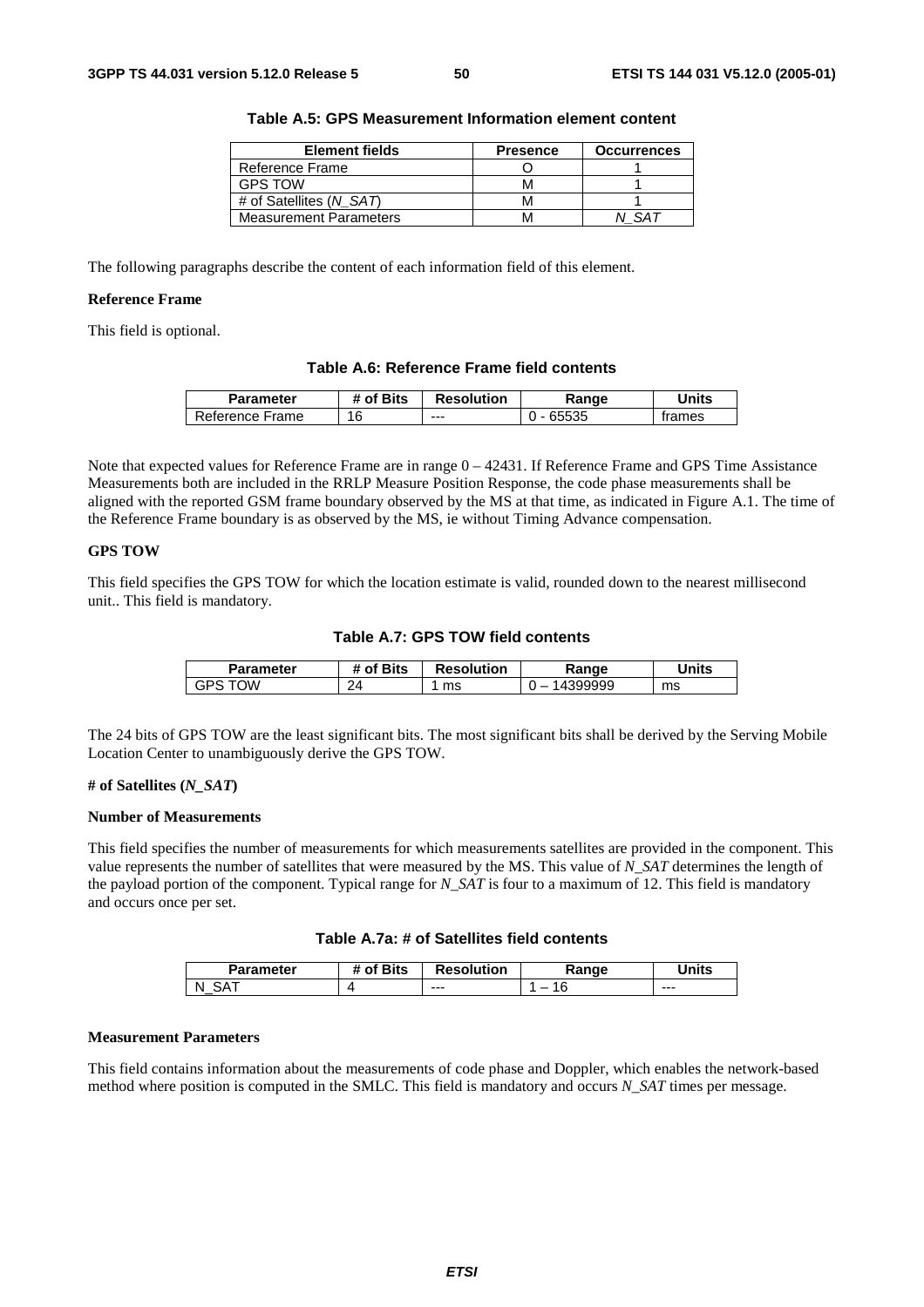**Table A.5: GPS Measurement Information element content**

| Element fields | Presence | Occurrences |
|---|---|---|
| Reference Frame | O | 1 |
| GPS TOW | M | 1 |
| # of Satellites (*N_SAT*) | M | 1 |
| Measurement Parameters | M | *N_SAT* |

The following paragraphs describe the content of each information field of this element.

**Reference Frame**

This field is optional.

**Table A.6: Reference Frame field contents**

| Parameter | # of Bits | Resolution | Range | Units |
|---|---|---|---|---|
| Reference Frame | 16 | --- | 0 - 65535 | frames |

Note that expected values for Reference Frame are in range 0 – 42431. If Reference Frame and GPS Time Assistance Measurements both are included in the RRLP Measure Position Response, the code phase measurements shall be aligned with the reported GSM frame boundary observed by the MS at that time, as indicated in Figure A.1. The time of the Reference Frame boundary is as observed by the MS, ie without Timing Advance compensation.

**GPS TOW**

This field specifies the GPS TOW for which the location estimate is valid, rounded down to the nearest millisecond unit.. This field is mandatory.

**Table A.7: GPS TOW field contents**

| Parameter | # of Bits | Resolution | Range | Units |
|---|---|---|---|---|
| GPS TOW | 24 | 1 ms | 0 – 14399999 | ms |

The 24 bits of GPS TOW are the least significant bits. The most significant bits shall be derived by the Serving Mobile Location Center to unambiguously derive the GPS TOW.

**# of Satellites (*N_SAT*)**

**Number of Measurements**

This field specifies the number of measurements for which measurements satellites are provided in the component. This value represents the number of satellites that were measured by the MS. This value of *N_SAT* determines the length of the payload portion of the component. Typical range for *N_SAT* is four to a maximum of 12. This field is mandatory and occurs once per set.

**Table A.7a: # of Satellites field contents**

| Parameter | # of Bits | Resolution | Range | Units |
|---|---|---|---|---|
| N_SAT | 4 | --- | 1 – 16 | --- |

**Measurement Parameters**

This field contains information about the measurements of code phase and Doppler, which enables the network-based method where position is computed in the SMLC. This field is mandatory and occurs *N_SAT* times per message.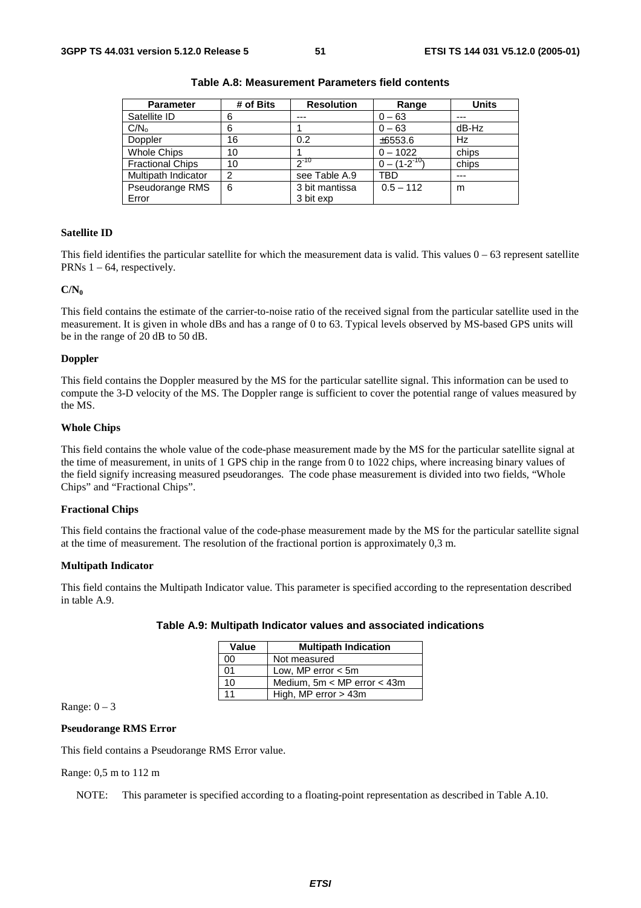**Table A.8: Measurement Parameters field contents**

| Parameter | # of Bits | Resolution | Range | Units |
|---|---|---|---|---|
| Satellite ID | 6 | --- | 0 – 63 | --- |
| $C/N_o$ | 6 | 1 | 0 – 63 | dB-Hz |
| Doppler | 16 | 0.2 | ±6553.6 | Hz |
| Whole Chips | 10 | 1 | 0 – 1022 | chips |
| Fractional Chips | 10 | $2^{-10}$ | $0 – (1-2^{-10})$ | chips |
| Multipath Indicator | 2 | see Table A.9 | TBD | --- |
| Pseudorange RMS Error | 6 | 3 bit mantissa 3 bit exp | 0.5 – 112 | m |

**Satellite ID**

This field identifies the particular satellite for which the measurement data is valid. This values 0 – 63 represent satellite PRNs 1 – 64, respectively.

**$C/N_0$**

This field contains the estimate of the carrier-to-noise ratio of the received signal from the particular satellite used in the measurement. It is given in whole dBs and has a range of 0 to 63. Typical levels observed by MS-based GPS units will be in the range of 20 dB to 50 dB.

**Doppler**

This field contains the Doppler measured by the MS for the particular satellite signal. This information can be used to compute the 3-D velocity of the MS. The Doppler range is sufficient to cover the potential range of values measured by the MS.

**Whole Chips**

This field contains the whole value of the code-phase measurement made by the MS for the particular satellite signal at the time of measurement, in units of 1 GPS chip in the range from 0 to 1022 chips, where increasing binary values of the field signify increasing measured pseudoranges. The code phase measurement is divided into two fields, "Whole Chips" and "Fractional Chips".

**Fractional Chips**

This field contains the fractional value of the code-phase measurement made by the MS for the particular satellite signal at the time of measurement. The resolution of the fractional portion is approximately 0,3 m.

**Multipath Indicator**

This field contains the Multipath Indicator value. This parameter is specified according to the representation described in table A.9.

**Table A.9: Multipath Indicator values and associated indications**

| Value | Multipath Indication |
|---|---|
| 00 | Not measured |
| 01 | Low, MP error < 5m |
| 10 | Medium, 5m < MP error < 43m |
| 11 | High, MP error > 43m |

Range: 0 – 3

**Pseudorange RMS Error**

This field contains a Pseudorange RMS Error value.

Range: 0,5 m to 112 m

NOTE: This parameter is specified according to a floating-point representation as described in Table A.10.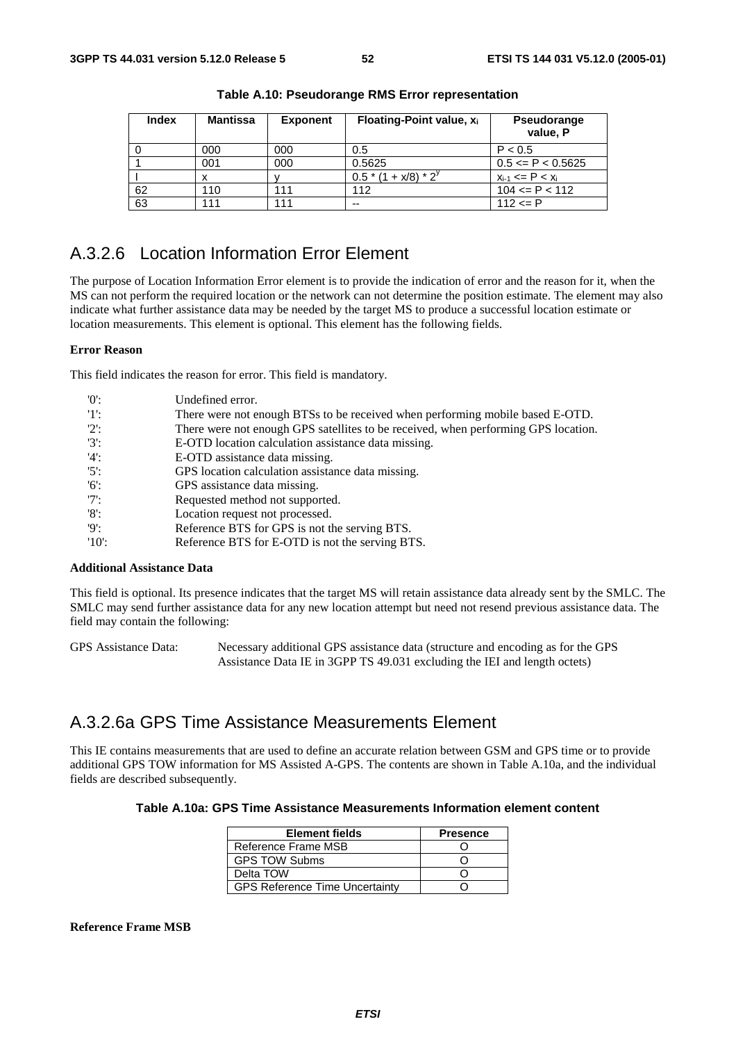**Table A.10: Pseudorange RMS Error representation**

| Index | Mantissa | Exponent | Floating-Point value, $x_i$ | Pseudorange value, P |
|---|---|---|---|---|
| 0 | 000 | 000 | 0.5 | P < 0.5 |
| 1 | 001 | 000 | 0.5625 | 0.5 <= P < 0.5625 |
| I | x | y | $0.5 * (1 + x/8) * 2^y$ | $x_{i-1} <= P < x_i$ |
| 62 | 110 | 111 | 112 | 104 <= P < 112 |
| 63 | 111 | 111 | -- | 112 <= P |

## A.3.2.6 Location Information Error Element

The purpose of Location Information Error element is to provide the indication of error and the reason for it, when the MS can not perform the required location or the network can not determine the position estimate. The element may also indicate what further assistance data may be needed by the target MS to produce a successful location estimate or location measurements. This element is optional. This element has the following fields.

**Error Reason**

This field indicates the reason for error. This field is mandatory.

'0': Undefined error.
'1': There were not enough BTSs to be received when performing mobile based E-OTD.
'2': There were not enough GPS satellites to be received, when performing GPS location.
'3': E-OTD location calculation assistance data missing.
'4': E-OTD assistance data missing.
'5': GPS location calculation assistance data missing.
'6': GPS assistance data missing.
'7': Requested method not supported.
'8': Location request not processed.
'9': Reference BTS for GPS is not the serving BTS.
'10': Reference BTS for E-OTD is not the serving BTS.

**Additional Assistance Data**

This field is optional. Its presence indicates that the target MS will retain assistance data already sent by the SMLC. The SMLC may send further assistance data for any new location attempt but need not resend previous assistance data. The field may contain the following:

GPS Assistance Data: Necessary additional GPS assistance data (structure and encoding as for the GPS Assistance Data IE in 3GPP TS 49.031 excluding the IEI and length octets)

## A.3.2.6a GPS Time Assistance Measurements Element

This IE contains measurements that are used to define an accurate relation between GSM and GPS time or to provide additional GPS TOW information for MS Assisted A-GPS. The contents are shown in Table A.10a, and the individual fields are described subsequently.

**Table A.10a: GPS Time Assistance Measurements Information element content**

| Element fields | Presence |
|---|---|
| Reference Frame MSB | O |
| GPS TOW Subms | O |
| Delta TOW | O |
| GPS Reference Time Uncertainty | O |

**Reference Frame MSB**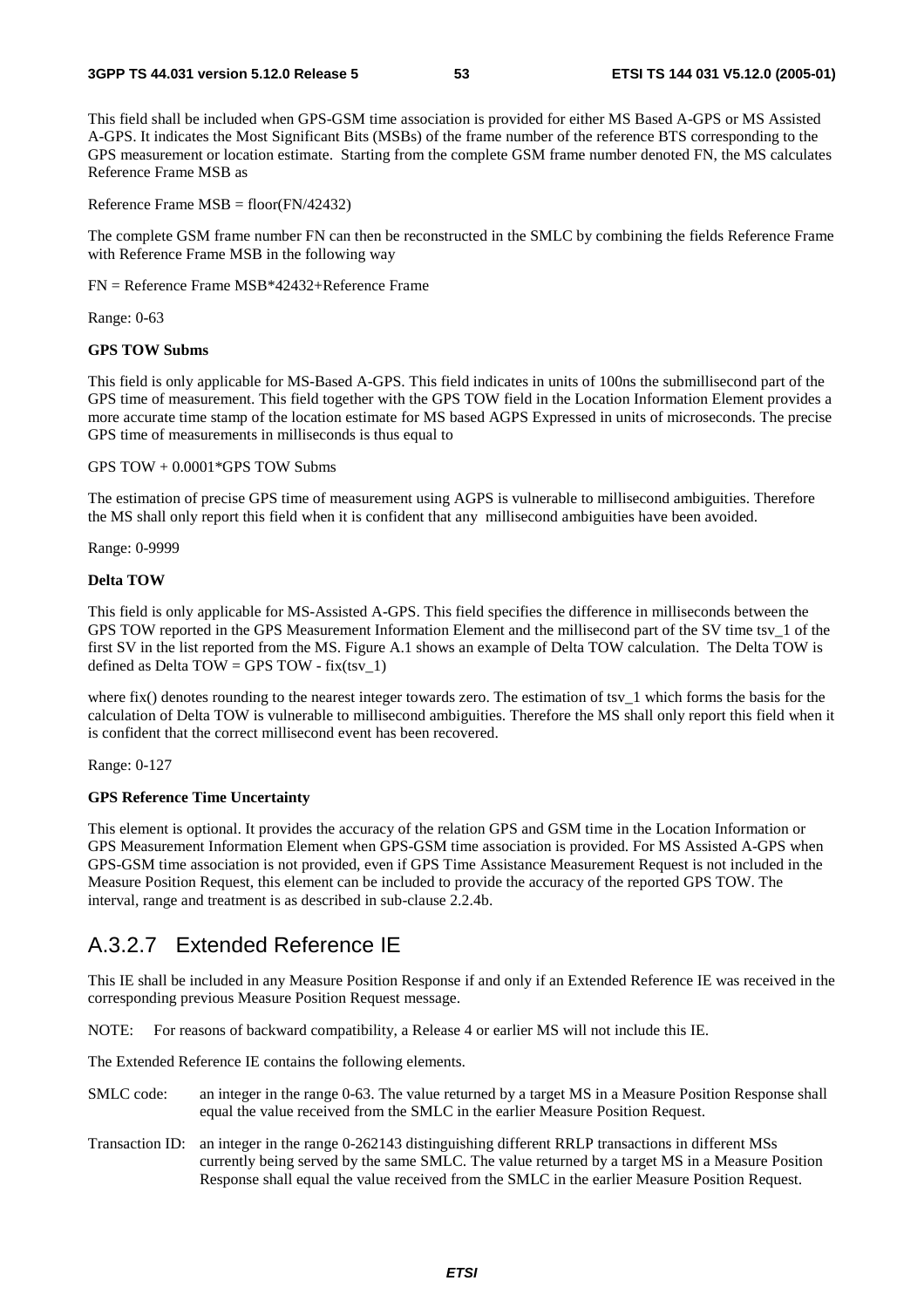This field shall be included when GPS-GSM time association is provided for either MS Based A-GPS or MS Assisted A-GPS. It indicates the Most Significant Bits (MSBs) of the frame number of the reference BTS corresponding to the GPS measurement or location estimate. Starting from the complete GSM frame number denoted FN, the MS calculates Reference Frame MSB as

Reference Frame MSB = floor(FN/42432)

The complete GSM frame number FN can then be reconstructed in the SMLC by combining the fields Reference Frame with Reference Frame MSB in the following way

FN = Reference Frame MSB*42432+Reference Frame

Range: 0-63

**GPS TOW Subms**

This field is only applicable for MS-Based A-GPS. This field indicates in units of 100ns the submillisecond part of the GPS time of measurement. This field together with the GPS TOW field in the Location Information Element provides a more accurate time stamp of the location estimate for MS based AGPS Expressed in units of microseconds. The precise GPS time of measurements in milliseconds is thus equal to

GPS TOW + 0.0001*GPS TOW Subms

The estimation of precise GPS time of measurement using AGPS is vulnerable to millisecond ambiguities. Therefore the MS shall only report this field when it is confident that any millisecond ambiguities have been avoided.

Range: 0-9999

**Delta TOW**

This field is only applicable for MS-Assisted A-GPS. This field specifies the difference in milliseconds between the GPS TOW reported in the GPS Measurement Information Element and the millisecond part of the SV time tsv_1 of the first SV in the list reported from the MS. Figure A.1 shows an example of Delta TOW calculation. The Delta TOW is defined as Delta TOW = GPS TOW - fix(tsv_1)

where fix() denotes rounding to the nearest integer towards zero. The estimation of tsv_1 which forms the basis for the calculation of Delta TOW is vulnerable to millisecond ambiguities. Therefore the MS shall only report this field when it is confident that the correct millisecond event has been recovered.

Range: 0-127

**GPS Reference Time Uncertainty**

This element is optional. It provides the accuracy of the relation GPS and GSM time in the Location Information or GPS Measurement Information Element when GPS-GSM time association is provided. For MS Assisted A-GPS when GPS-GSM time association is not provided, even if GPS Time Assistance Measurement Request is not included in the Measure Position Request, this element can be included to provide the accuracy of the reported GPS TOW. The interval, range and treatment is as described in sub-clause 2.2.4b.

## A.3.2.7 Extended Reference IE

This IE shall be included in any Measure Position Response if and only if an Extended Reference IE was received in the corresponding previous Measure Position Request message.

NOTE: For reasons of backward compatibility, a Release 4 or earlier MS will not include this IE.

The Extended Reference IE contains the following elements.

SMLC code: an integer in the range 0-63. The value returned by a target MS in a Measure Position Response shall equal the value received from the SMLC in the earlier Measure Position Request.

Transaction ID: an integer in the range 0-262143 distinguishing different RRLP transactions in different MSs currently being served by the same SMLC. The value returned by a target MS in a Measure Position Response shall equal the value received from the SMLC in the earlier Measure Position Request.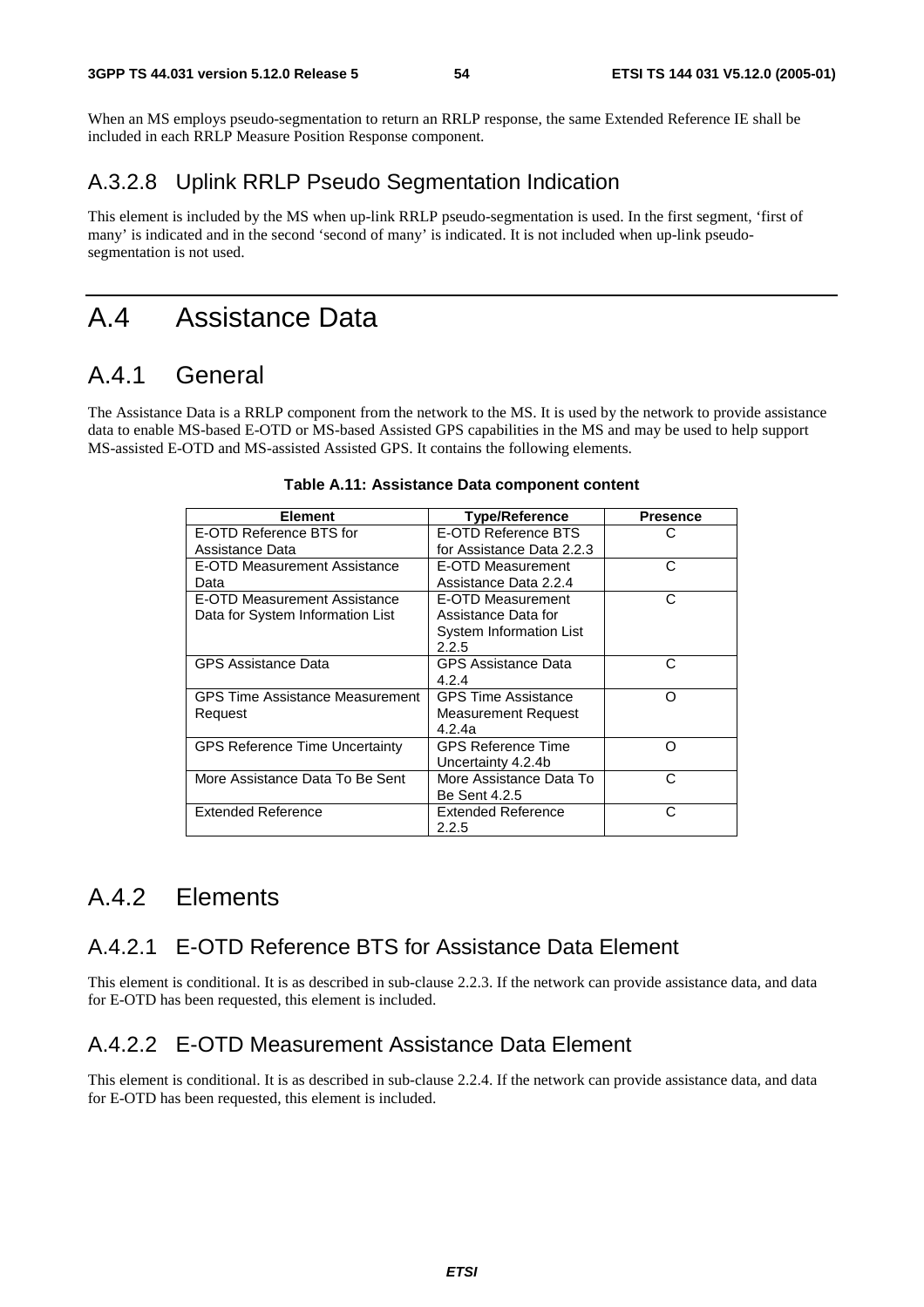When an MS employs pseudo-segmentation to return an RRLP response, the same Extended Reference IE shall be included in each RRLP Measure Position Response component.

### A.3.2.8 Uplink RRLP Pseudo Segmentation Indication

This element is included by the MS when up-link RRLP pseudo-segmentation is used. In the first segment, 'first of many' is indicated and in the second 'second of many' is indicated. It is not included when up-link pseudo-segmentation is not used.

# A.4 Assistance Data

## A.4.1 General

The Assistance Data is a RRLP component from the network to the MS. It is used by the network to provide assistance data to enable MS-based E-OTD or MS-based Assisted GPS capabilities in the MS and may be used to help support MS-assisted E-OTD and MS-assisted Assisted GPS. It contains the following elements.

**Table A.11: Assistance Data component content**

| Element | Type/Reference | Presence |
|---|---|---|
| E-OTD Reference BTS for Assistance Data | E-OTD Reference BTS for Assistance Data 2.2.3 | C |
| E-OTD Measurement Assistance Data | E-OTD Measurement Assistance Data 2.2.4 | C |
| E-OTD Measurement Assistance Data for System Information List | E-OTD Measurement Assistance Data for System Information List 2.2.5 | C |
| GPS Assistance Data | GPS Assistance Data 4.2.4 | C |
| GPS Time Assistance Measurement Request | GPS Time Assistance Measurement Request 4.2.4a | O |
| GPS Reference Time Uncertainty | GPS Reference Time Uncertainty 4.2.4b | O |
| More Assistance Data To Be Sent | More Assistance Data To Be Sent 4.2.5 | C |
| Extended Reference | Extended Reference 2.2.5 | C |

## A.4.2 Elements

### A.4.2.1 E-OTD Reference BTS for Assistance Data Element

This element is conditional. It is as described in sub-clause 2.2.3. If the network can provide assistance data, and data for E-OTD has been requested, this element is included.

### A.4.2.2 E-OTD Measurement Assistance Data Element

This element is conditional. It is as described in sub-clause 2.2.4. If the network can provide assistance data, and data for E-OTD has been requested, this element is included.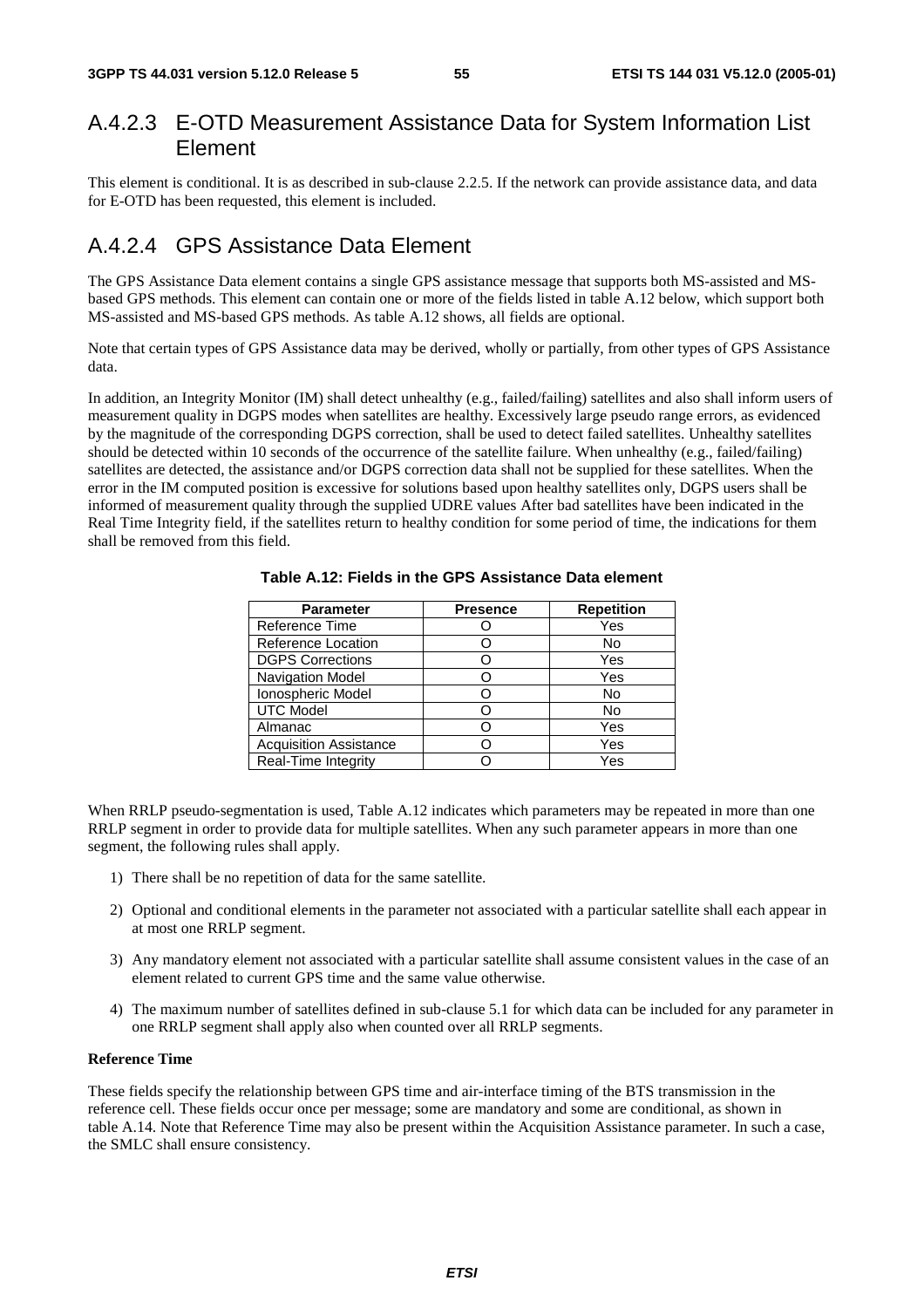## A.4.2.3 E-OTD Measurement Assistance Data for System Information List Element

This element is conditional. It is as described in sub-clause 2.2.5. If the network can provide assistance data, and data for E-OTD has been requested, this element is included.

## A.4.2.4 GPS Assistance Data Element

The GPS Assistance Data element contains a single GPS assistance message that supports both MS-assisted and MS-based GPS methods. This element can contain one or more of the fields listed in table A.12 below, which support both MS-assisted and MS-based GPS methods. As table A.12 shows, all fields are optional.

Note that certain types of GPS Assistance data may be derived, wholly or partially, from other types of GPS Assistance data.

In addition, an Integrity Monitor (IM) shall detect unhealthy (e.g., failed/failing) satellites and also shall inform users of measurement quality in DGPS modes when satellites are healthy. Excessively large pseudo range errors, as evidenced by the magnitude of the corresponding DGPS correction, shall be used to detect failed satellites. Unhealthy satellites should be detected within 10 seconds of the occurrence of the satellite failure. When unhealthy (e.g., failed/failing) satellites are detected, the assistance and/or DGPS correction data shall not be supplied for these satellites. When the error in the IM computed position is excessive for solutions based upon healthy satellites only, DGPS users shall be informed of measurement quality through the supplied UDRE values After bad satellites have been indicated in the Real Time Integrity field, if the satellites return to healthy condition for some period of time, the indications for them shall be removed from this field.

**Table A.12: Fields in the GPS Assistance Data element**

| Parameter | Presence | Repetition |
|---|---|---|
| Reference Time | O | Yes |
| Reference Location | O | No |
| DGPS Corrections | O | Yes |
| Navigation Model | O | Yes |
| Ionospheric Model | O | No |
| UTC Model | O | No |
| Almanac | O | Yes |
| Acquisition Assistance | O | Yes |
| Real-Time Integrity | O | Yes |

When RRLP pseudo-segmentation is used, Table A.12 indicates which parameters may be repeated in more than one RRLP segment in order to provide data for multiple satellites. When any such parameter appears in more than one segment, the following rules shall apply.

1) There shall be no repetition of data for the same satellite.

2) Optional and conditional elements in the parameter not associated with a particular satellite shall each appear in at most one RRLP segment.

3) Any mandatory element not associated with a particular satellite shall assume consistent values in the case of an element related to current GPS time and the same value otherwise.

4) The maximum number of satellites defined in sub-clause 5.1 for which data can be included for any parameter in one RRLP segment shall apply also when counted over all RRLP segments.

**Reference Time**

These fields specify the relationship between GPS time and air-interface timing of the BTS transmission in the reference cell. These fields occur once per message; some are mandatory and some are conditional, as shown in table A.14. Note that Reference Time may also be present within the Acquisition Assistance parameter. In such a case, the SMLC shall ensure consistency.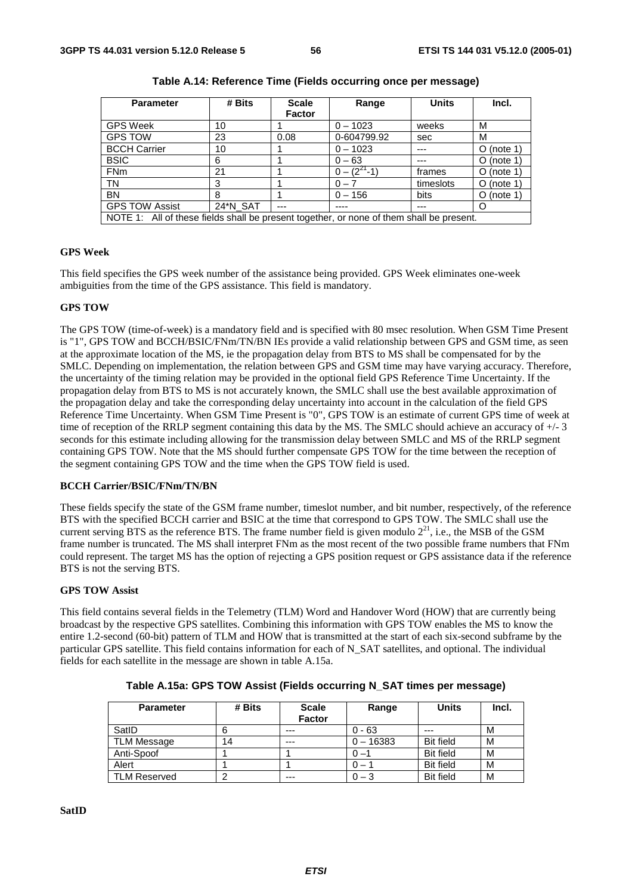**Table A.14: Reference Time (Fields occurring once per message)**

| Parameter | # Bits | Scale Factor | Range | Units | Incl. |
|---|---|---|---|---|---|
| GPS Week | 10 | 1 | 0 – 1023 | weeks | M |
| GPS TOW | 23 | 0.08 | 0-604799.92 | sec | M |
| BCCH Carrier | 10 | 1 | 0 – 1023 | --- | O (note 1) |
| BSIC | 6 | 1 | 0 – 63 | --- | O (note 1) |
| FNm | 21 | 1 | $0 – (2^{21}-1)$ | frames | O (note 1) |
| TN | 3 | 1 | 0 – 7 | timeslots | O (note 1) |
| BN | 8 | 1 | 0 – 156 | bits | O (note 1) |
| GPS TOW Assist | 24*N_SAT | --- | ---- | --- | O |
| NOTE 1: All of these fields shall be present together, or none of them shall be present. | | | | | |

**GPS Week**

This field specifies the GPS week number of the assistance being provided. GPS Week eliminates one-week ambiguities from the time of the GPS assistance. This field is mandatory.

**GPS TOW**

The GPS TOW (time-of-week) is a mandatory field and is specified with 80 msec resolution. When GSM Time Present is "1", GPS TOW and BCCH/BSIC/FNm/TN/BN IEs provide a valid relationship between GPS and GSM time, as seen at the approximate location of the MS, ie the propagation delay from BTS to MS shall be compensated for by the SMLC. Depending on implementation, the relation between GPS and GSM time may have varying accuracy. Therefore, the uncertainty of the timing relation may be provided in the optional field GPS Reference Time Uncertainty. If the propagation delay from BTS to MS is not accurately known, the SMLC shall use the best available approximation of the propagation delay and take the corresponding delay uncertainty into account in the calculation of the field GPS Reference Time Uncertainty. When GSM Time Present is "0", GPS TOW is an estimate of current GPS time of week at time of reception of the RRLP segment containing this data by the MS. The SMLC should achieve an accuracy of +/- 3 seconds for this estimate including allowing for the transmission delay between SMLC and MS of the RRLP segment containing GPS TOW. Note that the MS should further compensate GPS TOW for the time between the reception of the segment containing GPS TOW and the time when the GPS TOW field is used.

**BCCH Carrier/BSIC/FNm/TN/BN**

These fields specify the state of the GSM frame number, timeslot number, and bit number, respectively, of the reference BTS with the specified BCCH carrier and BSIC at the time that correspond to GPS TOW. The SMLC shall use the current serving BTS as the reference BTS. The frame number field is given modulo $2^{21}$, i.e., the MSB of the GSM frame number is truncated. The MS shall interpret FNm as the most recent of the two possible frame numbers that FNm could represent. The target MS has the option of rejecting a GPS position request or GPS assistance data if the reference BTS is not the serving BTS.

**GPS TOW Assist**

This field contains several fields in the Telemetry (TLM) Word and Handover Word (HOW) that are currently being broadcast by the respective GPS satellites. Combining this information with GPS TOW enables the MS to know the entire 1.2-second (60-bit) pattern of TLM and HOW that is transmitted at the start of each six-second subframe by the particular GPS satellite. This field contains information for each of N_SAT satellites, and optional. The individual fields for each satellite in the message are shown in table A.15a.

**Table A.15a: GPS TOW Assist (Fields occurring N_SAT times per message)**

| Parameter | # Bits | Scale Factor | Range | Units | Incl. |
|---|---|---|---|---|---|
| SatID | 6 | --- | 0 - 63 | --- | M |
| TLM Message | 14 | --- | 0 – 16383 | Bit field | M |
| Anti-Spoof | 1 | 1 | 0 –1 | Bit field | M |
| Alert | 1 | 1 | 0 – 1 | Bit field | M |
| TLM Reserved | 2 | --- | 0 – 3 | Bit field | M |

**SatID**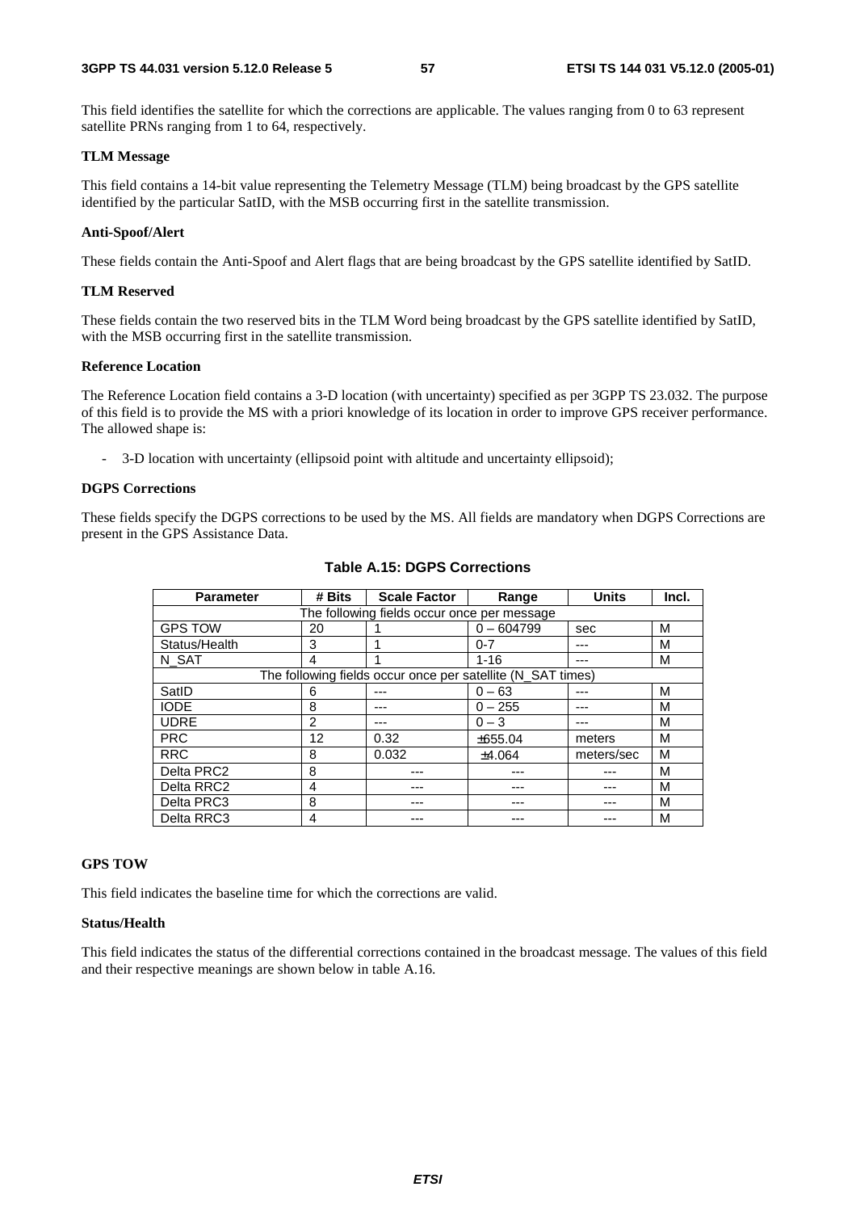This field identifies the satellite for which the corrections are applicable. The values ranging from 0 to 63 represent satellite PRNs ranging from 1 to 64, respectively.

**TLM Message**

This field contains a 14-bit value representing the Telemetry Message (TLM) being broadcast by the GPS satellite identified by the particular SatID, with the MSB occurring first in the satellite transmission.

**Anti-Spoof/Alert**

These fields contain the Anti-Spoof and Alert flags that are being broadcast by the GPS satellite identified by SatID.

**TLM Reserved**

These fields contain the two reserved bits in the TLM Word being broadcast by the GPS satellite identified by SatID, with the MSB occurring first in the satellite transmission.

**Reference Location**

The Reference Location field contains a 3-D location (with uncertainty) specified as per 3GPP TS 23.032. The purpose of this field is to provide the MS with a priori knowledge of its location in order to improve GPS receiver performance. The allowed shape is:

- 3-D location with uncertainty (ellipsoid point with altitude and uncertainty ellipsoid);

**DGPS Corrections**

These fields specify the DGPS corrections to be used by the MS. All fields are mandatory when DGPS Corrections are present in the GPS Assistance Data.

**Table A.15: DGPS Corrections**

| Parameter | # Bits | Scale Factor | Range | Units | Incl. |
|---|---|---|---|---|---|
| The following fields occur once per message | | | | | |
| GPS TOW | 20 | 1 | 0 – 604799 | sec | M |
| Status/Health | 3 | 1 | 0-7 | --- | M |
| N_SAT | 4 | 1 | 1-16 | --- | M |
| The following fields occur once per satellite (N_SAT times) | | | | | |
| SatID | 6 | --- | 0 – 63 | --- | M |
| IODE | 8 | --- | 0 – 255 | --- | M |
| UDRE | 2 | --- | 0 – 3 | --- | M |
| PRC | 12 | 0.32 | ±655.04 | meters | M |
| RRC | 8 | 0.032 | ±4.064 | meters/sec | M |
| Delta PRC2 | 8 | --- | --- | --- | M |
| Delta RRC2 | 4 | --- | --- | --- | M |
| Delta PRC3 | 8 | --- | --- | --- | M |
| Delta RRC3 | 4 | --- | --- | --- | M |

**GPS TOW**

This field indicates the baseline time for which the corrections are valid.

**Status/Health**

This field indicates the status of the differential corrections contained in the broadcast message. The values of this field and their respective meanings are shown below in table A.16.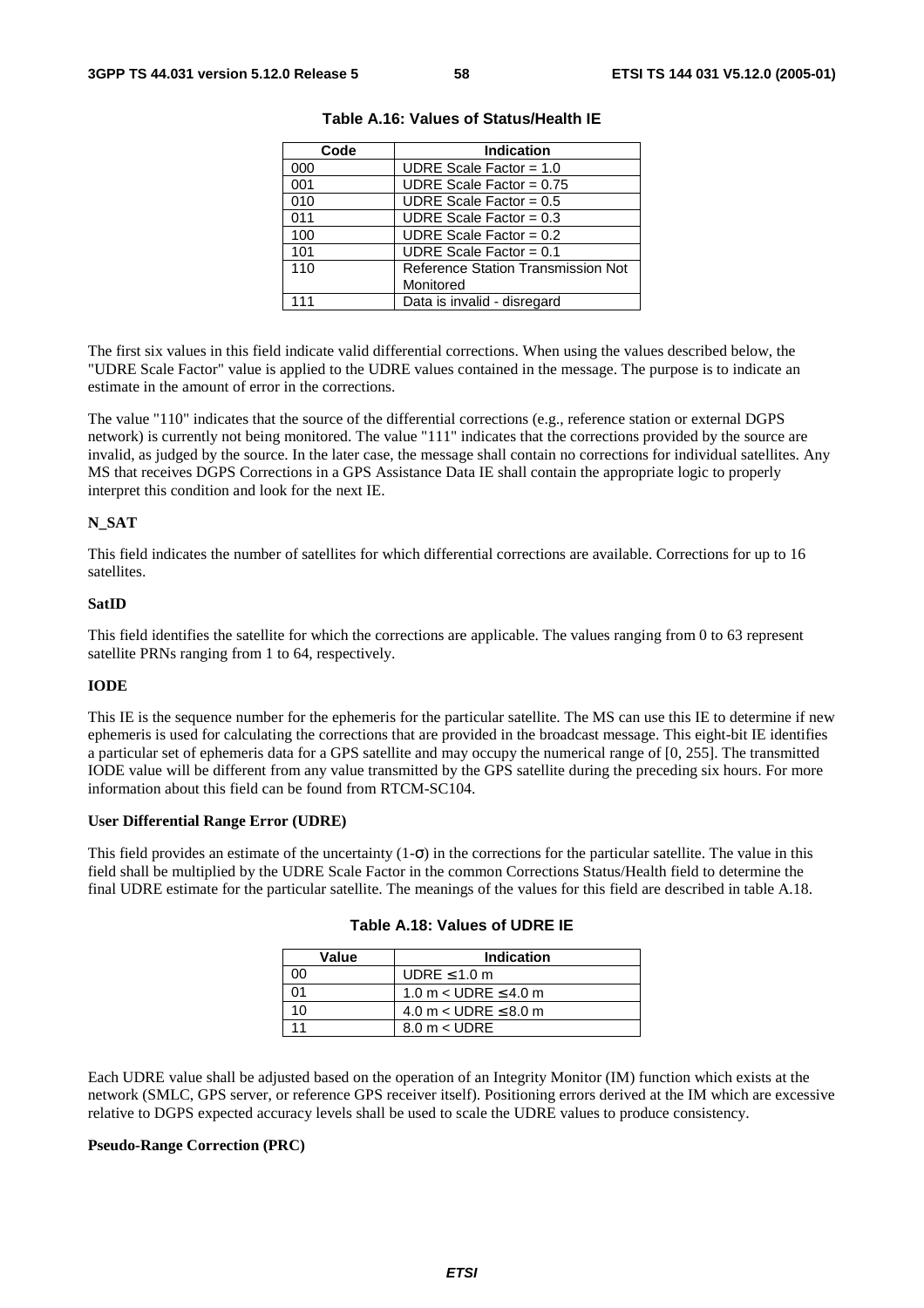**Table A.16: Values of Status/Health IE**

| Code | Indication |
|---|---|
| 000 | UDRE Scale Factor = 1.0 |
| 001 | UDRE Scale Factor = 0.75 |
| 010 | UDRE Scale Factor = 0.5 |
| 011 | UDRE Scale Factor = 0.3 |
| 100 | UDRE Scale Factor = 0.2 |
| 101 | UDRE Scale Factor = 0.1 |
| 110 | Reference Station Transmission Not Monitored |
| 111 | Data is invalid - disregard |

The first six values in this field indicate valid differential corrections. When using the values described below, the "UDRE Scale Factor" value is applied to the UDRE values contained in the message. The purpose is to indicate an estimate in the amount of error in the corrections.

The value "110" indicates that the source of the differential corrections (e.g., reference station or external DGPS network) is currently not being monitored. The value "111" indicates that the corrections provided by the source are invalid, as judged by the source. In the later case, the message shall contain no corrections for individual satellites. Any MS that receives DGPS Corrections in a GPS Assistance Data IE shall contain the appropriate logic to properly interpret this condition and look for the next IE.

**N_SAT**

This field indicates the number of satellites for which differential corrections are available. Corrections for up to 16 satellites.

**SatID**

This field identifies the satellite for which the corrections are applicable. The values ranging from 0 to 63 represent satellite PRNs ranging from 1 to 64, respectively.

**IODE**

This IE is the sequence number for the ephemeris for the particular satellite. The MS can use this IE to determine if new ephemeris is used for calculating the corrections that are provided in the broadcast message. This eight-bit IE identifies a particular set of ephemeris data for a GPS satellite and may occupy the numerical range of [0, 255]. The transmitted IODE value will be different from any value transmitted by the GPS satellite during the preceding six hours. For more information about this field can be found from RTCM-SC104.

**User Differential Range Error (UDRE)**

This field provides an estimate of the uncertainty (1-$\sigma$) in the corrections for the particular satellite. The value in this field shall be multiplied by the UDRE Scale Factor in the common Corrections Status/Health field to determine the final UDRE estimate for the particular satellite. The meanings of the values for this field are described in table A.18.

**Table A.18: Values of UDRE IE**

| Value | Indication |
|---|---|
| 00 | UDRE ≤ 1.0 m |
| 01 | 1.0 m < UDRE ≤ 4.0 m |
| 10 | 4.0 m < UDRE ≤ 8.0 m |
| 11 | 8.0 m < UDRE |

Each UDRE value shall be adjusted based on the operation of an Integrity Monitor (IM) function which exists at the network (SMLC, GPS server, or reference GPS receiver itself). Positioning errors derived at the IM which are excessive relative to DGPS expected accuracy levels shall be used to scale the UDRE values to produce consistency.

**Pseudo-Range Correction (PRC)**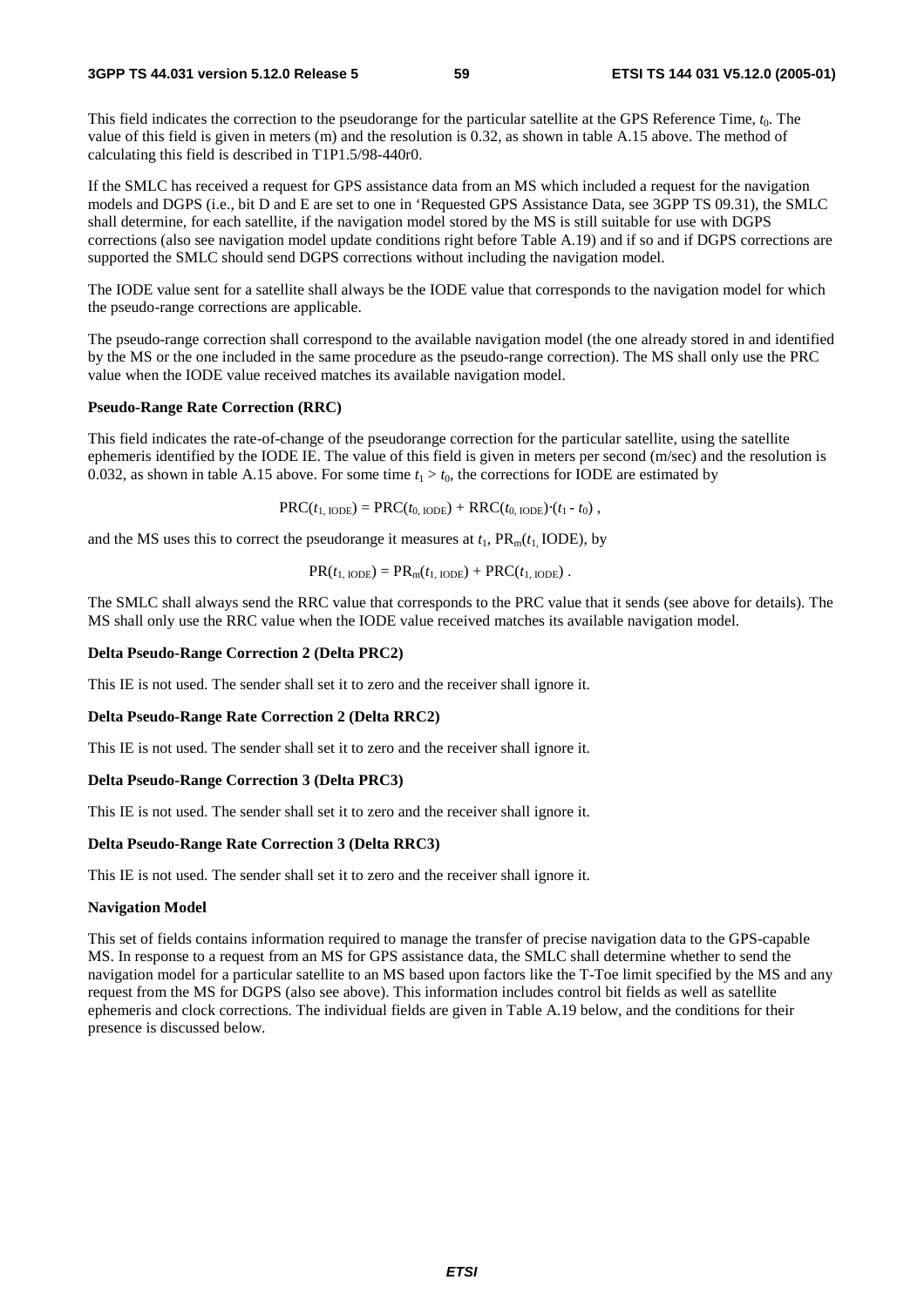This field indicates the correction to the pseudorange for the particular satellite at the GPS Reference Time, $t_0$. The value of this field is given in meters (m) and the resolution is 0.32, as shown in table A.15 above. The method of calculating this field is described in T1P1.5/98-440r0.

If the SMLC has received a request for GPS assistance data from an MS which included a request for the navigation models and DGPS (i.e., bit D and E are set to one in 'Requested GPS Assistance Data, see 3GPP TS 09.31), the SMLC shall determine, for each satellite, if the navigation model stored by the MS is still suitable for use with DGPS corrections (also see navigation model update conditions right before Table A.19) and if so and if DGPS corrections are supported the SMLC should send DGPS corrections without including the navigation model.

The IODE value sent for a satellite shall always be the IODE value that corresponds to the navigation model for which the pseudo-range corrections are applicable.

The pseudo-range correction shall correspond to the available navigation model (the one already stored in and identified by the MS or the one included in the same procedure as the pseudo-range correction). The MS shall only use the PRC value when the IODE value received matches its available navigation model.

**Pseudo-Range Rate Correction (RRC)**

This field indicates the rate-of-change of the pseudorange correction for the particular satellite, using the satellite ephemeris identified by the IODE IE. The value of this field is given in meters per second (m/sec) and the resolution is 0.032, as shown in table A.15 above. For some time $t_1 > t_0$, the corrections for IODE are estimated by

$$\mathrm{PRC}(t_{1,\,\mathrm{IODE}}) = \mathrm{PRC}(t_{0,\,\mathrm{IODE}}) + \mathrm{RRC}(t_{0,\,\mathrm{IODE}})\cdot(t_1 - t_0)\ ,$$

and the MS uses this to correct the pseudorange it measures at $t_1$, $\mathrm{PR_m}(t_{1,}\ \mathrm{IODE})$, by

$$\mathrm{PR}(t_{1,\,\mathrm{IODE}}) = \mathrm{PR_m}(t_{1,\,\mathrm{IODE}}) + \mathrm{PRC}(t_{1,\,\mathrm{IODE}})\ .$$

The SMLC shall always send the RRC value that corresponds to the PRC value that it sends (see above for details). The MS shall only use the RRC value when the IODE value received matches its available navigation model.

**Delta Pseudo-Range Correction 2 (Delta PRC2)**

This IE is not used. The sender shall set it to zero and the receiver shall ignore it.

**Delta Pseudo-Range Rate Correction 2 (Delta RRC2)**

This IE is not used. The sender shall set it to zero and the receiver shall ignore it.

**Delta Pseudo-Range Correction 3 (Delta PRC3)**

This IE is not used. The sender shall set it to zero and the receiver shall ignore it.

**Delta Pseudo-Range Rate Correction 3 (Delta RRC3)**

This IE is not used. The sender shall set it to zero and the receiver shall ignore it.

**Navigation Model**

This set of fields contains information required to manage the transfer of precise navigation data to the GPS-capable MS. In response to a request from an MS for GPS assistance data, the SMLC shall determine whether to send the navigation model for a particular satellite to an MS based upon factors like the T-Toe limit specified by the MS and any request from the MS for DGPS (also see above). This information includes control bit fields as well as satellite ephemeris and clock corrections. The individual fields are given in Table A.19 below, and the conditions for their presence is discussed below.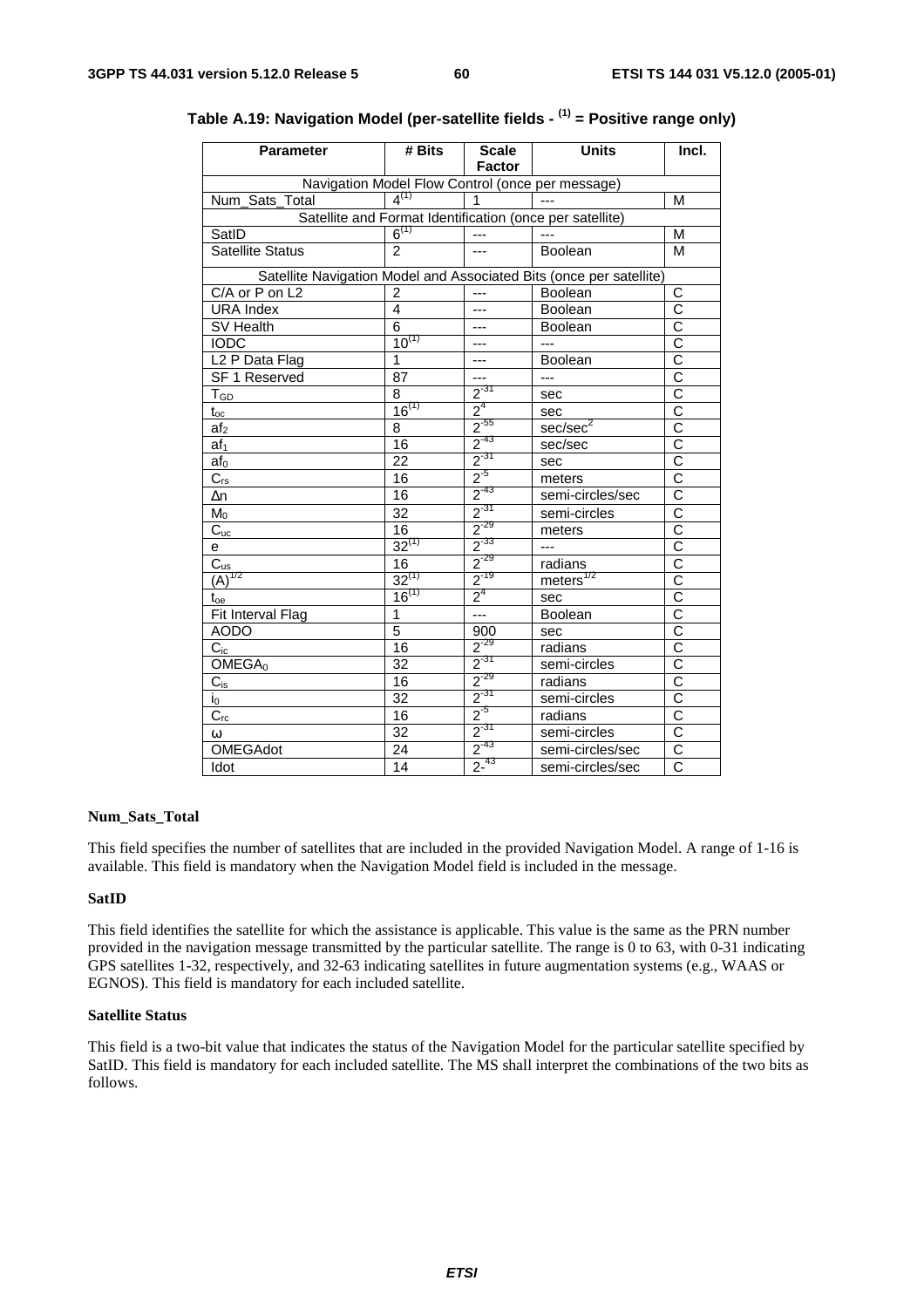**Table A.19: Navigation Model (per-satellite fields - (1) = Positive range only)**

| Parameter | # Bits | Scale Factor | Units | Incl. |
|---|---|---|---|---|
| Navigation Model Flow Control (once per message) | | | | |
| Num_Sats_Total | 4(1) | 1 | --- | M |
| Satellite and Format Identification (once per satellite) | | | | |
| SatID | 6(1) | --- | --- | M |
| Satellite Status | 2 | --- | Boolean | M |
| Satellite Navigation Model and Associated Bits (once per satellite) | | | | |
| C/A or P on L2 | 2 | --- | Boolean | C |
| URA Index | 4 | --- | Boolean | C |
| SV Health | 6 | --- | Boolean | C |
| IODC | 10(1) | --- | --- | C |
| L2 P Data Flag | 1 | --- | Boolean | C |
| SF 1 Reserved | 87 | --- | --- | C |
| $T_{GD}$ | 8 | $2^{-31}$ | sec | C |
| $t_{oc}$ | 16(1) | $2^{4}$ | sec | C |
| $af_2$ | 8 | $2^{-55}$ | sec/sec$^2$ | C |
| $af_1$ | 16 | $2^{-43}$ | sec/sec | C |
| $af_0$ | 22 | $2^{-31}$ | sec | C |
| $C_{rs}$ | 16 | $2^{-5}$ | meters | C |
| $\Delta n$ | 16 | $2^{-43}$ | semi-circles/sec | C |
| $M_0$ | 32 | $2^{-31}$ | semi-circles | C |
| $C_{uc}$ | 16 | $2^{-29}$ | meters | C |
| e | 32(1) | $2^{-33}$ | --- | C |
| $C_{us}$ | 16 | $2^{-29}$ | radians | C |
| $(A)^{1/2}$ | 32(1) | $2^{-19}$ | meters$^{1/2}$ | C |
| $t_{oe}$ | 16(1) | $2^{4}$ | sec | C |
| Fit Interval Flag | 1 | --- | Boolean | C |
| AODO | 5 | 900 | sec | C |
| $C_{ic}$ | 16 | $2^{-29}$ | radians | C |
| $OMEGA_0$ | 32 | $2^{-31}$ | semi-circles | C |
| $C_{is}$ | 16 | $2^{-29}$ | radians | C |
| $i_0$ | 32 | $2^{-31}$ | semi-circles | C |
| $C_{rc}$ | 16 | $2^{-5}$ | radians | C |
| $\omega$ | 32 | $2^{-31}$ | semi-circles | C |
| OMEGAdot | 24 | $2^{-43}$ | semi-circles/sec | C |
| Idot | 14 | $2^{-43}$ | semi-circles/sec | C |

**Num_Sats_Total**

This field specifies the number of satellites that are included in the provided Navigation Model. A range of 1-16 is available. This field is mandatory when the Navigation Model field is included in the message.

**SatID**

This field identifies the satellite for which the assistance is applicable. This value is the same as the PRN number provided in the navigation message transmitted by the particular satellite. The range is 0 to 63, with 0-31 indicating GPS satellites 1-32, respectively, and 32-63 indicating satellites in future augmentation systems (e.g., WAAS or EGNOS). This field is mandatory for each included satellite.

**Satellite Status**

This field is a two-bit value that indicates the status of the Navigation Model for the particular satellite specified by SatID. This field is mandatory for each included satellite. The MS shall interpret the combinations of the two bits as follows.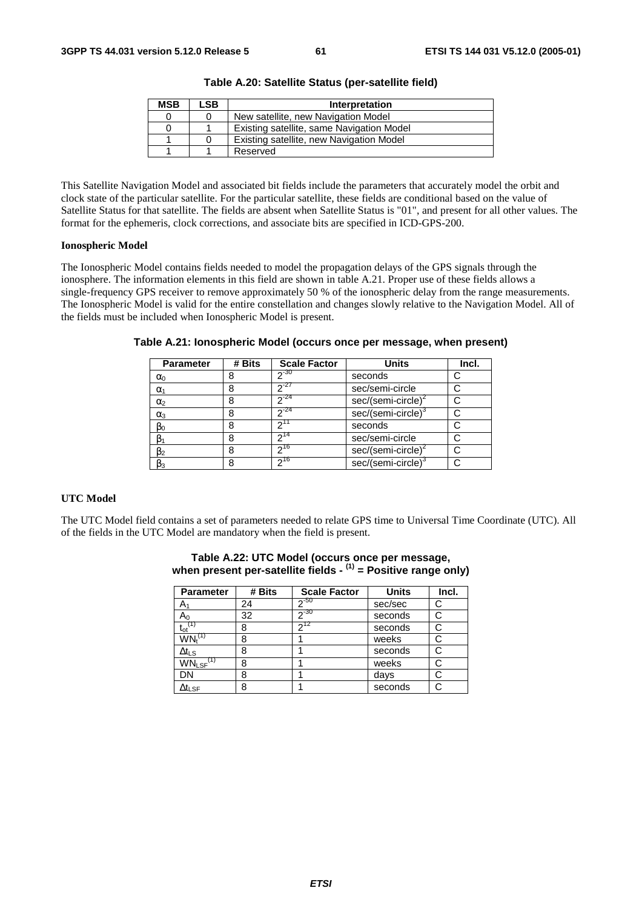**Table A.20: Satellite Status (per-satellite field)**

| MSB | LSB | Interpretation |
|---|---|---|
| 0 | 0 | New satellite, new Navigation Model |
| 0 | 1 | Existing satellite, same Navigation Model |
| 1 | 0 | Existing satellite, new Navigation Model |
| 1 | 1 | Reserved |

This Satellite Navigation Model and associated bit fields include the parameters that accurately model the orbit and clock state of the particular satellite. For the particular satellite, these fields are conditional based on the value of Satellite Status for that satellite. The fields are absent when Satellite Status is "01", and present for all other values. The format for the ephemeris, clock corrections, and associate bits are specified in ICD-GPS-200.

**Ionospheric Model**

The Ionospheric Model contains fields needed to model the propagation delays of the GPS signals through the ionosphere. The information elements in this field are shown in table A.21. Proper use of these fields allows a single-frequency GPS receiver to remove approximately 50 % of the ionospheric delay from the range measurements. The Ionospheric Model is valid for the entire constellation and changes slowly relative to the Navigation Model. All of the fields must be included when Ionospheric Model is present.

**Table A.21: Ionospheric Model (occurs once per message, when present)**

| Parameter | # Bits | Scale Factor | Units | Incl. |
|---|---|---|---|---|
| $\alpha_0$ | 8 | $2^{-30}$ | seconds | C |
| $\alpha_1$ | 8 | $2^{-27}$ | sec/semi-circle | C |
| $\alpha_2$ | 8 | $2^{-24}$ | sec/(semi-circle)$^2$ | C |
| $\alpha_3$ | 8 | $2^{-24}$ | sec/(semi-circle)$^3$ | C |
| $\beta_0$ | 8 | $2^{11}$ | seconds | C |
| $\beta_1$ | 8 | $2^{14}$ | sec/semi-circle | C |
| $\beta_2$ | 8 | $2^{16}$ | sec/(semi-circle)$^2$ | C |
| $\beta_3$ | 8 | $2^{16}$ | sec/(semi-circle)$^3$ | C |

**UTC Model**

The UTC Model field contains a set of parameters needed to relate GPS time to Universal Time Coordinate (UTC). All of the fields in the UTC Model are mandatory when the field is present.

**Table A.22: UTC Model (occurs once per message, when present per-satellite fields - (1) = Positive range only)**

| Parameter | # Bits | Scale Factor | Units | Incl. |
|---|---|---|---|---|
| $A_1$ | 24 | $2^{-50}$ | sec/sec | C |
| $A_0$ | 32 | $2^{-30}$ | seconds | C |
| $t_{ot}$ (1) | 8 | $2^{12}$ | seconds | C |
| $WN_t$ (1) | 8 | 1 | weeks | C |
| $\Delta t_{LS}$ | 8 | 1 | seconds | C |
| $WN_{LSF}$ (1) | 8 | 1 | weeks | C |
| DN | 8 | 1 | days | C |
| $\Delta t_{LSF}$ | 8 | 1 | seconds | C |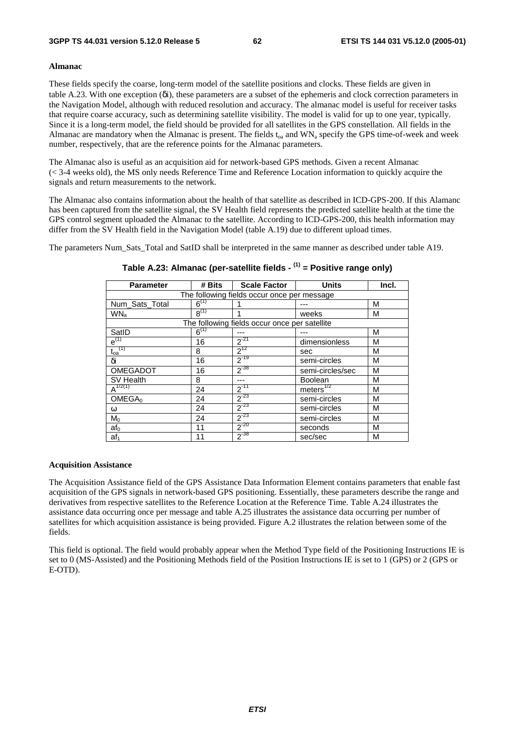**Almanac**

These fields specify the coarse, long-term model of the satellite positions and clocks. These fields are given in table A.23. With one exception (δi), these parameters are a subset of the ephemeris and clock correction parameters in the Navigation Model, although with reduced resolution and accuracy. The almanac model is useful for receiver tasks that require coarse accuracy, such as determining satellite visibility. The model is valid for up to one year, typically. Since it is a long-term model, the field should be provided for all satellites in the GPS constellation. All fields in the Almanac are mandatory when the Almanac is present. The fields $t_{oa}$ and $WN_a$ specify the GPS time-of-week and week number, respectively, that are the reference points for the Almanac parameters.

The Almanac also is useful as an acquisition aid for network-based GPS methods. Given a recent Almanac (< 3-4 weeks old), the MS only needs Reference Time and Reference Location information to quickly acquire the signals and return measurements to the network.

The Almanac also contains information about the health of that satellite as described in ICD-GPS-200. If this Alamanc has been captured from the satellite signal, the SV Health field represents the predicted satellite health at the time the GPS control segment uploaded the Almanac to the satellite. According to ICD-GPS-200, this health information may differ from the SV Health field in the Navigation Model (table A.19) due to different upload times.

The parameters Num_Sats_Total and SatID shall be interpreted in the same manner as described under table A19.

**Table A.23: Almanac (per-satellite fields - (1) = Positive range only)**

| Parameter | # Bits | Scale Factor | Units | Incl. |
|---|---|---|---|---|
| The following fields occur once per message | | | | |
| Num_Sats_Total | 6 (1) | 1 | --- | M |
| $WN_a$ | 8 (1) | 1 | weeks | M |
| The following fields occur once per satellite | | | | |
| SatID | 6 (1) | --- | --- | M |
| e (1) | 16 | $2^{-21}$ | dimensionless | M |
| $t_{oa}$ (1) | 8 | $2^{12}$ | sec | M |
| δi | 16 | $2^{-19}$ | semi-circles | M |
| OMEGADOT | 16 | $2^{-38}$ | semi-circles/sec | M |
| SV Health | 8 | --- | Boolean | M |
| $A^{1/2}$ (1) | 24 | $2^{-11}$ | $meters^{1/2}$ | M |
| $OMEGA_0$ | 24 | $2^{-23}$ | semi-circles | M |
| ω | 24 | $2^{-23}$ | semi-circles | M |
| $M_0$ | 24 | $2^{-23}$ | semi-circles | M |
| $af_0$ | 11 | $2^{-20}$ | seconds | M |
| $af_1$ | 11 | $2^{-38}$ | sec/sec | M |

**Acquisition Assistance**

The Acquisition Assistance field of the GPS Assistance Data Information Element contains parameters that enable fast acquisition of the GPS signals in network-based GPS positioning. Essentially, these parameters describe the range and derivatives from respective satellites to the Reference Location at the Reference Time. Table A.24 illustrates the assistance data occurring once per message and table A.25 illustrates the assistance data occurring per number of satellites for which acquisition assistance is being provided. Figure A.2 illustrates the relation between some of the fields.

This field is optional. The field would probably appear when the Method Type field of the Positioning Instructions IE is set to 0 (MS-Assisted) and the Positioning Methods field of the Position Instructions IE is set to 1 (GPS) or 2 (GPS or E-OTD).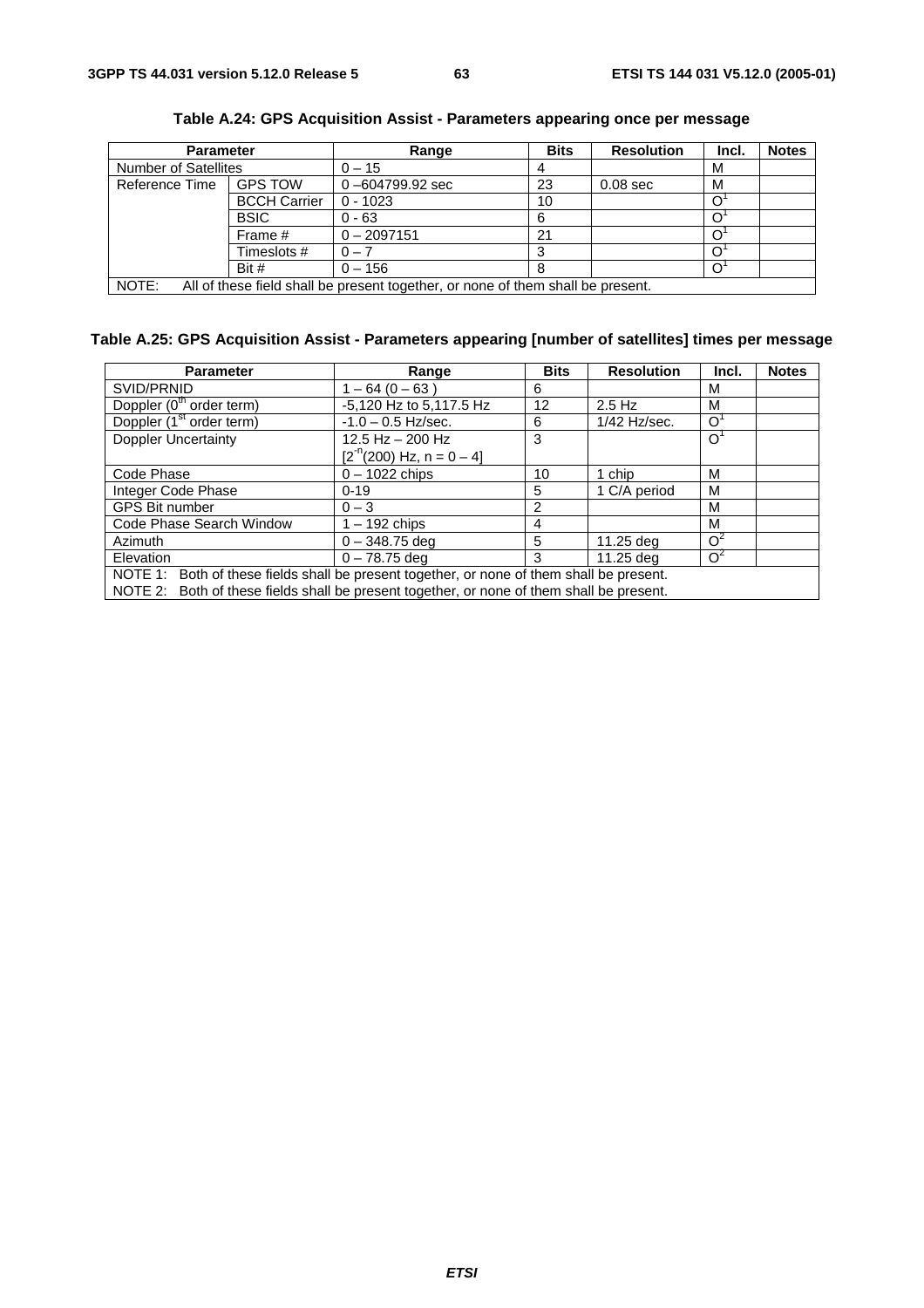**Table A.24: GPS Acquisition Assist - Parameters appearing once per message**

| Parameter | | Range | Bits | Resolution | Incl. | Notes |
|---|---|---|---|---|---|---|
| Number of Satellites | | 0 – 15 | 4 | | M | |
| Reference Time | GPS TOW | 0 –604799.92 sec | 23 | 0.08 sec | M | |
| | BCCH Carrier | 0 - 1023 | 10 | | O[1] | |
| | BSIC | 0 - 63 | 6 | | O[1] | |
| | Frame # | 0 – 2097151 | 21 | | O[1] | |
| | Timeslots # | 0 – 7 | 3 | | O[1] | |
| | Bit # | 0 – 156 | 8 | | O[1] | |
| NOTE: All of these field shall be present together, or none of them shall be present. | | | | | | |

**Table A.25: GPS Acquisition Assist - Parameters appearing [number of satellites] times per message**

| Parameter | Range | Bits | Resolution | Incl. | Notes |
|---|---|---|---|---|---|
| SVID/PRNID | 1 – 64 (0 – 63 ) | 6 | | M | |
| Doppler ($0^{th}$ order term) | -5,120 Hz to 5,117.5 Hz | 12 | 2.5 Hz | M | |
| Doppler ($1^{st}$ order term) | -1.0 – 0.5 Hz/sec. | 6 | 1/42 Hz/sec. | O[1] | |
| Doppler Uncertainty | 12.5 Hz – 200 Hz [$2^{-n}$(200) Hz, n = 0 – 4] | 3 | | O[1] | |
| Code Phase | 0 – 1022 chips | 10 | 1 chip | M | |
| Integer Code Phase | 0-19 | 5 | 1 C/A period | M | |
| GPS Bit number | 0 – 3 | 2 | | M | |
| Code Phase Search Window | 1 – 192 chips | 4 | | M | |
| Azimuth | 0 – 348.75 deg | 5 | 11.25 deg | O[2] | |
| Elevation | 0 – 78.75 deg | 3 | 11.25 deg | O[2] | |
| NOTE 1: Both of these fields shall be present together, or none of them shall be present. NOTE 2: Both of these fields shall be present together, or none of them shall be present. | | | | | |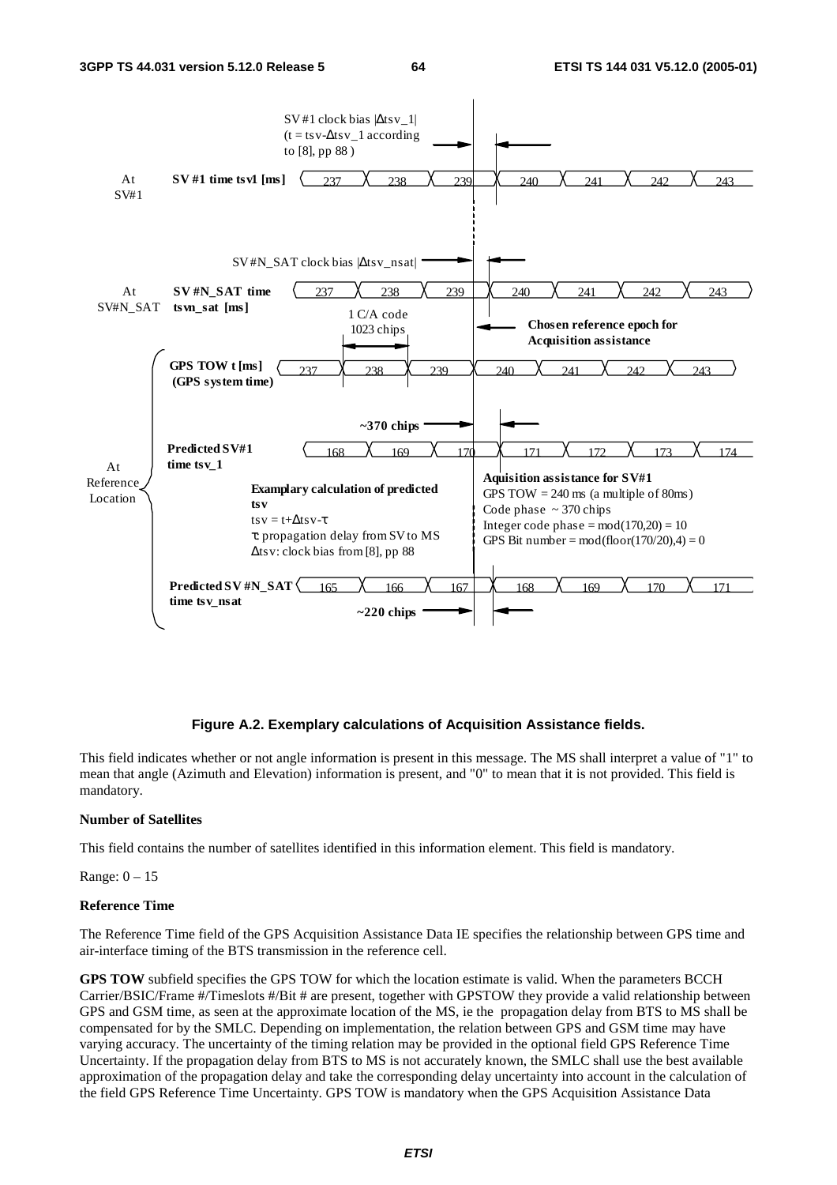**Figure A.2. Exemplary calculations of Acquisition Assistance fields.**

This field indicates whether or not angle information is present in this message. The MS shall interpret a value of "1" to mean that angle (Azimuth and Elevation) information is present, and "0" to mean that it is not provided. This field is mandatory.

**Number of Satellites**

This field contains the number of satellites identified in this information element. This field is mandatory.

Range: 0 – 15

**Reference Time**

The Reference Time field of the GPS Acquisition Assistance Data IE specifies the relationship between GPS time and air-interface timing of the BTS transmission in the reference cell.

**GPS TOW** subfield specifies the GPS TOW for which the location estimate is valid. When the parameters BCCH Carrier/BSIC/Frame #/Timeslots #/Bit # are present, together with GPSTOW they provide a valid relationship between GPS and GSM time, as seen at the approximate location of the MS, ie the propagation delay from BTS to MS shall be compensated for by the SMLC. Depending on implementation, the relation between GPS and GSM time may have varying accuracy. The uncertainty of the timing relation may be provided in the optional field GPS Reference Time Uncertainty. If the propagation delay from BTS to MS is not accurately known, the SMLC shall use the best available approximation of the propagation delay and take the corresponding delay uncertainty into account in the calculation of the field GPS Reference Time Uncertainty. GPS TOW is mandatory when the GPS Acquisition Assistance Data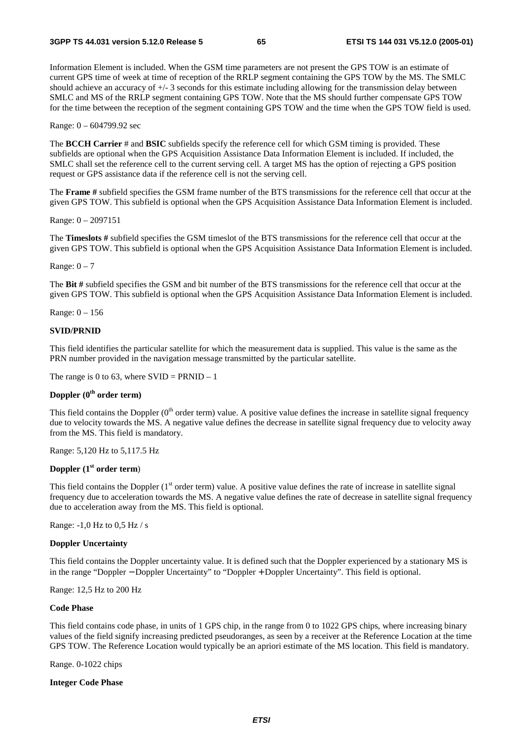Information Element is included. When the GSM time parameters are not present the GPS TOW is an estimate of current GPS time of week at time of reception of the RRLP segment containing the GPS TOW by the MS. The SMLC should achieve an accuracy of +/- 3 seconds for this estimate including allowing for the transmission delay between SMLC and MS of the RRLP segment containing GPS TOW. Note that the MS should further compensate GPS TOW for the time between the reception of the segment containing GPS TOW and the time when the GPS TOW field is used.

Range: 0 – 604799.92 sec

The **BCCH Carrier** # and **BSIC** subfields specify the reference cell for which GSM timing is provided. These subfields are optional when the GPS Acquisition Assistance Data Information Element is included. If included, the SMLC shall set the reference cell to the current serving cell. A target MS has the option of rejecting a GPS position request or GPS assistance data if the reference cell is not the serving cell.

The **Frame #** subfield specifies the GSM frame number of the BTS transmissions for the reference cell that occur at the given GPS TOW. This subfield is optional when the GPS Acquisition Assistance Data Information Element is included.

Range: 0 – 2097151

The **Timeslots #** subfield specifies the GSM timeslot of the BTS transmissions for the reference cell that occur at the given GPS TOW. This subfield is optional when the GPS Acquisition Assistance Data Information Element is included.

Range: 0 – 7

The **Bit #** subfield specifies the GSM and bit number of the BTS transmissions for the reference cell that occur at the given GPS TOW. This subfield is optional when the GPS Acquisition Assistance Data Information Element is included.

Range: 0 – 156

**SVID/PRNID**

This field identifies the particular satellite for which the measurement data is supplied. This value is the same as the PRN number provided in the navigation message transmitted by the particular satellite.

The range is 0 to 63, where SVID = PRNID – 1

**Doppler (0th order term)**

This field contains the Doppler (0th order term) value. A positive value defines the increase in satellite signal frequency due to velocity towards the MS. A negative value defines the decrease in satellite signal frequency due to velocity away from the MS. This field is mandatory.

Range: 5,120 Hz to 5,117.5 Hz

**Doppler (1st order term)**

This field contains the Doppler (1st order term) value. A positive value defines the rate of increase in satellite signal frequency due to acceleration towards the MS. A negative value defines the rate of decrease in satellite signal frequency due to acceleration away from the MS. This field is optional.

Range: -1,0 Hz to 0,5 Hz / s

**Doppler Uncertainty**

This field contains the Doppler uncertainty value. It is defined such that the Doppler experienced by a stationary MS is in the range "Doppler − Doppler Uncertainty" to "Doppler + Doppler Uncertainty". This field is optional.

Range: 12,5 Hz to 200 Hz

**Code Phase**

This field contains code phase, in units of 1 GPS chip, in the range from 0 to 1022 GPS chips, where increasing binary values of the field signify increasing predicted pseudoranges, as seen by a receiver at the Reference Location at the time GPS TOW. The Reference Location would typically be an apriori estimate of the MS location. This field is mandatory.

Range. 0-1022 chips

**Integer Code Phase**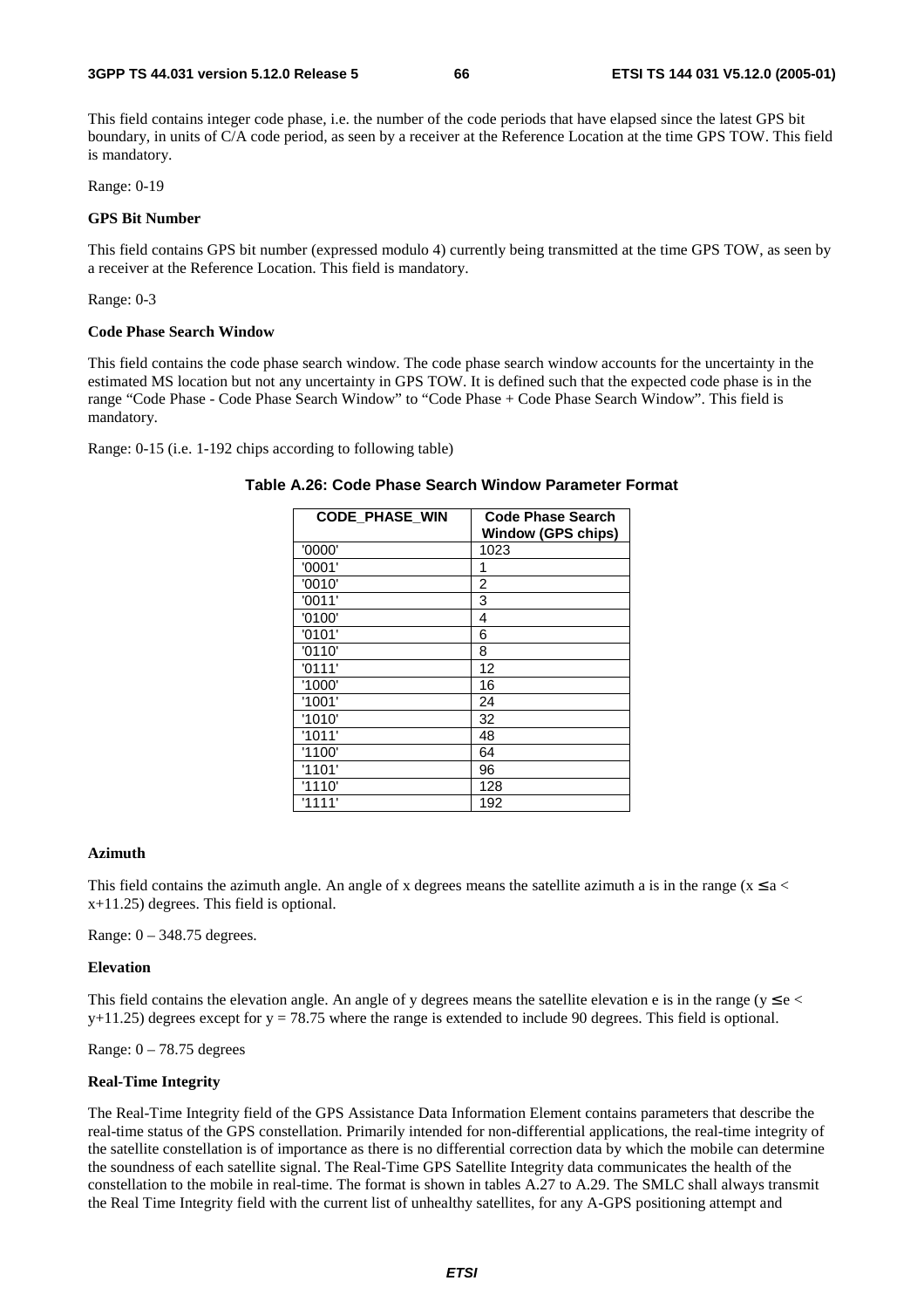This field contains integer code phase, i.e. the number of the code periods that have elapsed since the latest GPS bit boundary, in units of C/A code period, as seen by a receiver at the Reference Location at the time GPS TOW. This field is mandatory.

Range: 0-19

**GPS Bit Number**

This field contains GPS bit number (expressed modulo 4) currently being transmitted at the time GPS TOW, as seen by a receiver at the Reference Location. This field is mandatory.

Range: 0-3

**Code Phase Search Window**

This field contains the code phase search window. The code phase search window accounts for the uncertainty in the estimated MS location but not any uncertainty in GPS TOW. It is defined such that the expected code phase is in the range "Code Phase - Code Phase Search Window" to "Code Phase + Code Phase Search Window". This field is mandatory.

Range: 0-15 (i.e. 1-192 chips according to following table)

**Table A.26: Code Phase Search Window Parameter Format**

| CODE_PHASE_WIN | Code Phase Search Window (GPS chips) |
|---|---|
| '0000' | 1023 |
| '0001' | 1 |
| '0010' | 2 |
| '0011' | 3 |
| '0100' | 4 |
| '0101' | 6 |
| '0110' | 8 |
| '0111' | 12 |
| '1000' | 16 |
| '1001' | 24 |
| '1010' | 32 |
| '1011' | 48 |
| '1100' | 64 |
| '1101' | 96 |
| '1110' | 128 |
| '1111' | 192 |

**Azimuth**

This field contains the azimuth angle. An angle of x degrees means the satellite azimuth a is in the range ($x \le a < x+11.25$) degrees. This field is optional.

Range: 0 – 348.75 degrees.

**Elevation**

This field contains the elevation angle. An angle of y degrees means the satellite elevation e is in the range ($y \le e < y+11.25$) degrees except for $y = 78.75$ where the range is extended to include 90 degrees. This field is optional.

Range: 0 – 78.75 degrees

**Real-Time Integrity**

The Real-Time Integrity field of the GPS Assistance Data Information Element contains parameters that describe the real-time status of the GPS constellation. Primarily intended for non-differential applications, the real-time integrity of the satellite constellation is of importance as there is no differential correction data by which the mobile can determine the soundness of each satellite signal. The Real-Time GPS Satellite Integrity data communicates the health of the constellation to the mobile in real-time. The format is shown in tables A.27 to A.29. The SMLC shall always transmit the Real Time Integrity field with the current list of unhealthy satellites, for any A-GPS positioning attempt and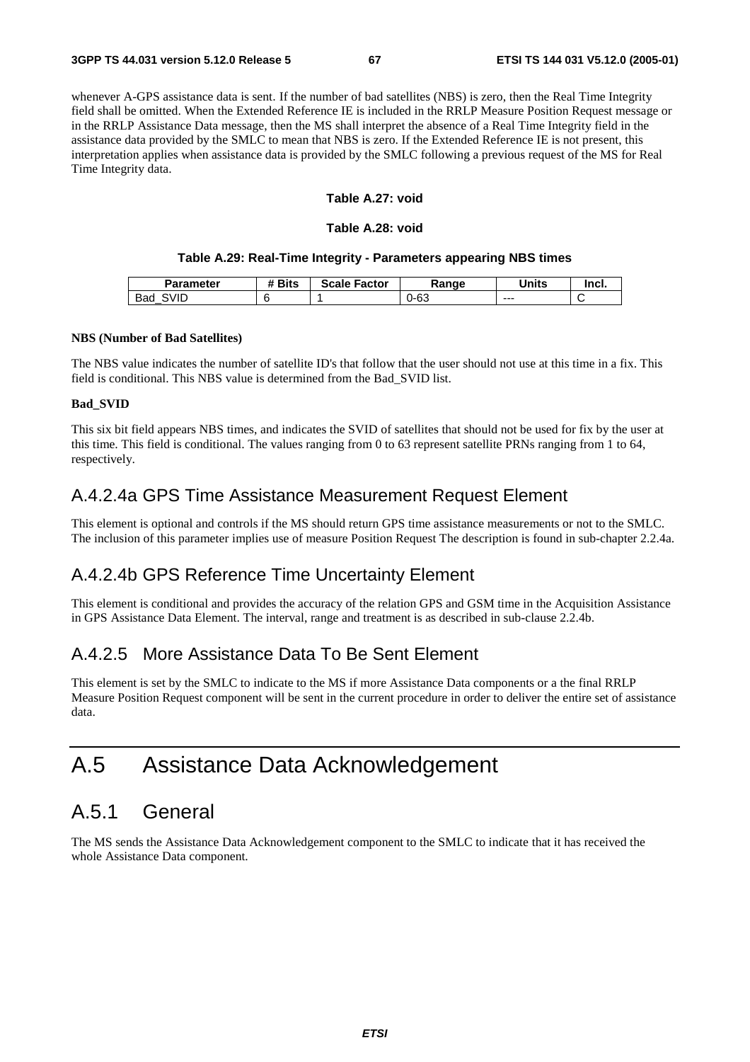whenever A-GPS assistance data is sent. If the number of bad satellites (NBS) is zero, then the Real Time Integrity field shall be omitted. When the Extended Reference IE is included in the RRLP Measure Position Request message or in the RRLP Assistance Data message, then the MS shall interpret the absence of a Real Time Integrity field in the assistance data provided by the SMLC to mean that NBS is zero. If the Extended Reference IE is not present, this interpretation applies when assistance data is provided by the SMLC following a previous request of the MS for Real Time Integrity data.

**Table A.27: void**

**Table A.28: void**

**Table A.29: Real-Time Integrity - Parameters appearing NBS times**

| Parameter | # Bits | Scale Factor | Range | Units | Incl. |
|---|---|---|---|---|---|
| Bad_SVID | 6 | 1 | 0-63 | --- | C |

**NBS (Number of Bad Satellites)**

The NBS value indicates the number of satellite ID's that follow that the user should not use at this time in a fix. This field is conditional. This NBS value is determined from the Bad_SVID list.

**Bad_SVID**

This six bit field appears NBS times, and indicates the SVID of satellites that should not be used for fix by the user at this time. This field is conditional. The values ranging from 0 to 63 represent satellite PRNs ranging from 1 to 64, respectively.

## A.4.2.4a GPS Time Assistance Measurement Request Element

This element is optional and controls if the MS should return GPS time assistance measurements or not to the SMLC. The inclusion of this parameter implies use of measure Position Request The description is found in sub-chapter 2.2.4a.

## A.4.2.4b GPS Reference Time Uncertainty Element

This element is conditional and provides the accuracy of the relation GPS and GSM time in the Acquisition Assistance in GPS Assistance Data Element. The interval, range and treatment is as described in sub-clause 2.2.4b.

## A.4.2.5 More Assistance Data To Be Sent Element

This element is set by the SMLC to indicate to the MS if more Assistance Data components or a the final RRLP Measure Position Request component will be sent in the current procedure in order to deliver the entire set of assistance data.

# A.5 Assistance Data Acknowledgement

## A.5.1 General

The MS sends the Assistance Data Acknowledgement component to the SMLC to indicate that it has received the whole Assistance Data component.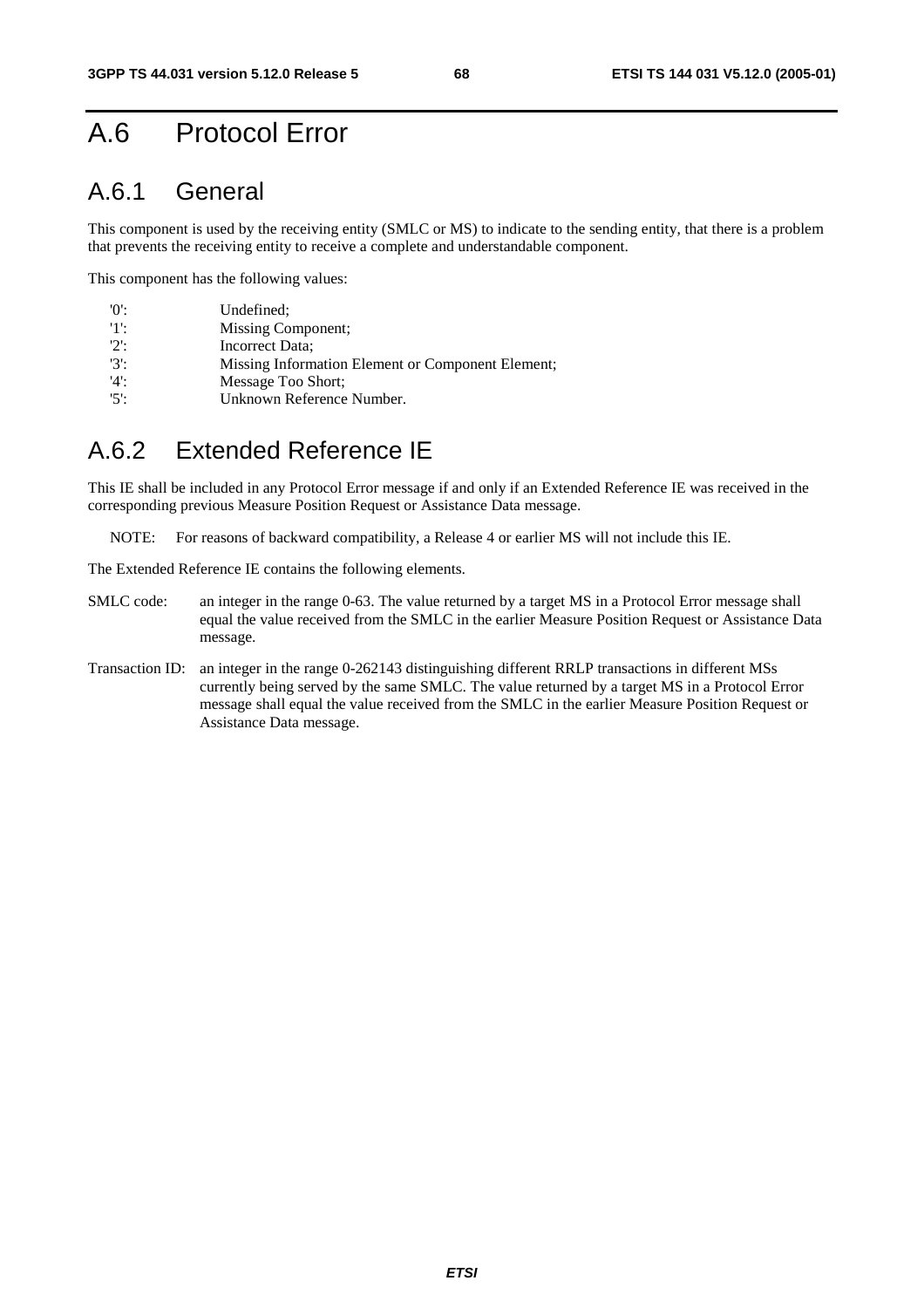# A.6 Protocol Error

## A.6.1 General

This component is used by the receiving entity (SMLC or MS) to indicate to the sending entity, that there is a problem that prevents the receiving entity to receive a complete and understandable component.

This component has the following values:

'0': Undefined;
'1': Missing Component;
'2': Incorrect Data;
'3': Missing Information Element or Component Element;
'4': Message Too Short;
'5': Unknown Reference Number.

## A.6.2 Extended Reference IE

This IE shall be included in any Protocol Error message if and only if an Extended Reference IE was received in the corresponding previous Measure Position Request or Assistance Data message.

NOTE: For reasons of backward compatibility, a Release 4 or earlier MS will not include this IE.

The Extended Reference IE contains the following elements.

SMLC code: an integer in the range 0-63. The value returned by a target MS in a Protocol Error message shall equal the value received from the SMLC in the earlier Measure Position Request or Assistance Data message.

Transaction ID: an integer in the range 0-262143 distinguishing different RRLP transactions in different MSs currently being served by the same SMLC. The value returned by a target MS in a Protocol Error message shall equal the value received from the SMLC in the earlier Measure Position Request or Assistance Data message.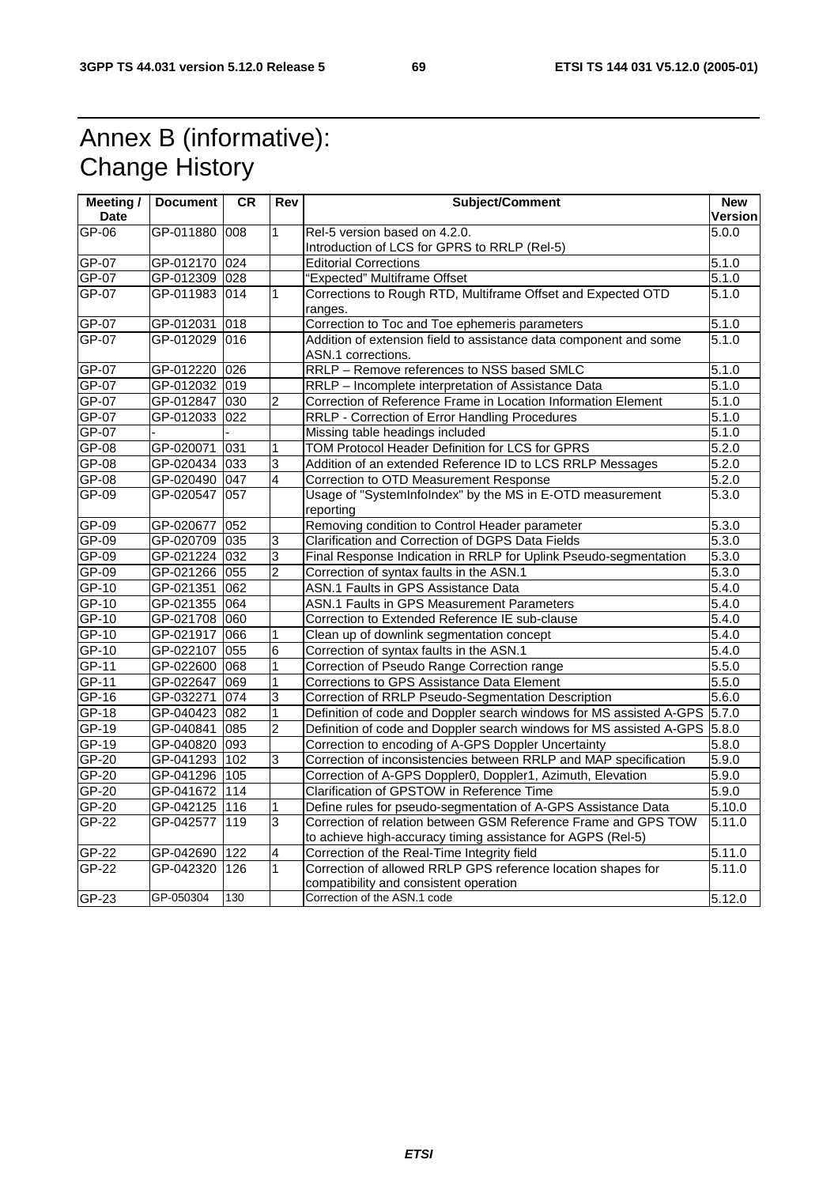# Annex B (informative): Change History

| Meeting / Date | Document | CR | Rev | Subject/Comment | New Version |
|---|---|---|---|---|---|
| GP-06 | GP-011880 | 008 | 1 | Rel-5 version based on 4.2.0. Introduction of LCS for GPRS to RRLP (Rel-5) | 5.0.0 |
| GP-07 | GP-012170 | 024 | | Editorial Corrections | 5.1.0 |
| GP-07 | GP-012309 | 028 | | "Expected" Multiframe Offset | 5.1.0 |
| GP-07 | GP-011983 | 014 | 1 | Corrections to Rough RTD, Multiframe Offset and Expected OTD ranges. | 5.1.0 |
| GP-07 | GP-012031 | 018 | | Correction to Toc and Toe ephemeris parameters | 5.1.0 |
| GP-07 | GP-012029 | 016 | | Addition of extension field to assistance data component and some ASN.1 corrections. | 5.1.0 |
| GP-07 | GP-012220 | 026 | | RRLP – Remove references to NSS based SMLC | 5.1.0 |
| GP-07 | GP-012032 | 019 | | RRLP – Incomplete interpretation of Assistance Data | 5.1.0 |
| GP-07 | GP-012847 | 030 | 2 | Correction of Reference Frame in Location Information Element | 5.1.0 |
| GP-07 | GP-012033 | 022 | | RRLP - Correction of Error Handling Procedures | 5.1.0 |
| GP-07 | - | - | | Missing table headings included | 5.1.0 |
| GP-08 | GP-020071 | 031 | 1 | TOM Protocol Header Definition for LCS for GPRS | 5.2.0 |
| GP-08 | GP-020434 | 033 | 3 | Addition of an extended Reference ID to LCS RRLP Messages | 5.2.0 |
| GP-08 | GP-020490 | 047 | 4 | Correction to OTD Measurement Response | 5.2.0 |
| GP-09 | GP-020547 | 057 | | Usage of "SystemInfoIndex" by the MS in E-OTD measurement reporting | 5.3.0 |
| GP-09 | GP-020677 | 052 | | Removing condition to Control Header parameter | 5.3.0 |
| GP-09 | GP-020709 | 035 | 3 | Clarification and Correction of DGPS Data Fields | 5.3.0 |
| GP-09 | GP-021224 | 032 | 3 | Final Response Indication in RRLP for Uplink Pseudo-segmentation | 5.3.0 |
| GP-09 | GP-021266 | 055 | 2 | Correction of syntax faults in the ASN.1 | 5.3.0 |
| GP-10 | GP-021351 | 062 | | ASN.1 Faults in GPS Assistance Data | 5.4.0 |
| GP-10 | GP-021355 | 064 | | ASN.1 Faults in GPS Measurement Parameters | 5.4.0 |
| GP-10 | GP-021708 | 060 | | Correction to Extended Reference IE sub-clause | 5.4.0 |
| GP-10 | GP-021917 | 066 | 1 | Clean up of downlink segmentation concept | 5.4.0 |
| GP-10 | GP-022107 | 055 | 6 | Correction of syntax faults in the ASN.1 | 5.4.0 |
| GP-11 | GP-022600 | 068 | 1 | Correction of Pseudo Range Correction range | 5.5.0 |
| GP-11 | GP-022647 | 069 | 1 | Corrections to GPS Assistance Data Element | 5.5.0 |
| GP-16 | GP-032271 | 074 | 3 | Correction of RRLP Pseudo-Segmentation Description | 5.6.0 |
| GP-18 | GP-040423 | 082 | 1 | Definition of code and Doppler search windows for MS assisted A-GPS | 5.7.0 |
| GP-19 | GP-040841 | 085 | 2 | Definition of code and Doppler search windows for MS assisted A-GPS | 5.8.0 |
| GP-19 | GP-040820 | 093 | | Correction to encoding of A-GPS Doppler Uncertainty | 5.8.0 |
| GP-20 | GP-041293 | 102 | 3 | Correction of inconsistencies between RRLP and MAP specification | 5.9.0 |
| GP-20 | GP-041296 | 105 | | Correction of A-GPS Doppler0, Doppler1, Azimuth, Elevation | 5.9.0 |
| GP-20 | GP-041672 | 114 | | Clarification of GPSTOW in Reference Time | 5.9.0 |
| GP-20 | GP-042125 | 116 | 1 | Define rules for pseudo-segmentation of A-GPS Assistance Data | 5.10.0 |
| GP-22 | GP-042577 | 119 | 3 | Correction of relation between GSM Reference Frame and GPS TOW to achieve high-accuracy timing assistance for AGPS (Rel-5) | 5.11.0 |
| GP-22 | GP-042690 | 122 | 4 | Correction of the Real-Time Integrity field | 5.11.0 |
| GP-22 | GP-042320 | 126 | 1 | Correction of allowed RRLP GPS reference location shapes for compatibility and consistent operation | 5.11.0 |
| GP-23 | GP-050304 | 130 | | Correction of the ASN.1 code | 5.12.0 |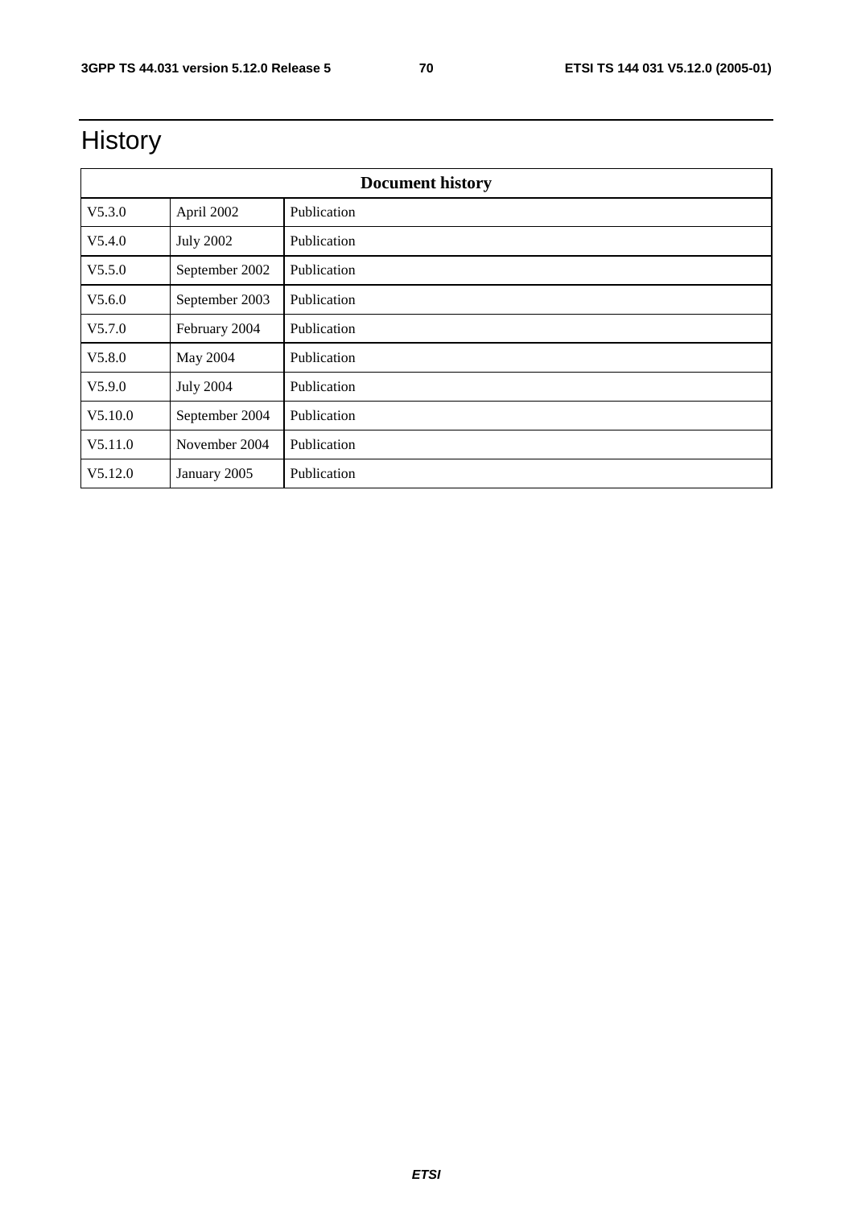# History

| Document history | | |
|---|---|---|
| V5.3.0 | April 2002 | Publication |
| V5.4.0 | July 2002 | Publication |
| V5.5.0 | September 2002 | Publication |
| V5.6.0 | September 2003 | Publication |
| V5.7.0 | February 2004 | Publication |
| V5.8.0 | May 2004 | Publication |
| V5.9.0 | July 2004 | Publication |
| V5.10.0 | September 2004 | Publication |
| V5.11.0 | November 2004 | Publication |
| V5.12.0 | January 2005 | Publication |